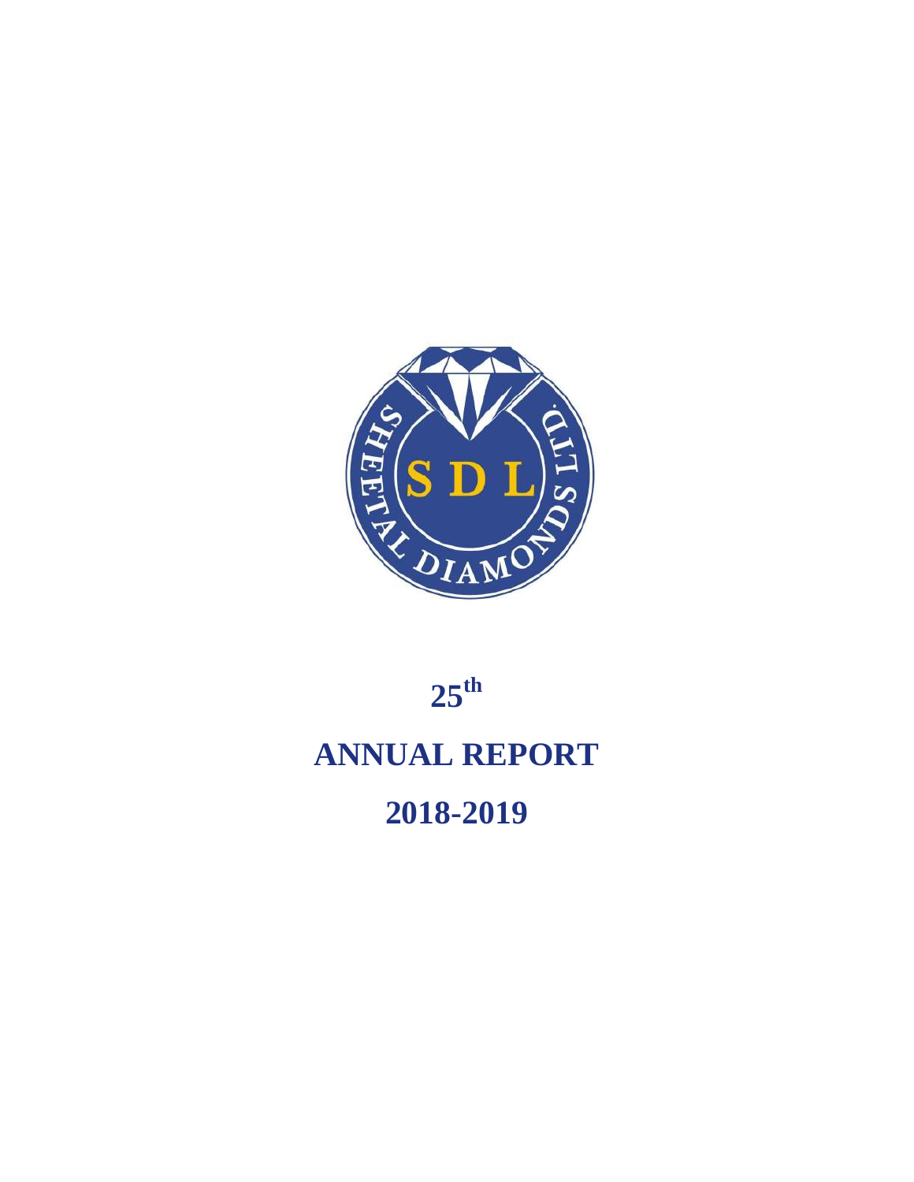# $25^{th}$

# ANNUAL REPORT

# 2018-2019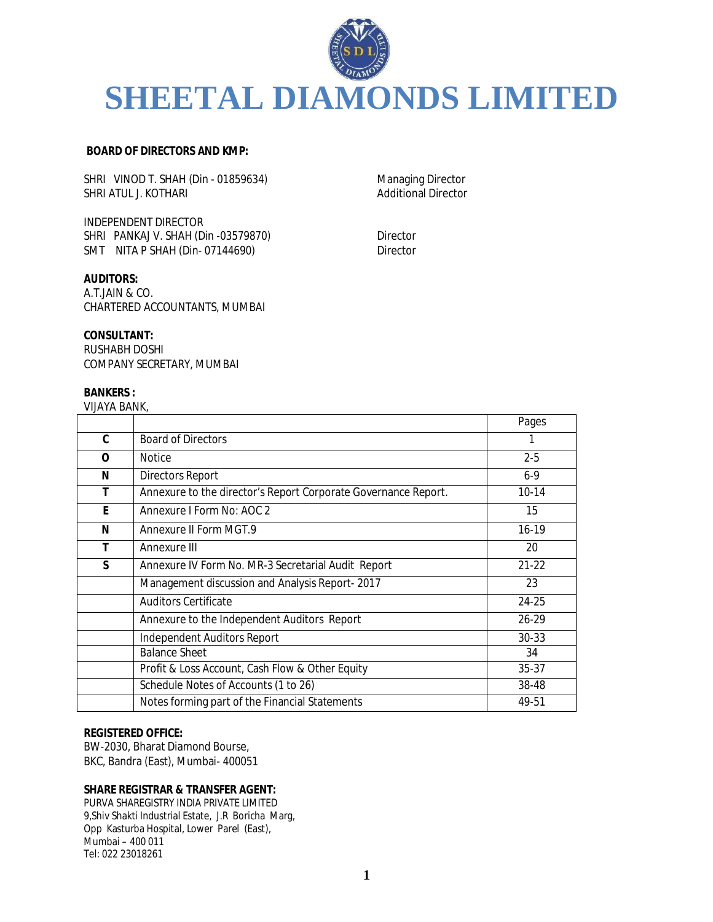# SHEETAL DIAMONDS LIMITED

**BOARD OF DIRECTORS AND KMP:**

SHRI VINOD T. SHAH (Din - 01859634) — Managing Director
SHRI ATUL J. KOTHARI — Additional Director

INDEPENDENT DIRECTOR
SHRI PANKAJ V. SHAH (Din -03579870) — Director
SMT NITA P SHAH (Din- 07144690) — Director

**AUDITORS:**
A.T.JAIN & CO.
CHARTERED ACCOUNTANTS, MUMBAI

**CONSULTANT:**
RUSHABH DOSHI
COMPANY SECRETARY, MUMBAI

**BANKERS :**
VIJAYA BANK,

| | | Pages |
|---|---|---|
| **C** | Board of Directors | 1 |
| **O** | Notice | 2-5 |
| **N** | Directors Report | 6-9 |
| **T** | Annexure to the director's Report Corporate Governance Report. | 10-14 |
| **E** | Annexure I Form No: AOC 2 | 15 |
| **N** | Annexure II Form MGT.9 | 16-19 |
| **T** | Annexure III | 20 |
| **S** | Annexure IV Form No. MR-3 Secretarial Audit Report | 21-22 |
| | Management discussion and Analysis Report- 2017 | 23 |
| | Auditors Certificate | 24-25 |
| | Annexure to the Independent Auditors Report | 26-29 |
| | Independent Auditors Report | 30-33 |
| | Balance Sheet | 34 |
| | Profit & Loss Account, Cash Flow & Other Equity | 35-37 |
| | Schedule Notes of Accounts (1 to 26) | 38-48 |
| | Notes forming part of the Financial Statements | 49-51 |

**REGISTERED OFFICE:**
BW-2030, Bharat Diamond Bourse,
BKC, Bandra (East), Mumbai- 400051

**SHARE REGISTRAR & TRANSFER AGENT:**
PURVA SHAREGISTRY INDIA PRIVATE LIMITED
9,Shiv Shakti Industrial Estate, J.R Boricha Marg,
Opp Kasturba Hospital, Lower Parel (East),
Mumbai – 400 011
Tel: 022 23018261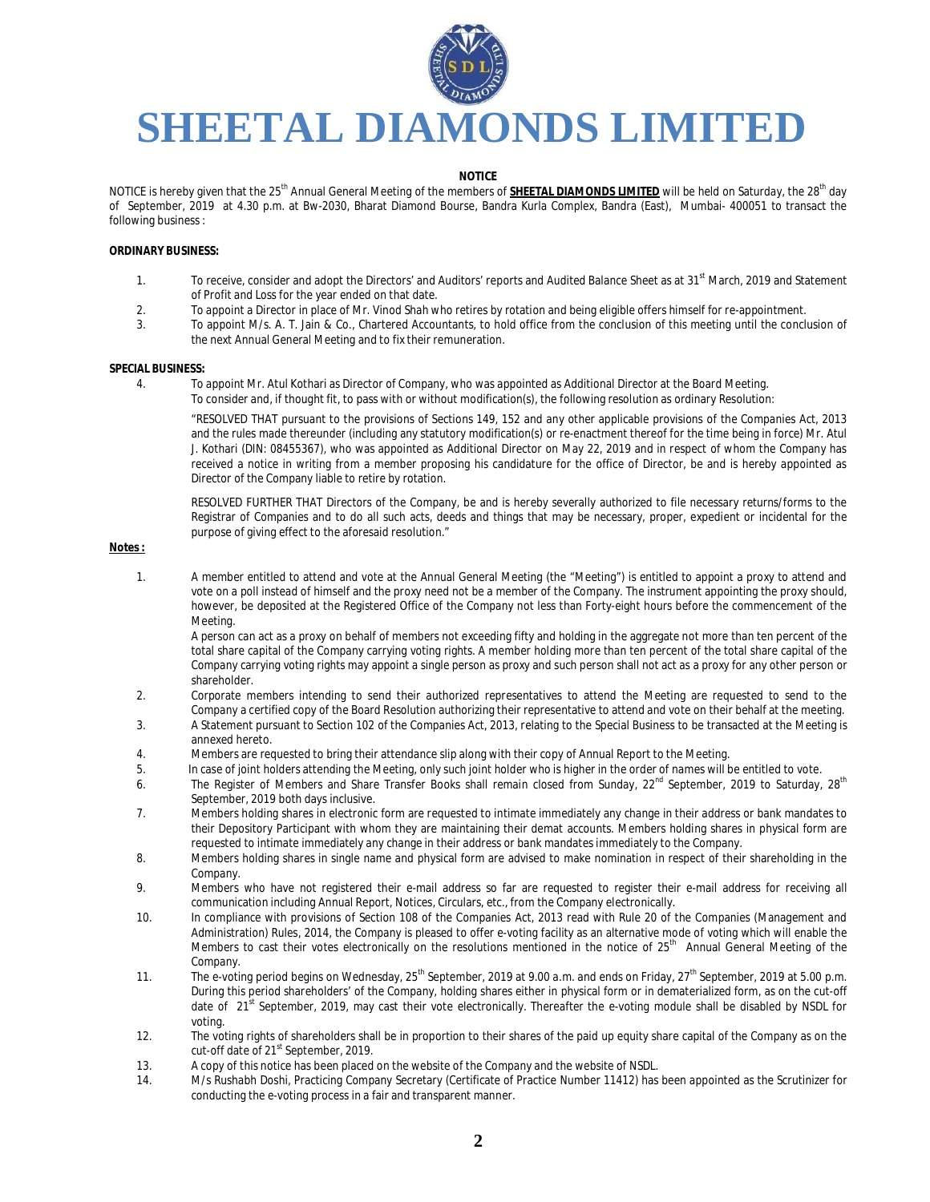# SHEETAL DIAMONDS LIMITED

## NOTICE

NOTICE is hereby given that the 25th Annual General Meeting of the members of **SHEETAL DIAMONDS LIMITED** will be held on Saturday, the 28th day of September, 2019 at 4.30 p.m. at Bw-2030, Bharat Diamond Bourse, Bandra Kurla Complex, Bandra (East), Mumbai- 400051 to transact the following business :

**ORDINARY BUSINESS:**

1. To receive, consider and adopt the Directors' and Auditors' reports and Audited Balance Sheet as at 31st March, 2019 and Statement of Profit and Loss for the year ended on that date.
2. To appoint a Director in place of Mr. Vinod Shah who retires by rotation and being eligible offers himself for re-appointment.
3. To appoint M/s. A. T. Jain & Co., Chartered Accountants, to hold office from the conclusion of this meeting until the conclusion of the next Annual General Meeting and to fix their remuneration.

**SPECIAL BUSINESS:**

4. To appoint Mr. Atul Kothari as Director of Company, who was appointed as Additional Director at the Board Meeting.
   To consider and, if thought fit, to pass with or without modification(s), the following resolution as ordinary Resolution:

   "RESOLVED THAT pursuant to the provisions of Sections 149, 152 and any other applicable provisions of the Companies Act, 2013 and the rules made thereunder (including any statutory modification(s) or re-enactment thereof for the time being in force) Mr. Atul J. Kothari (DIN: 08455367), who was appointed as Additional Director on May 22, 2019 and in respect of whom the Company has received a notice in writing from a member proposing his candidature for the office of Director, be and is hereby appointed as Director of the Company liable to retire by rotation.

   RESOLVED FURTHER THAT Directors of the Company, be and is hereby severally authorized to file necessary returns/forms to the Registrar of Companies and to do all such acts, deeds and things that may be necessary, proper, expedient or incidental for the purpose of giving effect to the aforesaid resolution."

**Notes :**

1. A member entitled to attend and vote at the Annual General Meeting (the "Meeting") is entitled to appoint a proxy to attend and vote on a poll instead of himself and the proxy need not be a member of the Company. The instrument appointing the proxy should, however, be deposited at the Registered Office of the Company not less than Forty-eight hours before the commencement of the Meeting.
   A person can act as a proxy on behalf of members not exceeding fifty and holding in the aggregate not more than ten percent of the total share capital of the Company carrying voting rights. A member holding more than ten percent of the total share capital of the Company carrying voting rights may appoint a single person as proxy and such person shall not act as a proxy for any other person or shareholder.
2. Corporate members intending to send their authorized representatives to attend the Meeting are requested to send to the Company a certified copy of the Board Resolution authorizing their representative to attend and vote on their behalf at the meeting.
3. A Statement pursuant to Section 102 of the Companies Act, 2013, relating to the Special Business to be transacted at the Meeting is annexed hereto.
4. Members are requested to bring their attendance slip along with their copy of Annual Report to the Meeting.
5. In case of joint holders attending the Meeting, only such joint holder who is higher in the order of names will be entitled to vote.
6. The Register of Members and Share Transfer Books shall remain closed from Sunday, 22nd September, 2019 to Saturday, 28th September, 2019 both days inclusive.
7. Members holding shares in electronic form are requested to intimate immediately any change in their address or bank mandates to their Depository Participant with whom they are maintaining their demat accounts. Members holding shares in physical form are requested to intimate immediately any change in their address or bank mandates immediately to the Company.
8. Members holding shares in single name and physical form are advised to make nomination in respect of their shareholding in the Company.
9. Members who have not registered their e-mail address so far are requested to register their e-mail address for receiving all communication including Annual Report, Notices, Circulars, etc., from the Company electronically.
10. In compliance with provisions of Section 108 of the Companies Act, 2013 read with Rule 20 of the Companies (Management and Administration) Rules, 2014, the Company is pleased to offer e-voting facility as an alternative mode of voting which will enable the Members to cast their votes electronically on the resolutions mentioned in the notice of 25th Annual General Meeting of the Company.
11. The e-voting period begins on Wednesday, 25th September, 2019 at 9.00 a.m. and ends on Friday, 27th September, 2019 at 5.00 p.m. During this period shareholders' of the Company, holding shares either in physical form or in dematerialized form, as on the cut-off date of 21st September, 2019, may cast their vote electronically. Thereafter the e-voting module shall be disabled by NSDL for voting.
12. The voting rights of shareholders shall be in proportion to their shares of the paid up equity share capital of the Company as on the cut-off date of 21st September, 2019.
13. A copy of this notice has been placed on the website of the Company and the website of NSDL.
14. M/s Rushabh Doshi, Practicing Company Secretary (Certificate of Practice Number 11412) has been appointed as the Scrutinizer for conducting the e-voting process in a fair and transparent manner.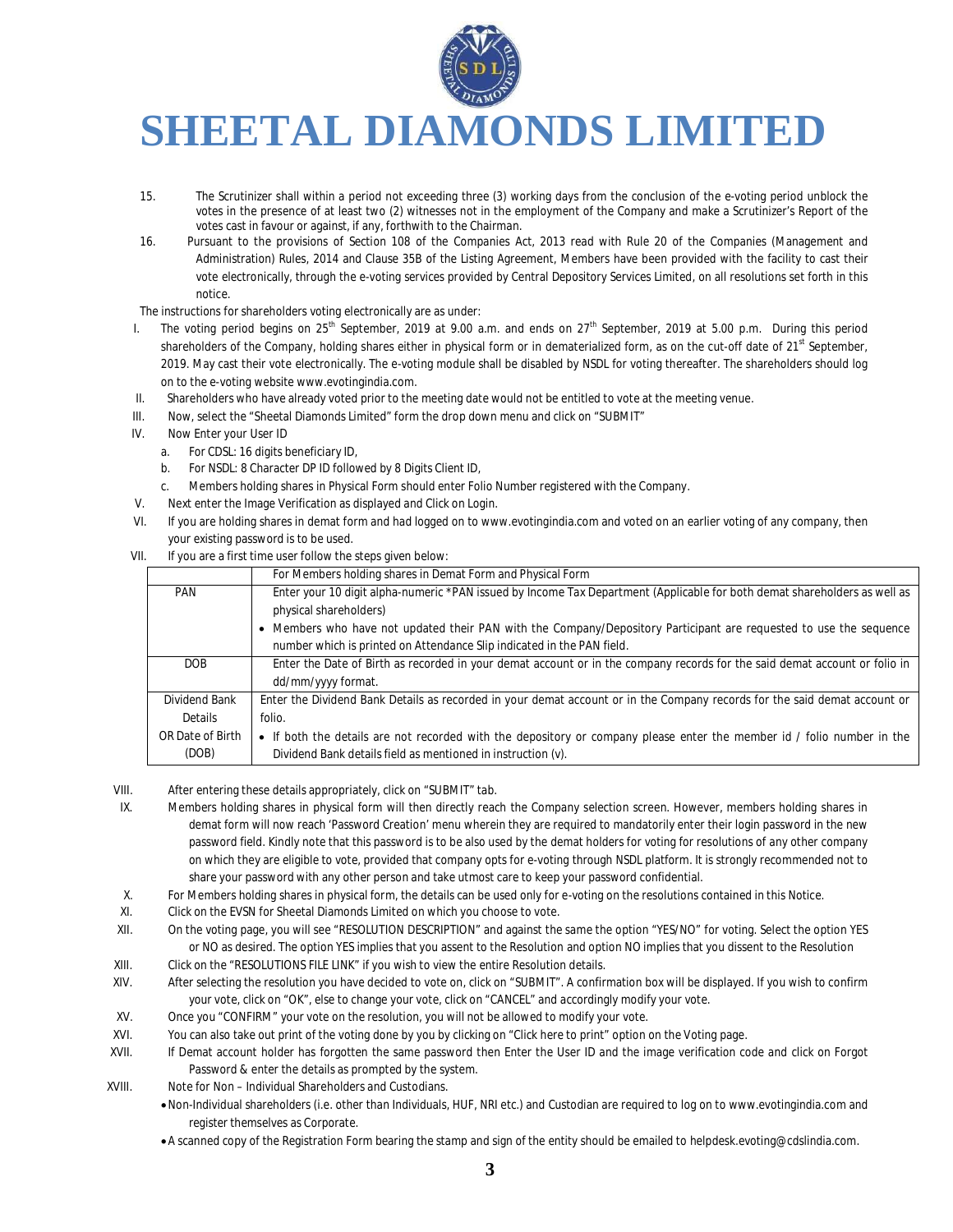15. The Scrutinizer shall within a period not exceeding three (3) working days from the conclusion of the e-voting period unblock the votes in the presence of at least two (2) witnesses not in the employment of the Company and make a Scrutinizer's Report of the votes cast in favour or against, if any, forthwith to the Chairman.
16. Pursuant to the provisions of Section 108 of the Companies Act, 2013 read with Rule 20 of the Companies (Management and Administration) Rules, 2014 and Clause 35B of the Listing Agreement, Members have been provided with the facility to cast their vote electronically, through the e-voting services provided by Central Depository Services Limited, on all resolutions set forth in this notice.

The instructions for shareholders voting electronically are as under:

I. The voting period begins on 25th September, 2019 at 9.00 a.m. and ends on 27th September, 2019 at 5.00 p.m. During this period shareholders of the Company, holding shares either in physical form or in dematerialized form, as on the cut-off date of 21st September, 2019. May cast their vote electronically. The e-voting module shall be disabled by NSDL for voting thereafter. The shareholders should log on to the e-voting website www.evotingindia.com.
II. Shareholders who have already voted prior to the meeting date would not be entitled to vote at the meeting venue.
III. Now, select the "Sheetal Diamonds Limited" form the drop down menu and click on "SUBMIT"
IV. Now Enter your User ID
    a. For CDSL: 16 digits beneficiary ID,
    b. For NSDL: 8 Character DP ID followed by 8 Digits Client ID,
    c. Members holding shares in Physical Form should enter Folio Number registered with the Company.
V. Next enter the Image Verification as displayed and Click on Login.
VI. If you are holding shares in demat form and had logged on to www.evotingindia.com and voted on an earlier voting of any company, then your existing password is to be used.
VII. If you are a first time user follow the steps given below:

| | For Members holding shares in Demat Form and Physical Form |
|---|---|
| PAN | Enter your 10 digit alpha-numeric *PAN issued by Income Tax Department (Applicable for both demat shareholders as well as physical shareholders)<br>• Members who have not updated their PAN with the Company/Depository Participant are requested to use the sequence number which is printed on Attendance Slip indicated in the PAN field. |
| DOB | Enter the Date of Birth as recorded in your demat account or in the company records for the said demat account or folio in dd/mm/yyyy format. |
| Dividend Bank Details OR Date of Birth (DOB) | Enter the Dividend Bank Details as recorded in your demat account or in the Company records for the said demat account or folio.<br>• If both the details are not recorded with the depository or company please enter the member id / folio number in the Dividend Bank details field as mentioned in instruction (v). |

VIII. After entering these details appropriately, click on "SUBMIT" tab.
IX. Members holding shares in physical form will then directly reach the Company selection screen. However, members holding shares in demat form will now reach 'Password Creation' menu wherein they are required to mandatorily enter their login password in the new password field. Kindly note that this password is to be also used by the demat holders for voting for resolutions of any other company on which they are eligible to vote, provided that company opts for e-voting through NSDL platform. It is strongly recommended not to share your password with any other person and take utmost care to keep your password confidential.
X. For Members holding shares in physical form, the details can be used only for e-voting on the resolutions contained in this Notice.
XI. Click on the EVSN for Sheetal Diamonds Limited on which you choose to vote.
XII. On the voting page, you will see "RESOLUTION DESCRIPTION" and against the same the option "YES/NO" for voting. Select the option YES or NO as desired. The option YES implies that you assent to the Resolution and option NO implies that you dissent to the Resolution
XIII. Click on the "RESOLUTIONS FILE LINK" if you wish to view the entire Resolution details.
XIV. After selecting the resolution you have decided to vote on, click on "SUBMIT". A confirmation box will be displayed. If you wish to confirm your vote, click on "OK", else to change your vote, click on "CANCEL" and accordingly modify your vote.
XV. Once you "CONFIRM" your vote on the resolution, you will not be allowed to modify your vote.
XVI. You can also take out print of the voting done by you by clicking on "Click here to print" option on the Voting page.
XVII. If Demat account holder has forgotten the same password then Enter the User ID and the image verification code and click on Forgot Password & enter the details as prompted by the system.
XVIII. Note for Non – Individual Shareholders and Custodians.
    - Non-Individual shareholders (i.e. other than Individuals, HUF, NRI etc.) and Custodian are required to log on to www.evotingindia.com and register themselves as Corporate.
    - A scanned copy of the Registration Form bearing the stamp and sign of the entity should be emailed to helpdesk.evoting@cdslindia.com.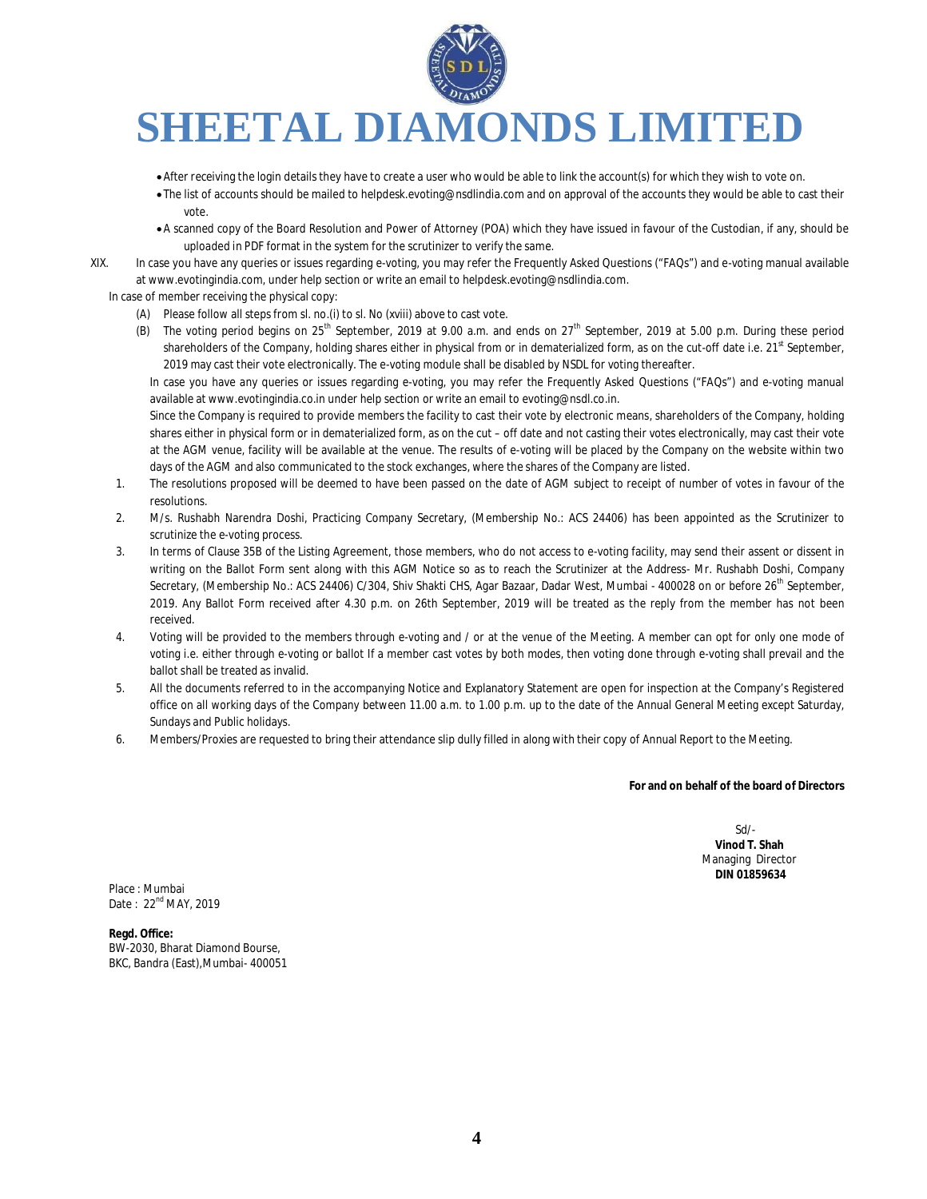- After receiving the login details they have to create a user who would be able to link the account(s) for which they wish to vote on.
- The list of accounts should be mailed to helpdesk.evoting@nsdlindia.com and on approval of the accounts they would be able to cast their vote.
- A scanned copy of the Board Resolution and Power of Attorney (POA) which they have issued in favour of the Custodian, if any, should be uploaded in PDF format in the system for the scrutinizer to verify the same.

XIX. In case you have any queries or issues regarding e-voting, you may refer the Frequently Asked Questions ("FAQs") and e-voting manual available at www.evotingindia.com, under help section or write an email to helpdesk.evoting@nsdlindia.com.

In case of member receiving the physical copy:

(A) Please follow all steps from sl. no.(i) to sl. No (xviii) above to cast vote.

(B) The voting period begins on 25th September, 2019 at 9.00 a.m. and ends on 27th September, 2019 at 5.00 p.m. During these period shareholders of the Company, holding shares either in physical from or in dematerialized form, as on the cut-off date i.e. 21st September, 2019 may cast their vote electronically. The e-voting module shall be disabled by NSDL for voting thereafter.

In case you have any queries or issues regarding e-voting, you may refer the Frequently Asked Questions ("FAQs") and e-voting manual available at www.evotingindia.co.in under help section or write an email to evoting@nsdl.co.in.

Since the Company is required to provide members the facility to cast their vote by electronic means, shareholders of the Company, holding shares either in physical form or in dematerialized form, as on the cut – off date and not casting their votes electronically, may cast their vote at the AGM venue, facility will be available at the venue. The results of e-voting will be placed by the Company on the website within two days of the AGM and also communicated to the stock exchanges, where the shares of the Company are listed.

1. The resolutions proposed will be deemed to have been passed on the date of AGM subject to receipt of number of votes in favour of the resolutions.
2. M/s. Rushabh Narendra Doshi, Practicing Company Secretary, (Membership No.: ACS 24406) has been appointed as the Scrutinizer to scrutinize the e-voting process.
3. In terms of Clause 35B of the Listing Agreement, those members, who do not access to e-voting facility, may send their assent or dissent in writing on the Ballot Form sent along with this AGM Notice so as to reach the Scrutinizer at the Address- Mr. Rushabh Doshi, Company Secretary, (Membership No.: ACS 24406) C/304, Shiv Shakti CHS, Agar Bazaar, Dadar West, Mumbai - 400028 on or before 26th September, 2019. Any Ballot Form received after 4.30 p.m. on 26th September, 2019 will be treated as the reply from the member has not been received.
4. Voting will be provided to the members through e-voting and / or at the venue of the Meeting. A member can opt for only one mode of voting i.e. either through e-voting or ballot If a member cast votes by both modes, then voting done through e-voting shall prevail and the ballot shall be treated as invalid.
5. All the documents referred to in the accompanying Notice and Explanatory Statement are open for inspection at the Company's Registered office on all working days of the Company between 11.00 a.m. to 1.00 p.m. up to the date of the Annual General Meeting except Saturday, Sundays and Public holidays.
6. Members/Proxies are requested to bring their attendance slip dully filled in along with their copy of Annual Report to the Meeting.

**For and on behalf of the board of Directors**

Sd/-
**Vinod T. Shah**
Managing Director
**DIN 01859634**

Place : Mumbai
Date : 22nd MAY, 2019

**Regd. Office:**
BW-2030, Bharat Diamond Bourse,
BKC, Bandra (East),Mumbai- 400051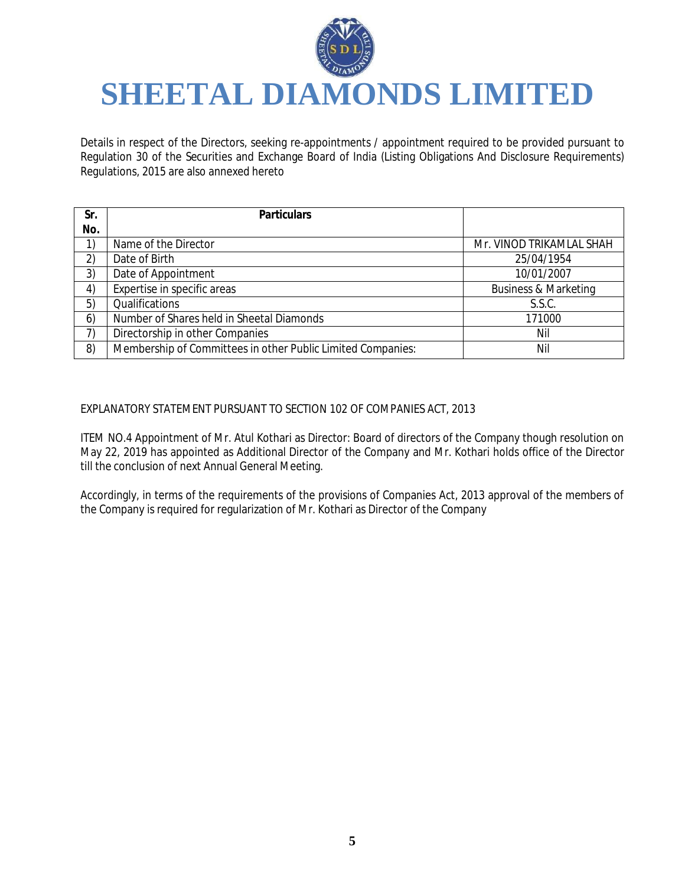# SHEETAL DIAMONDS LIMITED

Details in respect of the Directors, seeking re-appointments / appointment required to be provided pursuant to Regulation 30 of the Securities and Exchange Board of India (Listing Obligations And Disclosure Requirements) Regulations, 2015 are also annexed hereto

| Sr. No. | Particulars | |
|---|---|---|
| 1) | Name of the Director | Mr. VINOD TRIKAMLAL SHAH |
| 2) | Date of Birth | 25/04/1954 |
| 3) | Date of Appointment | 10/01/2007 |
| 4) | Expertise in specific areas | Business & Marketing |
| 5) | Qualifications | S.S.C. |
| 6) | Number of Shares held in Sheetal Diamonds | 171000 |
| 7) | Directorship in other Companies | Nil |
| 8) | Membership of Committees in other Public Limited Companies: | Nil |

EXPLANATORY STATEMENT PURSUANT TO SECTION 102 OF COMPANIES ACT, 2013

ITEM NO.4 Appointment of Mr. Atul Kothari as Director: Board of directors of the Company though resolution on May 22, 2019 has appointed as Additional Director of the Company and Mr. Kothari holds office of the Director till the conclusion of next Annual General Meeting.

Accordingly, in terms of the requirements of the provisions of Companies Act, 2013 approval of the members of the Company is required for regularization of Mr. Kothari as Director of the Company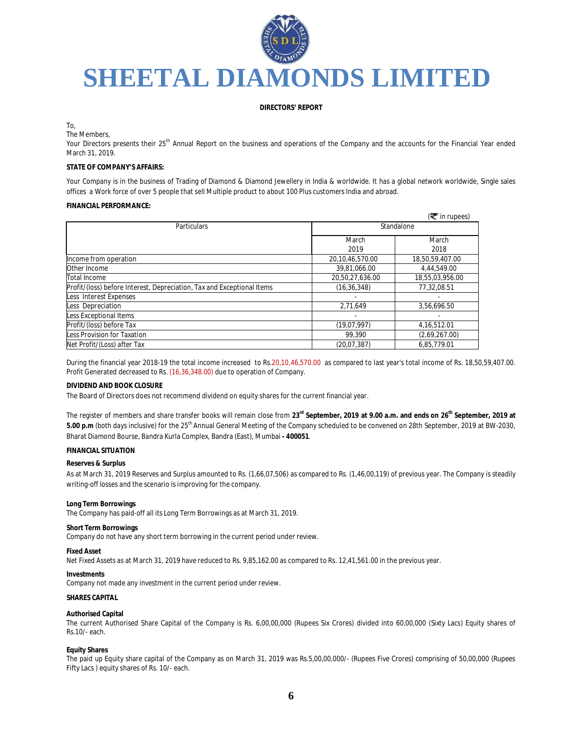# SHEETAL DIAMONDS LIMITED

**DIRECTORS' REPORT**

To,
The Members,
Your Directors presents their 25th Annual Report on the business and operations of the Company and the accounts for the Financial Year ended March 31, 2019.

**STATE OF COMPANY'S AFFAIRS:**

Your Company is in the business of Trading of Diamond & Diamond Jewellery in India & worldwide. It has a global network worldwide, Single sales offices a Work force of over 5 people that sell Multiple product to about 100 Plus customers India and abroad.

**FINANCIAL PERFORMANCE:**

(₹ in rupees)

| Particulars | Standalone | |
|---|---|---|
| | March 2019 | March 2018 |
| Income from operation | 20,10,46,570.00 | 18,50,59,407.00 |
| Other Income | 39,81,066.00 | 4,44,549.00 |
| Total Income | 20,50,27,636.00 | 18,55,03,956.00 |
| Profit/(loss) before Interest, Depreciation, Tax and Exceptional Items | (16,36,348) | 77,32,08.51 |
| Less Interest Expenses | - | - |
| Less Depreciation | 2,71,649 | 3,56,696.50 |
| Less Exceptional Items | - | - |
| Profit/(loss) before Tax | (19,07,997) | 4,16,512.01 |
| Less Provision for Taxation | 99,390 | (2,69,267.00) |
| Net Profit/(Loss) after Tax | (20,07,387) | 6,85,779.01 |

During the financial year 2018-19 the total income increased to Rs.20,10,46,570.00 as compared to last year's total income of Rs. 18,50,59,407.00. Profit Generated decreased to Rs. (16,36,348.00) due to operation of Company.

**DIVIDEND AND BOOK CLOSURE**

The Board of Directors does not recommend dividend on equity shares for the current financial year.

The register of members and share transfer books will remain close from **23rd September, 2019 at 9.00 a.m. and ends on 26th September, 2019 at 5.00 p.m** (both days inclusive) for the 25th Annual General Meeting of the Company scheduled to be convened on 28th September, 2019 at BW-2030, Bharat Diamond Bourse, Bandra Kurla Complex, Bandra (East), Mumbai **- 400051**.

**FINANCIAL SITUATION**

**Reserves & Surplus**

As at March 31, 2019 Reserves and Surplus amounted to Rs. (1,66,07,506) as compared to Rs. (1,46,00,119) of previous year. The Company is steadily writing-off losses and the scenario is improving for the company.

**Long Term Borrowings**

The Company has paid-off all its Long Term Borrowings as at March 31, 2019.

**Short Term Borrowings**

Company do not have any short term borrowing in the current period under review.

**Fixed Asset**

Net Fixed Assets as at March 31, 2019 have reduced to Rs. 9,85,162.00 as compared to Rs. 12,41,561.00 in the previous year.

**Investments**

Company not made any investment in the current period under review.

**SHARES CAPITAL**

**Authorised Capital**

The current Authorised Share Capital of the Company is Rs. 6,00,00,000 (Rupees Six Crores) divided into 60,00,000 (Sixty Lacs) Equity shares of Rs.10/- each.

**Equity Shares**

The paid up Equity share capital of the Company as on March 31, 2019 was Rs.5,00,00,000/- (Rupees Five Crores) comprising of 50,00,000 (Rupees Fifty Lacs ) equity shares of Rs. 10/- each.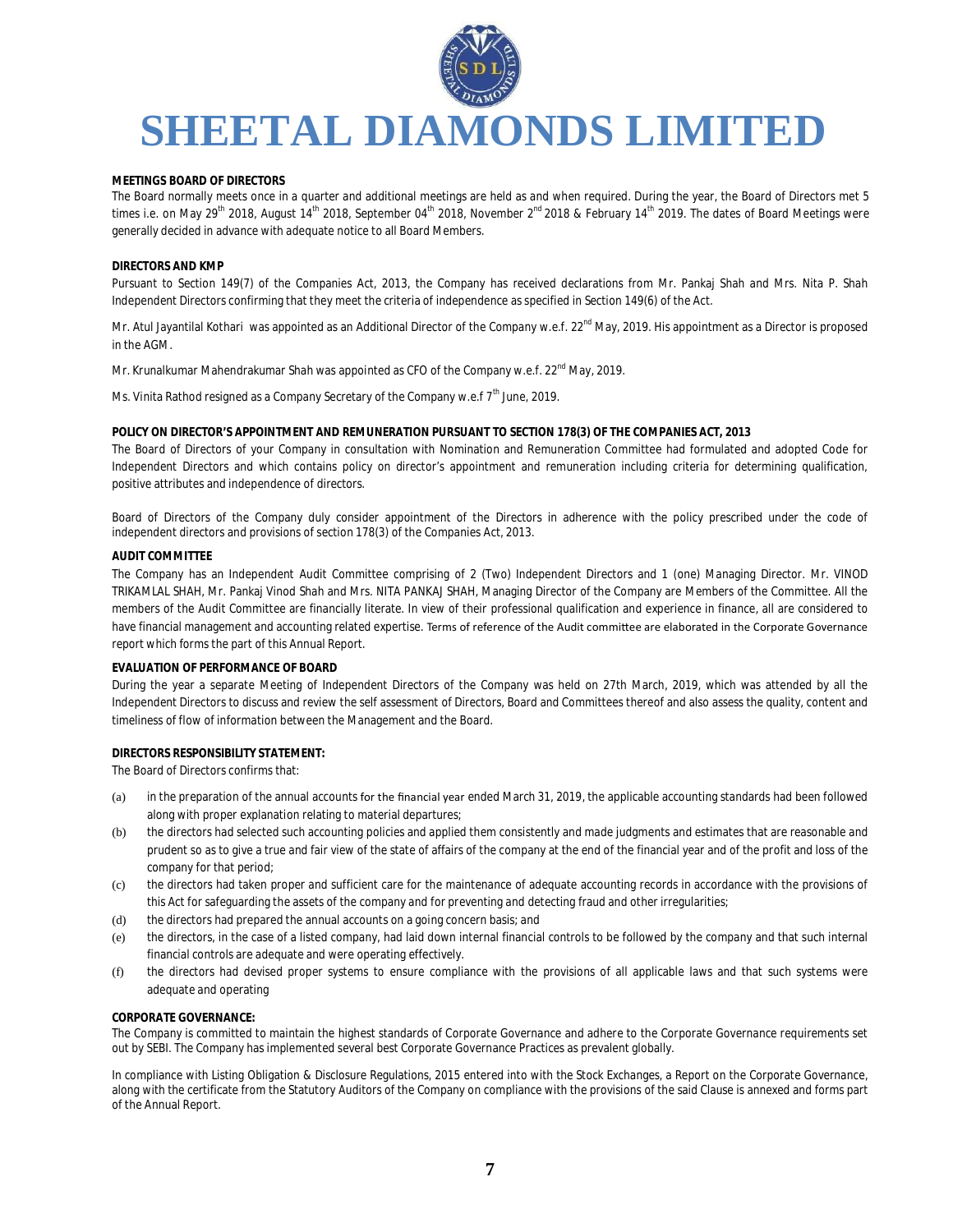**MEETINGS BOARD OF DIRECTORS**

The Board normally meets once in a quarter and additional meetings are held as and when required. During the year, the Board of Directors met 5 times i.e. on May 29th 2018, August 14th 2018, September 04th 2018, November 2nd 2018 & February 14th 2019. The dates of Board Meetings were generally decided in advance with adequate notice to all Board Members.

**DIRECTORS AND KMP**

Pursuant to Section 149(7) of the Companies Act, 2013, the Company has received declarations from Mr. Pankaj Shah and Mrs. Nita P. Shah Independent Directors confirming that they meet the criteria of independence as specified in Section 149(6) of the Act.

Mr. Atul Jayantilal Kothari was appointed as an Additional Director of the Company w.e.f. 22nd May, 2019. His appointment as a Director is proposed in the AGM.

Mr. Krunalkumar Mahendrakumar Shah was appointed as CFO of the Company w.e.f. 22nd May, 2019.

Ms. Vinita Rathod resigned as a Company Secretary of the Company w.e.f 7th June, 2019.

**POLICY ON DIRECTOR'S APPOINTMENT AND REMUNERATION PURSUANT TO SECTION 178(3) OF THE COMPANIES ACT, 2013**

The Board of Directors of your Company in consultation with Nomination and Remuneration Committee had formulated and adopted Code for Independent Directors and which contains policy on director's appointment and remuneration including criteria for determining qualification, positive attributes and independence of directors.

Board of Directors of the Company duly consider appointment of the Directors in adherence with the policy prescribed under the code of independent directors and provisions of section 178(3) of the Companies Act, 2013.

**AUDIT COMMITTEE**

The Company has an Independent Audit Committee comprising of 2 (Two) Independent Directors and 1 (one) Managing Director. Mr. VINOD TRIKAMLAL SHAH, Mr. Pankaj Vinod Shah and Mrs. NITA PANKAJ SHAH, Managing Director of the Company are Members of the Committee. All the members of the Audit Committee are financially literate. In view of their professional qualification and experience in finance, all are considered to have financial management and accounting related expertise. Terms of reference of the Audit committee are elaborated in the Corporate Governance report which forms the part of this Annual Report.

**EVALUATION OF PERFORMANCE OF BOARD**

During the year a separate Meeting of Independent Directors of the Company was held on 27th March, 2019, which was attended by all the Independent Directors to discuss and review the self assessment of Directors, Board and Committees thereof and also assess the quality, content and timeliness of flow of information between the Management and the Board.

**DIRECTORS RESPONSIBILITY STATEMENT:**

The Board of Directors confirms that:

(a) in the preparation of the annual accounts for the financial year ended March 31, 2019, the applicable accounting standards had been followed along with proper explanation relating to material departures;

(b) the directors had selected such accounting policies and applied them consistently and made judgments and estimates that are reasonable and prudent so as to give a true and fair view of the state of affairs of the company at the end of the financial year and of the profit and loss of the company for that period;

(c) the directors had taken proper and sufficient care for the maintenance of adequate accounting records in accordance with the provisions of this Act for safeguarding the assets of the company and for preventing and detecting fraud and other irregularities;

(d) the directors had prepared the annual accounts on a going concern basis; and

(e) the directors, in the case of a listed company, had laid down internal financial controls to be followed by the company and that such internal financial controls are adequate and were operating effectively.

(f) the directors had devised proper systems to ensure compliance with the provisions of all applicable laws and that such systems were adequate and operating

**CORPORATE GOVERNANCE:**

The Company is committed to maintain the highest standards of Corporate Governance and adhere to the Corporate Governance requirements set out by SEBI. The Company has implemented several best Corporate Governance Practices as prevalent globally.

In compliance with Listing Obligation & Disclosure Regulations, 2015 entered into with the Stock Exchanges, a Report on the Corporate Governance, along with the certificate from the Statutory Auditors of the Company on compliance with the provisions of the said Clause is annexed and forms part of the Annual Report.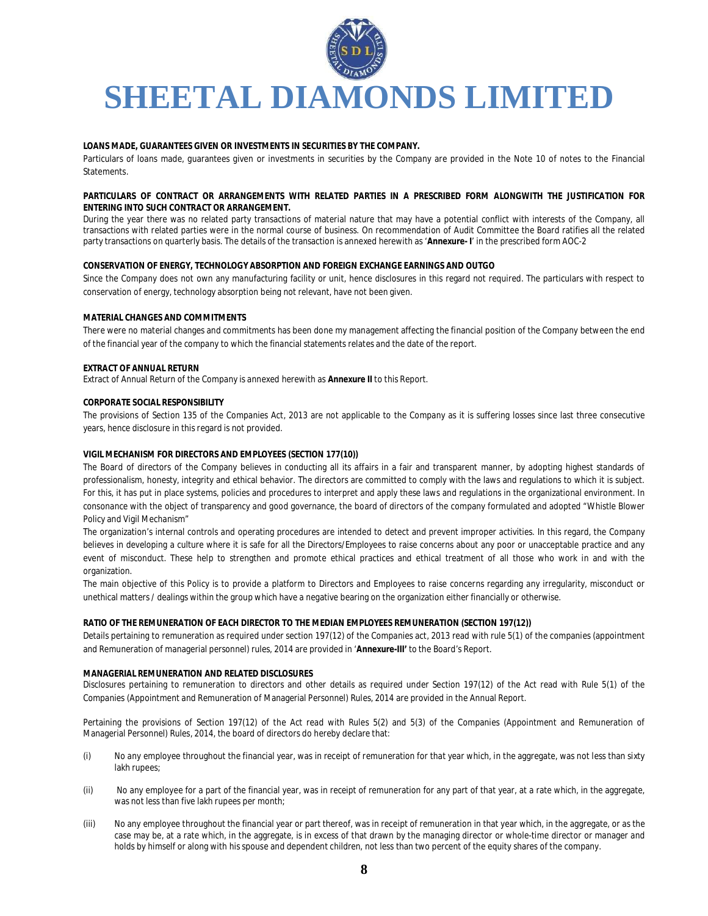**LOANS MADE, GUARANTEES GIVEN OR INVESTMENTS IN SECURITIES BY THE COMPANY.**

Particulars of loans made, guarantees given or investments in securities by the Company are provided in the Note 10 of notes to the Financial Statements.

**PARTICULARS OF CONTRACT OR ARRANGEMENTS WITH RELATED PARTIES IN A PRESCRIBED FORM ALONGWITH THE JUSTIFICATION FOR ENTERING INTO SUCH CONTRACT OR ARRANGEMENT.**

During the year there was no related party transactions of material nature that may have a potential conflict with interests of the Company, all transactions with related parties were in the normal course of business. On recommendation of Audit Committee the Board ratifies all the related party transactions on quarterly basis. The details of the transaction is annexed herewith as '**Annexure- I**' in the prescribed form AOC-2

**CONSERVATION OF ENERGY, TECHNOLOGY ABSORPTION AND FOREIGN EXCHANGE EARNINGS AND OUTGO**

Since the Company does not own any manufacturing facility or unit, hence disclosures in this regard not required. The particulars with respect to conservation of energy, technology absorption being not relevant, have not been given.

**MATERIAL CHANGES AND COMMITMENTS**

There were no material changes and commitments has been done my management affecting the financial position of the Company between the end of the financial year of the company to which the financial statements relates and the date of the report.

**EXTRACT OF ANNUAL RETURN**

Extract of Annual Return of the Company is annexed herewith as **Annexure II** to this Report.

**CORPORATE SOCIAL RESPONSIBILITY**

The provisions of Section 135 of the Companies Act, 2013 are not applicable to the Company as it is suffering losses since last three consecutive years, hence disclosure in this regard is not provided.

**VIGIL MECHANISM FOR DIRECTORS AND EMPLOYEES (SECTION 177(10))**

The Board of directors of the Company believes in conducting all its affairs in a fair and transparent manner, by adopting highest standards of professionalism, honesty, integrity and ethical behavior. The directors are committed to comply with the laws and regulations to which it is subject. For this, it has put in place systems, policies and procedures to interpret and apply these laws and regulations in the organizational environment. In consonance with the object of transparency and good governance, the board of directors of the company formulated and adopted "Whistle Blower Policy and Vigil Mechanism"

The organization's internal controls and operating procedures are intended to detect and prevent improper activities. In this regard, the Company believes in developing a culture where it is safe for all the Directors/Employees to raise concerns about any poor or unacceptable practice and any event of misconduct. These help to strengthen and promote ethical practices and ethical treatment of all those who work in and with the organization.

The main objective of this Policy is to provide a platform to Directors and Employees to raise concerns regarding any irregularity, misconduct or unethical matters / dealings within the group which have a negative bearing on the organization either financially or otherwise.

**RATIO OF THE REMUNERATION OF EACH DIRECTOR TO THE MEDIAN EMPLOYEES REMUNERATION (SECTION 197(12))**

Details pertaining to remuneration as required under section 197(12) of the Companies act, 2013 read with rule 5(1) of the companies (appointment and Remuneration of managerial personnel) rules, 2014 are provided in '**Annexure-III'** to the Board's Report.

**MANAGERIAL REMUNERATION AND RELATED DISCLOSURES**

Disclosures pertaining to remuneration to directors and other details as required under Section 197(12) of the Act read with Rule 5(1) of the Companies (Appointment and Remuneration of Managerial Personnel) Rules, 2014 are provided in the Annual Report.

Pertaining the provisions of Section 197(12) of the Act read with Rules 5(2) and 5(3) of the Companies (Appointment and Remuneration of Managerial Personnel) Rules, 2014, the board of directors do hereby declare that:

(i) No any employee throughout the financial year, was in receipt of remuneration for that year which, in the aggregate, was not less than sixty lakh rupees;

(ii) No any employee for a part of the financial year, was in receipt of remuneration for any part of that year, at a rate which, in the aggregate, was not less than five lakh rupees per month;

(iii) No any employee throughout the financial year or part thereof, was in receipt of remuneration in that year which, in the aggregate, or as the case may be, at a rate which, in the aggregate, is in excess of that drawn by the managing director or whole-time director or manager and holds by himself or along with his spouse and dependent children, not less than two percent of the equity shares of the company.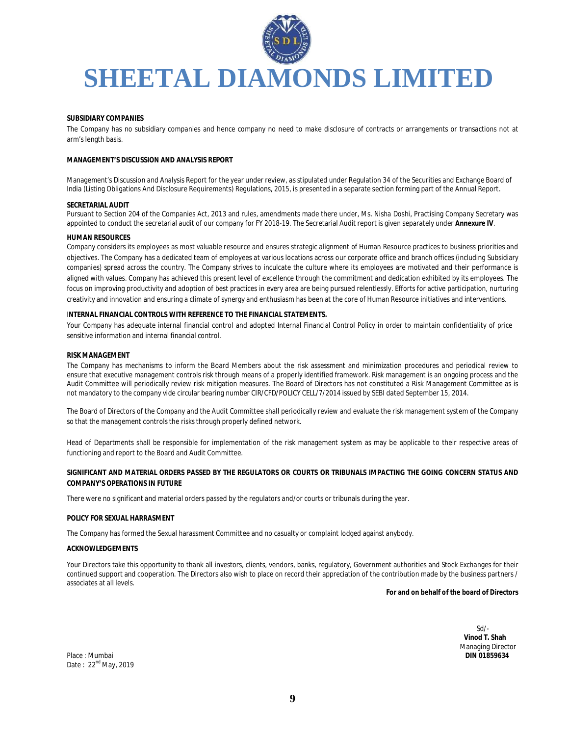**SUBSIDIARY COMPANIES**

The Company has no subsidiary companies and hence company no need to make disclosure of contracts or arrangements or transactions not at arm's length basis.

**MANAGEMENT'S DISCUSSION AND ANALYSIS REPORT**

Management's Discussion and Analysis Report for the year under review, as stipulated under Regulation 34 of the Securities and Exchange Board of India (Listing Obligations And Disclosure Requirements) Regulations, 2015, is presented in a separate section forming part of the Annual Report.

**SECRETARIAL AUDIT**

Pursuant to Section 204 of the Companies Act, 2013 and rules, amendments made there under, Ms. Nisha Doshi, Practising Company Secretary was appointed to conduct the secretarial audit of our company for FY 2018-19. The Secretarial Audit report is given separately under **Annexure IV**.

**HUMAN RESOURCES**

Company considers its employees as most valuable resource and ensures strategic alignment of Human Resource practices to business priorities and objectives. The Company has a dedicated team of employees at various locations across our corporate office and branch offices (including Subsidiary companies) spread across the country. The Company strives to inculcate the culture where its employees are motivated and their performance is aligned with values. Company has achieved this present level of excellence through the commitment and dedication exhibited by its employees. The focus on improving productivity and adoption of best practices in every area are being pursued relentlessly. Efforts for active participation, nurturing creativity and innovation and ensuring a climate of synergy and enthusiasm has been at the core of Human Resource initiatives and interventions.

**INTERNAL FINANCIAL CONTROLS WITH REFERENCE TO THE FINANCIAL STATEMENTS.**

Your Company has adequate internal financial control and adopted Internal Financial Control Policy in order to maintain confidentiality of price sensitive information and internal financial control.

**RISK MANAGEMENT**

The Company has mechanisms to inform the Board Members about the risk assessment and minimization procedures and periodical review to ensure that executive management controls risk through means of a properly identified framework. Risk management is an ongoing process and the Audit Committee will periodically review risk mitigation measures. The Board of Directors has not constituted a Risk Management Committee as is not mandatory to the company vide circular bearing number CIR/CFD/POLICY CELL/7/2014 issued by SEBI dated September 15, 2014.

The Board of Directors of the Company and the Audit Committee shall periodically review and evaluate the risk management system of the Company so that the management controls the risks through properly defined network.

Head of Departments shall be responsible for implementation of the risk management system as may be applicable to their respective areas of functioning and report to the Board and Audit Committee.

**SIGNIFICANT AND MATERIAL ORDERS PASSED BY THE REGULATORS OR COURTS OR TRIBUNALS IMPACTING THE GOING CONCERN STATUS AND COMPANY'S OPERATIONS IN FUTURE**

There were no significant and material orders passed by the regulators and/or courts or tribunals during the year.

**POLICY FOR SEXUAL HARRASMENT**

The Company has formed the Sexual harassment Committee and no casualty or complaint lodged against anybody.

**ACKNOWLEDGEMENTS**

Your Directors take this opportunity to thank all investors, clients, vendors, banks, regulatory, Government authorities and Stock Exchanges for their continued support and cooperation. The Directors also wish to place on record their appreciation of the contribution made by the business partners / associates at all levels.

**For and on behalf of the board of Directors**

Sd/-
**Vinod T. Shah**
Managing Director
**DIN 01859634**

Place : Mumbai
Date : 22nd May, 2019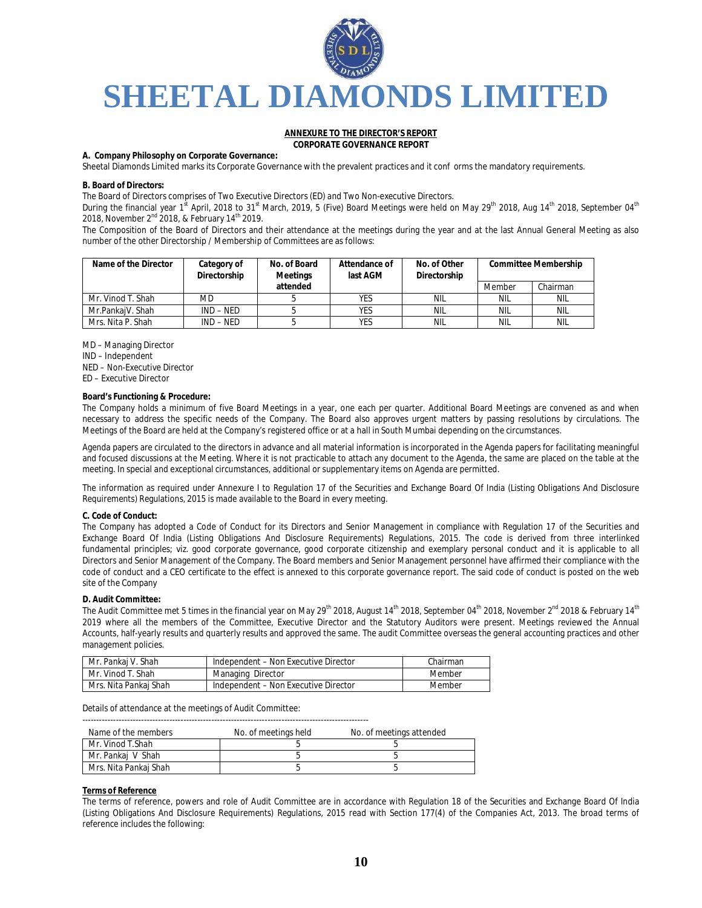# SHEETAL DIAMONDS LIMITED

**ANNEXURE TO THE DIRECTOR'S REPORT**

**CORPORATE GOVERNANCE REPORT**

**A. Company Philosophy on Corporate Governance:**

Sheetal Diamonds Limited marks its Corporate Governance with the prevalent practices and it conf orms the mandatory requirements.

**B. Board of Directors:**

The Board of Directors comprises of Two Executive Directors (ED) and Two Non-executive Directors.

During the financial year 1st April, 2018 to 31st March, 2019, 5 (Five) Board Meetings were held on May 29th 2018, Aug 14th 2018, September 04th 2018, November 2nd 2018, & February 14th 2019.

The Composition of the Board of Directors and their attendance at the meetings during the year and at the last Annual General Meeting as also number of the other Directorship / Membership of Committees are as follows:

| Name of the Director | Category of Directorship | No. of Board Meetings attended | Attendance of last AGM | No. of Other Directorship | Committee Membership | |
|---|---|---|---|---|---|---|
| | | | | | Member | Chairman |
| Mr. Vinod T. Shah | MD | 5 | YES | NIL | NIL | NIL |
| Mr.PankajV. Shah | IND – NED | 5 | YES | NIL | NIL | NIL |
| Mrs. Nita P. Shah | IND – NED | 5 | YES | NIL | NIL | NIL |

MD – Managing Director
IND – Independent
NED – Non-Executive Director
ED – Executive Director

**Board's Functioning & Procedure:**

The Company holds a minimum of five Board Meetings in a year, one each per quarter. Additional Board Meetings are convened as and when necessary to address the specific needs of the Company. The Board also approves urgent matters by passing resolutions by circulations. The Meetings of the Board are held at the Company's registered office or at a hall in South Mumbai depending on the circumstances.

Agenda papers are circulated to the directors in advance and all material information is incorporated in the Agenda papers for facilitating meaningful and focused discussions at the Meeting. Where it is not practicable to attach any document to the Agenda, the same are placed on the table at the meeting. In special and exceptional circumstances, additional or supplementary items on Agenda are permitted.

The information as required under Annexure I to Regulation 17 of the Securities and Exchange Board Of India (Listing Obligations And Disclosure Requirements) Regulations, 2015 is made available to the Board in every meeting.

**C. Code of Conduct:**

The Company has adopted a Code of Conduct for its Directors and Senior Management in compliance with Regulation 17 of the Securities and Exchange Board Of India (Listing Obligations And Disclosure Requirements) Regulations, 2015. The code is derived from three interlinked fundamental principles; viz. good corporate governance, good corporate citizenship and exemplary personal conduct and it is applicable to all Directors and Senior Management of the Company. The Board members and Senior Management personnel have affirmed their compliance with the code of conduct and a CEO certificate to the effect is annexed to this corporate governance report. The said code of conduct is posted on the web site of the Company

**D. Audit Committee:**

The Audit Committee met 5 times in the financial year on May 29th 2018, August 14th 2018, September 04th 2018, November 2nd 2018 & February 14th 2019 where all the members of the Committee, Executive Director and the Statutory Auditors were present. Meetings reviewed the Annual Accounts, half-yearly results and quarterly results and approved the same. The audit Committee overseas the general accounting practices and other management policies.

| | | |
|---|---|---|
| Mr. Pankaj V. Shah | Independent – Non Executive Director | Chairman |
| Mr. Vinod T. Shah | Managing Director | Member |
| Mrs. Nita Pankaj Shah | Independent – Non Executive Director | Member |

Details of attendance at the meetings of Audit Committee:

| Name of the members | No. of meetings held | No. of meetings attended |
|---|---|---|
| Mr. Vinod T.Shah | 5 | 5 |
| Mr. Pankaj V Shah | 5 | 5 |
| Mrs. Nita Pankaj Shah | 5 | 5 |

**Terms of Reference**

The terms of reference, powers and role of Audit Committee are in accordance with Regulation 18 of the Securities and Exchange Board Of India (Listing Obligations And Disclosure Requirements) Regulations, 2015 read with Section 177(4) of the Companies Act, 2013. The broad terms of reference includes the following: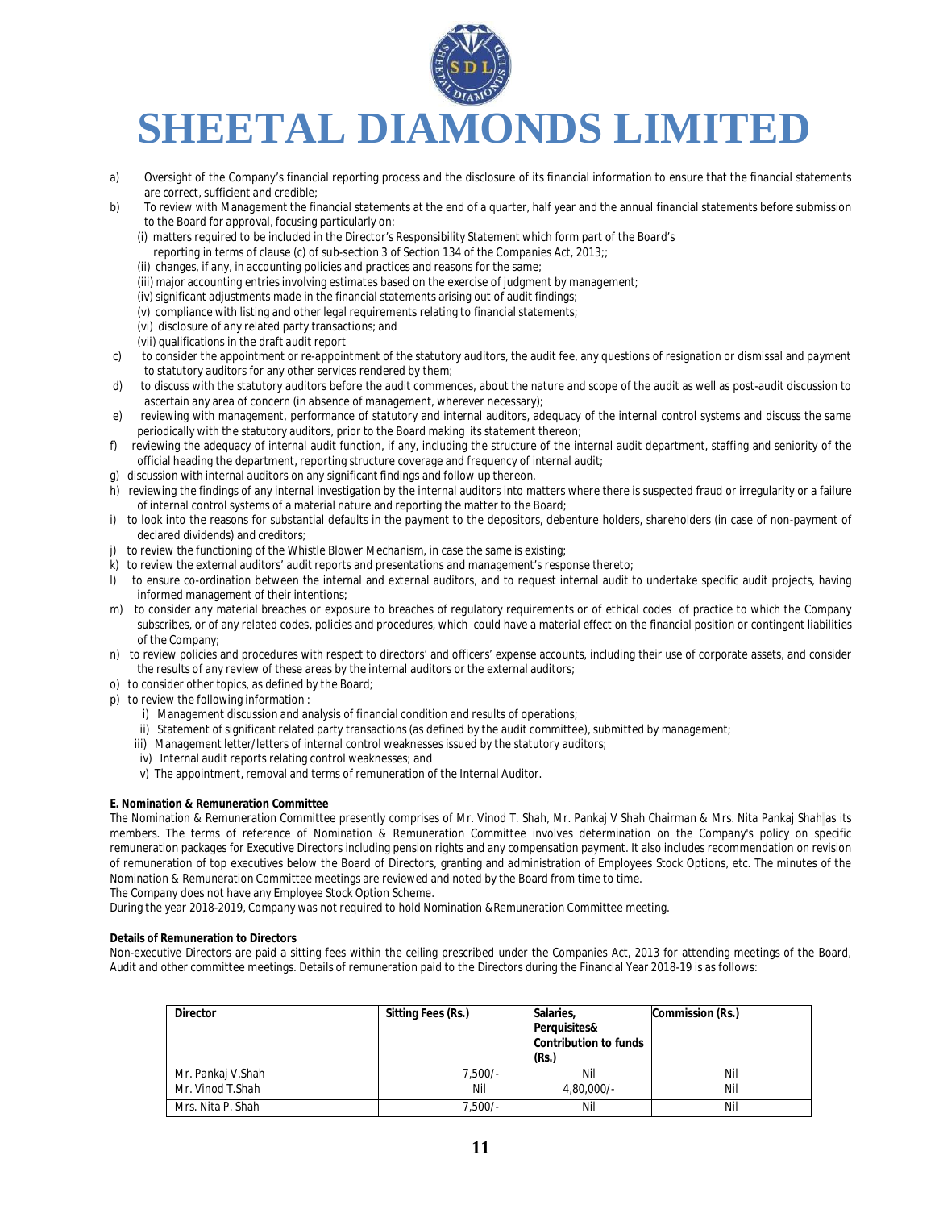a) Oversight of the Company's financial reporting process and the disclosure of its financial information to ensure that the financial statements are correct, sufficient and credible;

b) To review with Management the financial statements at the end of a quarter, half year and the annual financial statements before submission to the Board for approval, focusing particularly on:
   - (i) matters required to be included in the Director's Responsibility Statement which form part of the Board's reporting in terms of clause (c) of sub-section 3 of Section 134 of the Companies Act, 2013;;
   - (ii) changes, if any, in accounting policies and practices and reasons for the same;
   - (iii) major accounting entries involving estimates based on the exercise of judgment by management;
   - (iv) significant adjustments made in the financial statements arising out of audit findings;
   - (v) compliance with listing and other legal requirements relating to financial statements;
   - (vi) disclosure of any related party transactions; and
   - (vii) qualifications in the draft audit report

c) to consider the appointment or re-appointment of the statutory auditors, the audit fee, any questions of resignation or dismissal and payment to statutory auditors for any other services rendered by them;

d) to discuss with the statutory auditors before the audit commences, about the nature and scope of the audit as well as post-audit discussion to ascertain any area of concern (in absence of management, wherever necessary);

e) reviewing with management, performance of statutory and internal auditors, adequacy of the internal control systems and discuss the same periodically with the statutory auditors, prior to the Board making its statement thereon;

f) reviewing the adequacy of internal audit function, if any, including the structure of the internal audit department, staffing and seniority of the official heading the department, reporting structure coverage and frequency of internal audit;

g) discussion with internal auditors on any significant findings and follow up thereon.

h) reviewing the findings of any internal investigation by the internal auditors into matters where there is suspected fraud or irregularity or a failure of internal control systems of a material nature and reporting the matter to the Board;

i) to look into the reasons for substantial defaults in the payment to the depositors, debenture holders, shareholders (in case of non-payment of declared dividends) and creditors;

j) to review the functioning of the Whistle Blower Mechanism, in case the same is existing;

k) to review the external auditors' audit reports and presentations and management's response thereto;

l) to ensure co-ordination between the internal and external auditors, and to request internal audit to undertake specific audit projects, having informed management of their intentions;

m) to consider any material breaches or exposure to breaches of regulatory requirements or of ethical codes of practice to which the Company subscribes, or of any related codes, policies and procedures, which could have a material effect on the financial position or contingent liabilities of the Company;

n) to review policies and procedures with respect to directors' and officers' expense accounts, including their use of corporate assets, and consider the results of any review of these areas by the internal auditors or the external auditors;

o) to consider other topics, as defined by the Board;

p) to review the following information :
   - i) Management discussion and analysis of financial condition and results of operations;
   - ii) Statement of significant related party transactions (as defined by the audit committee), submitted by management;
   - iii) Management letter/letters of internal control weaknesses issued by the statutory auditors;
   - iv) Internal audit reports relating control weaknesses; and
   - v) The appointment, removal and terms of remuneration of the Internal Auditor.

**E. Nomination & Remuneration Committee**

The Nomination & Remuneration Committee presently comprises of Mr. Vinod T. Shah, Mr. Pankaj V Shah Chairman & Mrs. Nita Pankaj Shah as its members. The terms of reference of Nomination & Remuneration Committee involves determination on the Company's policy on specific remuneration packages for Executive Directors including pension rights and any compensation payment. It also includes recommendation on revision of remuneration of top executives below the Board of Directors, granting and administration of Employees Stock Options, etc. The minutes of the Nomination & Remuneration Committee meetings are reviewed and noted by the Board from time to time.

The Company does not have any Employee Stock Option Scheme.

During the year 2018-2019, Company was not required to hold Nomination &Remuneration Committee meeting.

**Details of Remuneration to Directors**

Non-executive Directors are paid a sitting fees within the ceiling prescribed under the Companies Act, 2013 for attending meetings of the Board, Audit and other committee meetings. Details of remuneration paid to the Directors during the Financial Year 2018-19 is as follows:

| Director | Sitting Fees (Rs.) | Salaries, Perquisites& Contribution to funds (Rs.) | Commission (Rs.) |
|---|---|---|---|
| Mr. Pankaj V.Shah | 7,500/- | Nil | Nil |
| Mr. Vinod T.Shah | Nil | 4,80,000/- | Nil |
| Mrs. Nita P. Shah | 7,500/- | Nil | Nil |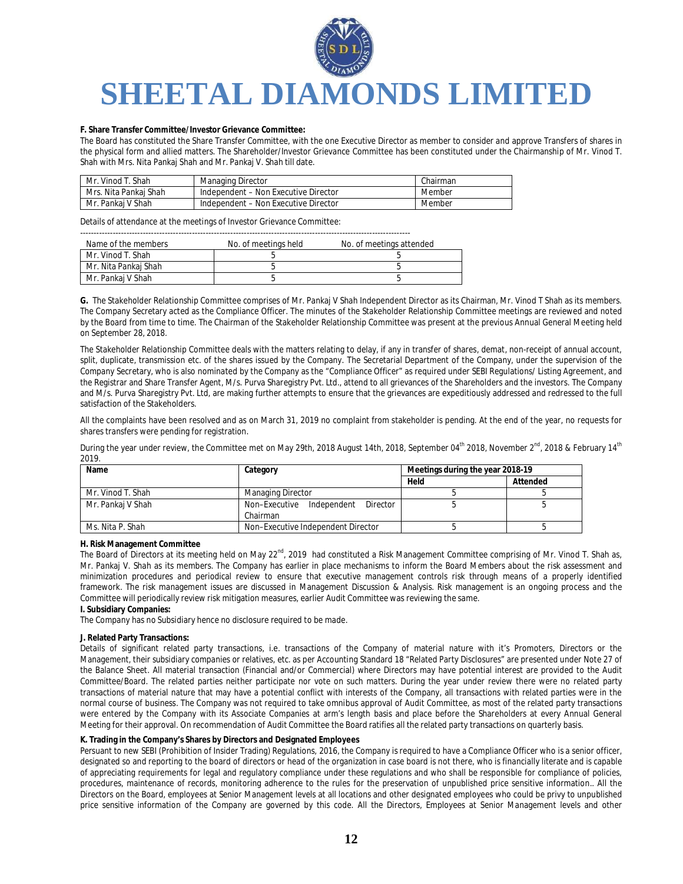**F. Share Transfer Committee/Investor Grievance Committee:**

The Board has constituted the Share Transfer Committee, with the one Executive Director as member to consider and approve Transfers of shares in the physical form and allied matters. The Shareholder/Investor Grievance Committee has been constituted under the Chairmanship of Mr. Vinod T. Shah with Mrs. Nita Pankaj Shah and Mr. Pankaj V. Shah till date.

| Mr. Vinod T. Shah | Managing Director | Chairman |
|---|---|---|
| Mrs. Nita Pankaj Shah | Independent – Non Executive Director | Member |
| Mr. Pankaj V Shah | Independent – Non Executive Director | Member |

Details of attendance at the meetings of Investor Grievance Committee:

| Name of the members | No. of meetings held | No. of meetings attended |
|---|---|---|
| Mr. Vinod T. Shah | 5 | 5 |
| Mr. Nita Pankaj Shah | 5 | 5 |
| Mr. Pankaj V Shah | 5 | 5 |

**G.** The Stakeholder Relationship Committee comprises of Mr. Pankaj V Shah Independent Director as its Chairman, Mr. Vinod T Shah as its members. The Company Secretary acted as the Compliance Officer. The minutes of the Stakeholder Relationship Committee meetings are reviewed and noted by the Board from time to time. The Chairman of the Stakeholder Relationship Committee was present at the previous Annual General Meeting held on September 28, 2018.

The Stakeholder Relationship Committee deals with the matters relating to delay, if any in transfer of shares, demat, non-receipt of annual account, split, duplicate, transmission etc. of the shares issued by the Company. The Secretarial Department of the Company, under the supervision of the Company Secretary, who is also nominated by the Company as the "Compliance Officer" as required under SEBI Regulations/ Listing Agreement, and the Registrar and Share Transfer Agent, M/s. Purva Sharegistry Pvt. Ltd., attend to all grievances of the Shareholders and the investors. The Company and M/s. Purva Sharegistry Pvt. Ltd, are making further attempts to ensure that the grievances are expeditiously addressed and redressed to the full satisfaction of the Stakeholders.

All the complaints have been resolved and as on March 31, 2019 no complaint from stakeholder is pending. At the end of the year, no requests for shares transfers were pending for registration.

During the year under review, the Committee met on May 29th, 2018 August 14th, 2018, September 04th 2018, November 2nd, 2018 & February 14th 2019.

| Name | Category | Meetings during the year 2018-19 | |
|---|---|---|---|
| | | Held | Attended |
| Mr. Vinod T. Shah | Managing Director | 5 | 5 |
| Mr. Pankaj V Shah | Non–Executive Independent Director Chairman | 5 | 5 |
| Ms. Nita P. Shah | Non–Executive Independent Director | 5 | 5 |

**H. Risk Management Committee**

The Board of Directors at its meeting held on May 22nd, 2019 had constituted a Risk Management Committee comprising of Mr. Vinod T. Shah as, Mr. Pankaj V. Shah as its members. The Company has earlier in place mechanisms to inform the Board Members about the risk assessment and minimization procedures and periodical review to ensure that executive management controls risk through means of a properly identified framework. The risk management issues are discussed in Management Discussion & Analysis. Risk management is an ongoing process and the Committee will periodically review risk mitigation measures, earlier Audit Committee was reviewing the same.

**I. Subsidiary Companies:**

The Company has no Subsidiary hence no disclosure required to be made.

**J. Related Party Transactions:**

Details of significant related party transactions, i.e. transactions of the Company of material nature with it's Promoters, Directors or the Management, their subsidiary companies or relatives, etc. as per Accounting Standard 18 "Related Party Disclosures" are presented under Note 27 of the Balance Sheet. All material transaction (Financial and/or Commercial) where Directors may have potential interest are provided to the Audit Committee/Board. The related parties neither participate nor vote on such matters. During the year under review there were no related party transactions of material nature that may have a potential conflict with interests of the Company, all transactions with related parties were in the normal course of business. The Company was not required to take omnibus approval of Audit Committee, as most of the related party transactions were entered by the Company with its Associate Companies at arm's length basis and place before the Shareholders at every Annual General Meeting for their approval. On recommendation of Audit Committee the Board ratifies all the related party transactions on quarterly basis.

**K. Trading in the Company's Shares by Directors and Designated Employees**

Persuant to new SEBI (Prohibition of Insider Trading) Regulations, 2016, the Company is required to have a Compliance Officer who is a senior officer, designated so and reporting to the board of directors or head of the organization in case board is not there, who is financially literate and is capable of appreciating requirements for legal and regulatory compliance under these regulations and who shall be responsible for compliance of policies, procedures, maintenance of records, monitoring adherence to the rules for the preservation of unpublished price sensitive information.. All the Directors on the Board, employees at Senior Management levels at all locations and other designated employees who could be privy to unpublished price sensitive information of the Company are governed by this code. All the Directors, Employees at Senior Management levels and other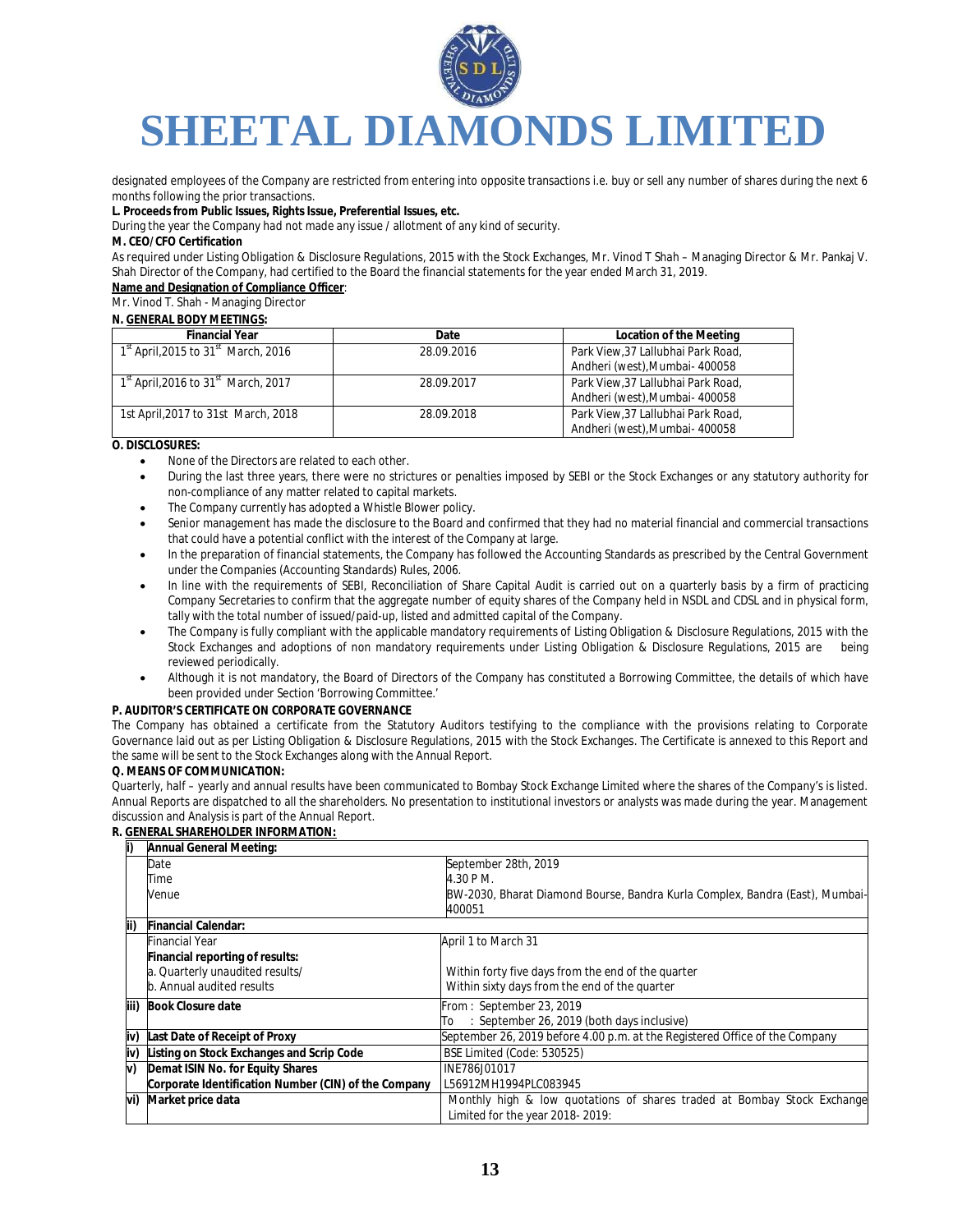designated employees of the Company are restricted from entering into opposite transactions i.e. buy or sell any number of shares during the next 6 months following the prior transactions.

**L. Proceeds from Public Issues, Rights Issue, Preferential Issues, etc.**

During the year the Company had not made any issue / allotment of any kind of security.

**M. CEO/CFO Certification**

As required under Listing Obligation & Disclosure Regulations, 2015 with the Stock Exchanges, Mr. Vinod T Shah – Managing Director & Mr. Pankaj V. Shah Director of the Company, had certified to the Board the financial statements for the year ended March 31, 2019.

**Name and Designation of Compliance Officer**:

Mr. Vinod T. Shah - Managing Director

**N. GENERAL BODY MEETINGS:**

| Financial Year | Date | Location of the Meeting |
|---|---|---|
| 1st April,2015 to 31st March, 2016 | 28.09.2016 | Park View,37 Lallubhai Park Road, Andheri (west),Mumbai- 400058 |
| 1st April,2016 to 31st March, 2017 | 28.09.2017 | Park View,37 Lallubhai Park Road, Andheri (west),Mumbai- 400058 |
| 1st April,2017 to 31st March, 2018 | 28.09.2018 | Park View,37 Lallubhai Park Road, Andheri (west),Mumbai- 400058 |

**O. DISCLOSURES:**

- None of the Directors are related to each other.
- During the last three years, there were no strictures or penalties imposed by SEBI or the Stock Exchanges or any statutory authority for non-compliance of any matter related to capital markets.
- The Company currently has adopted a Whistle Blower policy.
- Senior management has made the disclosure to the Board and confirmed that they had no material financial and commercial transactions that could have a potential conflict with the interest of the Company at large.
- In the preparation of financial statements, the Company has followed the Accounting Standards as prescribed by the Central Government under the Companies (Accounting Standards) Rules, 2006.
- In line with the requirements of SEBI, Reconciliation of Share Capital Audit is carried out on a quarterly basis by a firm of practicing Company Secretaries to confirm that the aggregate number of equity shares of the Company held in NSDL and CDSL and in physical form, tally with the total number of issued/paid-up, listed and admitted capital of the Company.
- The Company is fully compliant with the applicable mandatory requirements of Listing Obligation & Disclosure Regulations, 2015 with the Stock Exchanges and adoptions of non mandatory requirements under Listing Obligation & Disclosure Regulations, 2015 are being reviewed periodically.
- Although it is not mandatory, the Board of Directors of the Company has constituted a Borrowing Committee, the details of which have been provided under Section 'Borrowing Committee.'

**P. AUDITOR'S CERTIFICATE ON CORPORATE GOVERNANCE**

The Company has obtained a certificate from the Statutory Auditors testifying to the compliance with the provisions relating to Corporate Governance laid out as per Listing Obligation & Disclosure Regulations, 2015 with the Stock Exchanges. The Certificate is annexed to this Report and the same will be sent to the Stock Exchanges along with the Annual Report.

**Q. MEANS OF COMMUNICATION:**

Quarterly, half – yearly and annual results have been communicated to Bombay Stock Exchange Limited where the shares of the Company's is listed. Annual Reports are dispatched to all the shareholders. No presentation to institutional investors or analysts was made during the year. Management discussion and Analysis is part of the Annual Report.

**R. GENERAL SHAREHOLDER INFORMATION:**

| | | |
|---|---|---|
| **i)** | **Annual General Meeting:** | |
| | Date | September 28th, 2019 |
| | Time | 4.30 P M. |
| | Venue | BW-2030, Bharat Diamond Bourse, Bandra Kurla Complex, Bandra (East), Mumbai-400051 |
| **ii)** | **Financial Calendar:** | |
| | Financial Year | April 1 to March 31 |
| | **Financial reporting of results:** | |
| | a. Quarterly unaudited results/ | Within forty five days from the end of the quarter |
| | b. Annual audited results | Within sixty days from the end of the quarter |
| **iii)** | **Book Closure date** | From : September 23, 2019<br>To : September 26, 2019 (both days inclusive) |
| **iv)** | **Last Date of Receipt of Proxy** | September 26, 2019 before 4.00 p.m. at the Registered Office of the Company |
| **iv)** | **Listing on Stock Exchanges and Scrip Code** | BSE Limited (Code: 530525) |
| **v)** | **Demat ISIN No. for Equity Shares** | INE786J01017 |
| | **Corporate Identification Number (CIN) of the Company** | L56912MH1994PLC083945 |
| **vi)** | **Market price data** | Monthly high & low quotations of shares traded at Bombay Stock Exchange Limited for the year 2018- 2019: |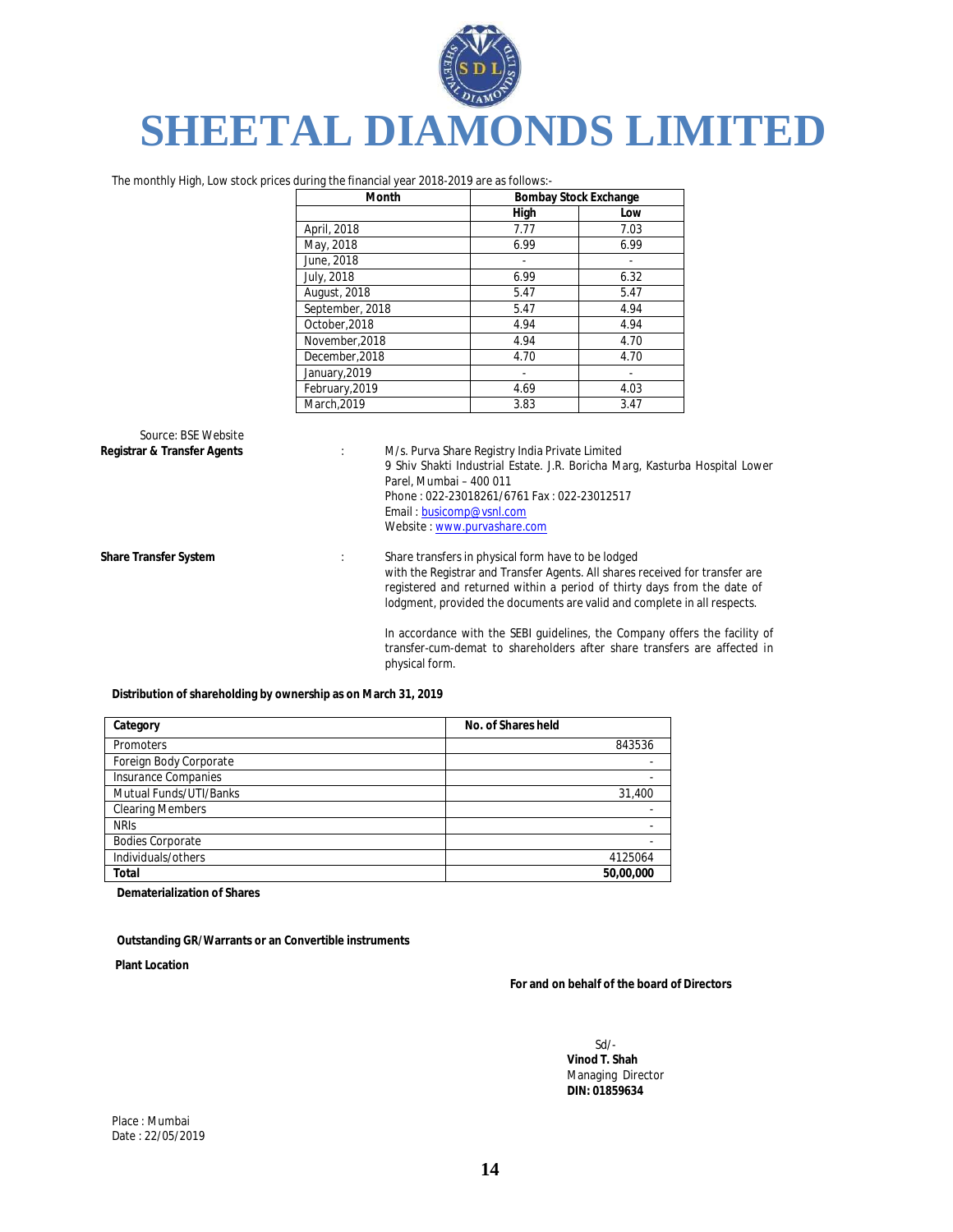# SHEETAL DIAMONDS LIMITED

The monthly High, Low stock prices during the financial year 2018-2019 are as follows:-

| Month | Bombay Stock Exchange | |
|---|---|---|
| | High | Low |
| April, 2018 | 7.77 | 7.03 |
| May, 2018 | 6.99 | 6.99 |
| June, 2018 | - | - |
| July, 2018 | 6.99 | 6.32 |
| August, 2018 | 5.47 | 5.47 |
| September, 2018 | 5.47 | 4.94 |
| October,2018 | 4.94 | 4.94 |
| November,2018 | 4.94 | 4.70 |
| December,2018 | 4.70 | 4.70 |
| January,2019 | - | - |
| February,2019 | 4.69 | 4.03 |
| March,2019 | 3.83 | 3.47 |

Source: BSE Website

**Registrar & Transfer Agents** : M/s. Purva Share Registry India Private Limited
9 Shiv Shakti Industrial Estate. J.R. Boricha Marg, Kasturba Hospital Lower Parel, Mumbai – 400 011
Phone : 022-23018261/6761 Fax : 022-23012517
Email : busicomp@vsnl.com
Website : www.purvashare.com

**Share Transfer System** : Share transfers in physical form have to be lodged with the Registrar and Transfer Agents. All shares received for transfer are registered and returned within a period of thirty days from the date of lodgment, provided the documents are valid and complete in all respects.

In accordance with the SEBI guidelines, the Company offers the facility of transfer-cum-demat to shareholders after share transfers are affected in physical form.

**Distribution of shareholding by ownership as on March 31, 2019**

| Category | No. of Shares held |
|---|---|
| Promoters | 843536 |
| Foreign Body Corporate | - |
| Insurance Companies | - |
| Mutual Funds/UTI/Banks | 31,400 |
| Clearing Members | - |
| NRIs | - |
| Bodies Corporate | - |
| Individuals/others | 4125064 |
| **Total** | **50,00,000** |

**Dematerialization of Shares**

**Outstanding GR/Warrants or an Convertible instruments**

**Plant Location**

**For and on behalf of the board of Directors**

Sd/-
**Vinod T. Shah**
Managing Director
**DIN: 01859634**

Place : Mumbai
Date : 22/05/2019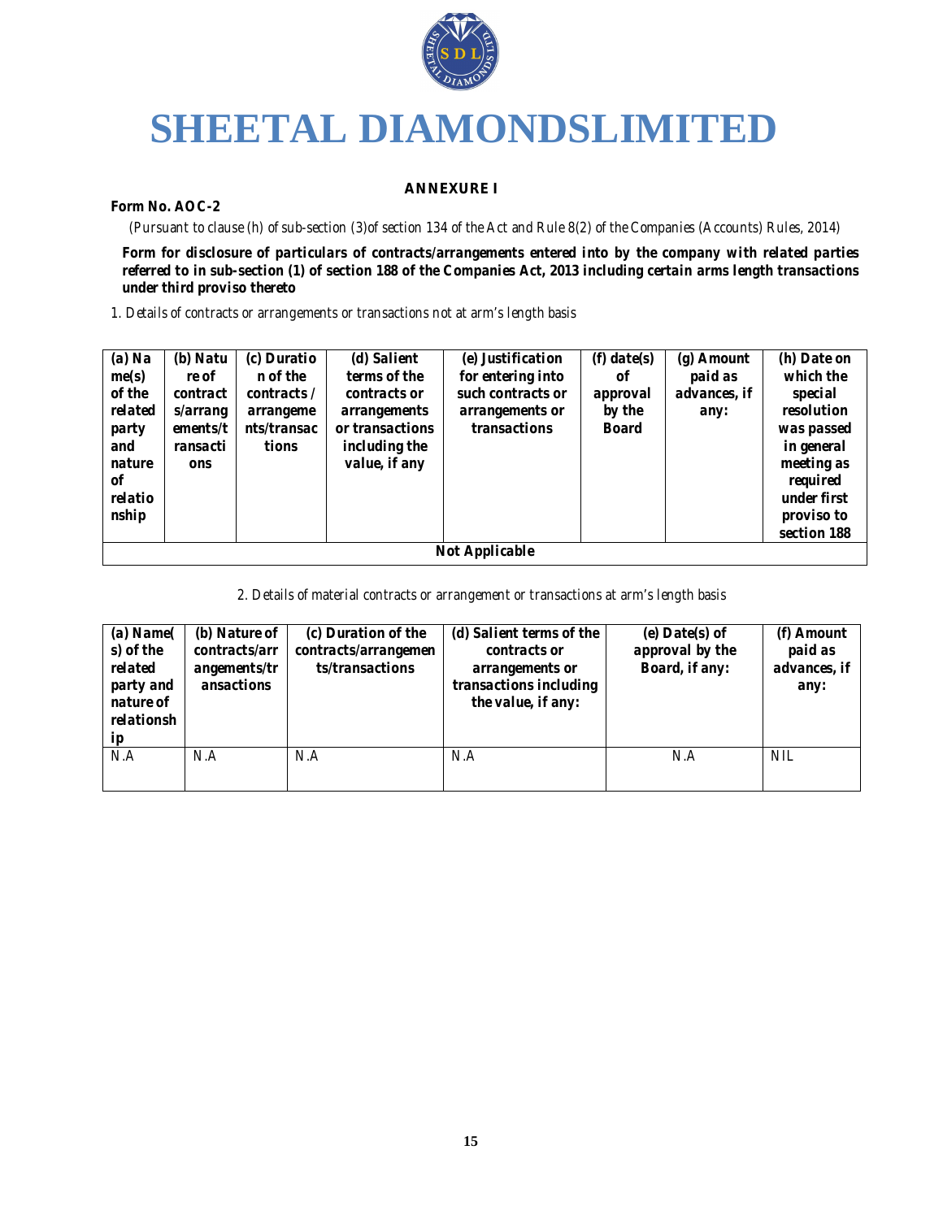# SHEETAL DIAMONDSLIMITED

**ANNEXURE I**

**Form No. AOC-2**

*(Pursuant to clause (h) of sub-section (3)of section 134 of the Act and Rule 8(2) of the Companies (Accounts) Rules, 2014)*

**Form for disclosure of particulars of contracts/arrangements entered into by the company with related parties referred to in sub-section (1) of section 188 of the Companies Act, 2013 including certain arms length transactions under third proviso thereto**

1. Details of contracts or arrangements or transactions not at arm's length basis

| (a) Name(s) of the related party and nature of relationship | (b) Nature of contracts/arrangements/transactions | (c) Duration of the contracts / arrangements/transactions | (d) Salient terms of the contracts or arrangements or transactions including the value, if any | (e) Justification for entering into such contracts or arrangements or transactions | (f) date(s) of approval by the Board | (g) Amount paid as advances, if any: | (h) Date on which the special resolution was passed in general meeting as required under first proviso to section 188 |
|---|---|---|---|---|---|---|---|
| Not Applicable | | | | | | | |

2. Details of material contracts or arrangement or transactions at arm's length basis

| (a) Name(s) of the related party and nature of relationship | (b) Nature of contracts/arrangements/transactions | (c) Duration of the contracts/arrangements/transactions | (d) Salient terms of the contracts or arrangements or transactions including the value, if any: | (e) Date(s) of approval by the Board, if any: | (f) Amount paid as advances, if any: |
|---|---|---|---|---|---|
| N.A | N.A | N.A | N.A | N.A | NIL |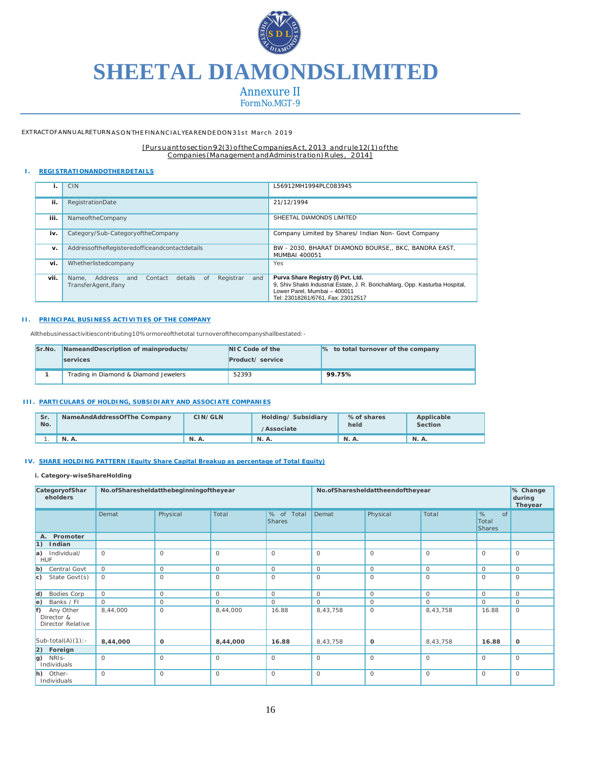# SHEETAL DIAMONDSLIMITED

Annexure II

FormNo.MGT-9

EXTRACTOFANNUALRETURNASONTHEFINANCIALYEARENDEDON31st March 2019

[Pursuanttosection92(3)oftheCompaniesAct,2013 andrule12(1)ofthe Companies(ManagementandAdministration)Rules, 2014]

## I. REGISTRATIONANDOTHERDETAILS:

| | | |
|---|---|---|
| i. | CIN | L56912MH1994PLC083945 |
| ii. | RegistrationDate | 21/12/1994 |
| iii. | NameoftheCompany | SHEETAL DIAMONDS LIMITED |
| iv. | Category/Sub-CategoryoftheCompany | Company Limited by Shares/ Indian Non- Govt Company |
| v. | AddressoftheRegisteredofficeandcontactdetails | BW - 2030, BHARAT DIAMOND BOURSE,, BKC, BANDRA EAST, MUMBAI 400051 |
| vi. | Whetherlistedcompany | Yes |
| vii. | Name, Address and Contact details of Registrar and TransferAgent,ifany | **Purva Share Registry (I) Pvt. Ltd.** 9, Shiv Shakti Industrial Estate, J. R. BorichaMarg, Opp. Kasturba Hospital, Lower Parel, Mumbai – 400011 Tel: 23018261/6761, Fax: 23012517 |

## II. PRINCIPAL BUSINESS ACTIVITIES OF THE COMPANY

Allthebusinessactivitiescontributing10%ormoreofthetotal turnoverofthecompanyshallbestated:-

| Sr.No. | NameandDescription of mainproducts/ services | NIC Code of the Product/ service | % to total turnover of the company |
|---|---|---|---|
| 1 | Trading in Diamond & Diamond Jewelers | 52393 | **99.75%** |

## III. PARTICULARS OF HOLDING, SUBSIDIARY AND ASSOCIATE COMPANIES

| Sr. No. | NameAndAddressOfThe Company | CIN/GLN | Holding/ Subsidiary /Associate | % of shares held | Applicable Section |
|---|---|---|---|---|---|
| 1. | **N. A.** | **N. A.** | **N. A.** | **N. A.** | **N. A.** |

## IV. SHARE HOLDING PATTERN (Equity Share Capital Breakup as percentage of Total Equity)

### i. Category-wiseShareHolding

| CategoryofShareholders | No.ofSharesheldatthebeginningoftheyear | | | | No.ofSharesheldattheendoftheyear | | | | % Change during Theyear |
|---|---|---|---|---|---|---|---|---|---|
| | Demat | Physical | Total | % of Total Shares | Demat | Physical | Total | % of Total Shares | |
| **A. Promoter** | | | | | | | | | |
| **1) Indian** | | | | | | | | | |
| a) Individual/ HUF | 0 | 0 | 0 | 0 | 0 | 0 | 0 | 0 | 0 |
| b) Central Govt | 0 | 0 | 0 | 0 | 0 | 0 | 0 | 0 | 0 |
| c) State Govt(s) | 0 | 0 | 0 | 0 | 0 | 0 | 0 | 0 | 0 |
| d) Bodies Corp | 0 | 0 | 0 | 0 | 0 | 0 | 0 | 0 | 0 |
| e) Banks / FI | 0 | 0 | 0 | 0 | 0 | 0 | 0 | 0 | 0 |
| f) Any Other Director & Director Relative | 8,44,000 | 0 | 8,44,000 | 16.88 | 8,43,758 | 0 | 8,43,758 | 16.88 | 0 |
| Sub-total(A)(1):- | **8,44,000** | **0** | **8,44,000** | **16.88** | 8,43,758 | **0** | 8,43,758 | **16.88** | **0** |
| **2) Foreign** | | | | | | | | | |
| g) NRIs-Individuals | 0 | 0 | 0 | 0 | 0 | 0 | 0 | 0 | 0 |
| h) Other-Individuals | 0 | 0 | 0 | 0 | 0 | 0 | 0 | 0 | 0 |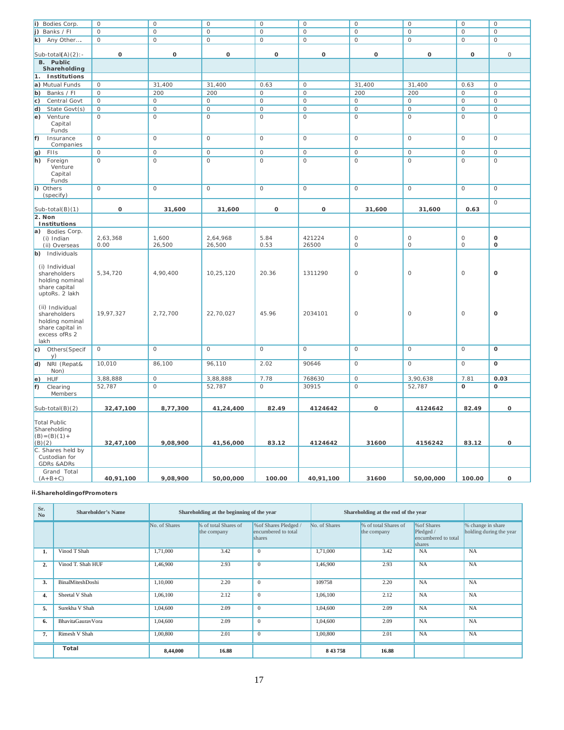| | | | | | | | | |
|---|---|---|---|---|---|---|---|---|
| i) Bodies Corp. | 0 | 0 | 0 | 0 | 0 | 0 | 0 | 0 | 0 |
| j) Banks / FI | 0 | 0 | 0 | 0 | 0 | 0 | 0 | 0 | 0 |
| k) Any Other... | 0 | 0 | 0 | 0 | 0 | 0 | 0 | 0 | 0 |
| Sub-total(A)(2):- | **0** | **0** | **0** | **0** | **0** | **0** | **0** | **0** | 0 |
| **B. Public Shareholding** | | | | | | | | | |
| **1. Institutions** | | | | | | | | | |
| a) Mutual Funds | 0 | 31,400 | 31,400 | 0.63 | 0 | 31,400 | 31,400 | 0.63 | 0 |
| b) Banks / FI | 0 | 200 | 200 | 0 | 0 | 200 | 200 | 0 | 0 |
| c) Central Govt | 0 | 0 | 0 | 0 | 0 | 0 | 0 | 0 | 0 |
| d) State Govt(s) | 0 | 0 | 0 | 0 | 0 | 0 | 0 | 0 | 0 |
| e) Venture Capital Funds | 0 | 0 | 0 | 0 | 0 | 0 | 0 | 0 | 0 |
| f) Insurance Companies | 0 | 0 | 0 | 0 | 0 | 0 | 0 | 0 | 0 |
| g) FIIs | 0 | 0 | 0 | 0 | 0 | 0 | 0 | 0 | 0 |
| h) Foreign Venture Capital Funds | 0 | 0 | 0 | 0 | 0 | 0 | 0 | 0 | 0 |
| i) Others (specify) | 0 | 0 | 0 | 0 | 0 | 0 | 0 | 0 | 0 |
| Sub-total(B)(1) | **0** | **31,600** | **31,600** | **0** | **0** | **31,600** | **31,600** | **0.63** | 0 |
| **2. Non Institutions** | | | | | | | | | |
| a) Bodies Corp. (i) Indian (ii) Overseas | 2,63,368 0.00 | 1,600 26,500 | 2,64,968 26,500 | 5.84 0.53 | 421224 26500 | 0 0 | 0 0 | 0 0 | **0 0** |
| b) Individuals | | | | | | | | | |
| (i) Individual shareholders holding nominal share capital uptoRs. 2 lakh | 5,34,720 | 4,90,400 | 10,25,120 | 20.36 | 1311290 | 0 | 0 | 0 | **0** |
| (ii) Individual shareholders holding nominal share capital in excess ofRs 2 lakh | 19,97,327 | 2,72,700 | 22,70,027 | 45.96 | 2034101 | 0 | 0 | 0 | **0** |
| c) Others(Specify) | 0 | 0 | 0 | 0 | 0 | 0 | 0 | 0 | **0** |
| d) NRI (Repat& Non) | 10,010 | 86,100 | 96,110 | 2.02 | 90646 | 0 | 0 | 0 | **0** |
| e) HUF | 3,88,888 | 0 | 3,88,888 | 7.78 | 768630 | 0 | 3,90,638 | 7.81 | **0.03** |
| f) Clearing Members | 52,787 | 0 | 52,787 | 0 | 30915 | 0 | 52,787 | **0** | **0** |
| Sub-total(B)(2) | **32,47,100** | **8,77,300** | **41,24,400** | **82.49** | **4124642** | **0** | **4124642** | **82.49** | **0** |
| Total Public Shareholding (B)=(B)(1)+ (B)(2) | **32,47,100** | **9,08,900** | **41,56,000** | **83.12** | **4124642** | **31600** | **4156242** | **83.12** | **0** |
| C. Shares held by Custodian for GDRs &ADRs | | | | | | | | | |
| Grand Total (A+B+C) | **40,91,100** | **9,08,900** | **50,00,000** | **100.00** | **40,91,100** | **31600** | **50,00,000** | **100.00** | **0** |

**ii.ShareholdingofPromoters**

| Sr. No | Shareholder's Name | Shareholding at the beginning of the year | | | Shareholding at the end of the year | | | |
|---|---|---|---|---|---|---|---|---|
| | | No. of Shares | % of total Shares of the company | %of Shares Pledged / encumbered to total shares | No. of Shares | % of total Shares of the company | %of Shares Pledged / encumbered to total shares | % change in share holding during the year |
| 1. | Vinod T Shah | 1,71,000 | 3.42 | 0 | 1,71,000 | 3.42 | NA | NA |
| 2. | Vinod T. Shah HUF | 1,46,900 | 2.93 | 0 | 1,46,900 | 2.93 | NA | NA |
| 3. | BinalMiteshDoshi | 1,10,000 | 2.20 | 0 | 109758 | 2.20 | NA | NA |
| 4. | Sheetal V Shah | 1,06,100 | 2.12 | 0 | 1,06,100 | 2.12 | NA | NA |
| 5. | Surekha V Shah | 1,04,600 | 2.09 | 0 | 1,04,600 | 2.09 | NA | NA |
| 6. | BhavitaGauravVora | 1,04,600 | 2.09 | 0 | 1,04,600 | 2.09 | NA | NA |
| 7. | Rimesh V Shah | 1,00,800 | 2.01 | 0 | 1,00,800 | 2.01 | NA | NA |
| | **Total** | **8,44,000** | **16.88** | | **8 43 758** | **16.88** | | |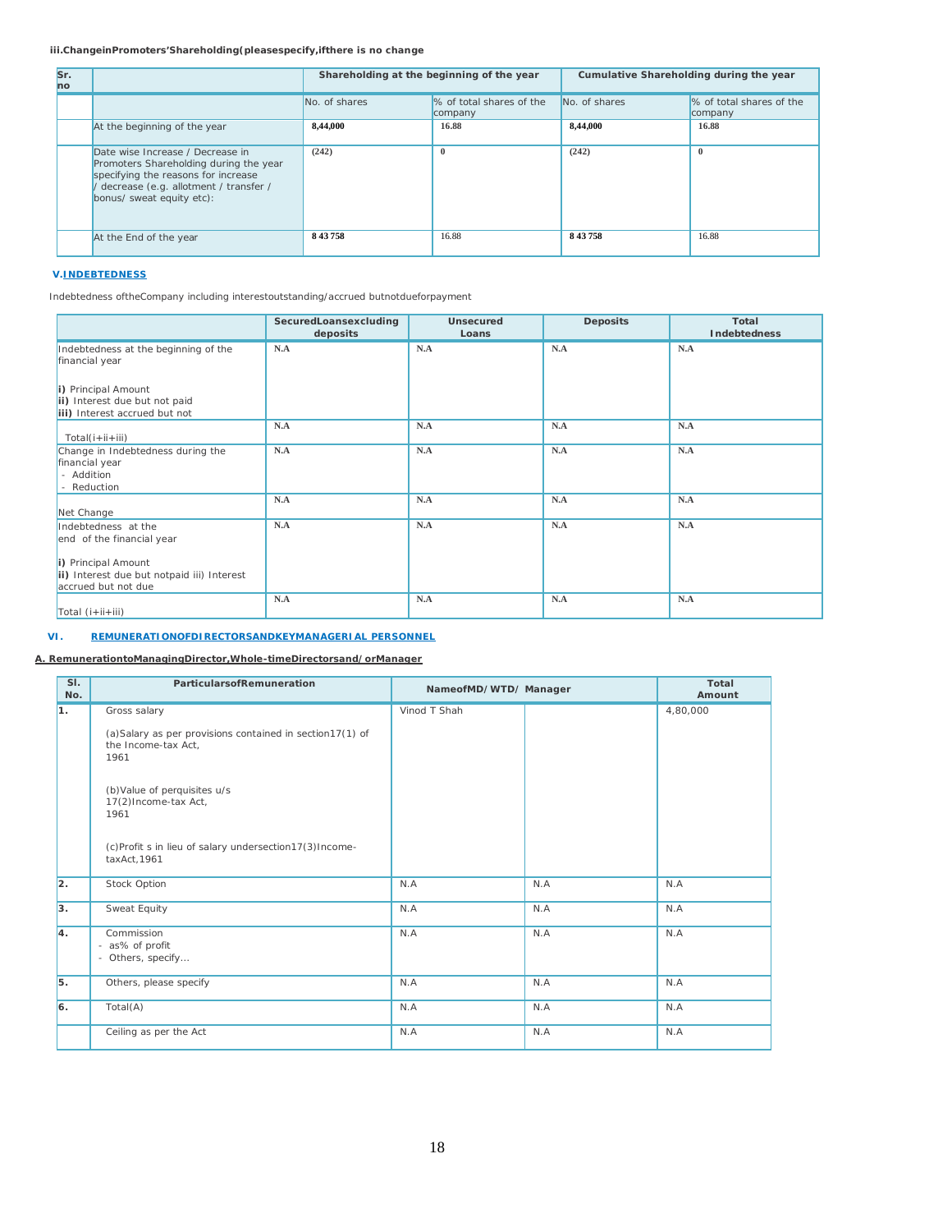iii.ChangeinPromoters'Shareholding(pleasespecify,ifthere is no change

| Sr. no | | Shareholding at the beginning of the year | | Cumulative Shareholding during the year | |
|---|---|---|---|---|---|
| | | No. of shares | % of total shares of the company | No. of shares | % of total shares of the company |
| | At the beginning of the year | 8,44,000 | 16.88 | 8,44,000 | 16.88 |
| | Date wise Increase / Decrease in Promoters Shareholding during the year specifying the reasons for increase / decrease (e.g. allotment / transfer / bonus/ sweat equity etc): | (242) | 0 | (242) | 0 |
| | At the End of the year | 8 43 758 | 16.88 | 8 43 758 | 16.88 |

## V.INDEBTEDNESS

Indebtedness oftheCompany including interestoutstanding/accrued butnotdueforpayment

| | SecuredLoansexcluding deposits | Unsecured Loans | Deposits | Total Indebtedness |
|---|---|---|---|---|
| Indebtedness at the beginning of the financial year<br><br>i) Principal Amount<br>ii) Interest due but not paid<br>iii) Interest accrued but not | N.A | N.A | N.A | N.A |
| Total(i+ii+iii) | N.A | N.A | N.A | N.A |
| Change in Indebtedness during the financial year<br>- Addition<br>- Reduction | N.A | N.A | N.A | N.A |
| Net Change | N.A | N.A | N.A | N.A |
| Indebtedness at the end of the financial year<br><br>i) Principal Amount<br>ii) Interest due but notpaid iii) Interest accrued but not due | N.A | N.A | N.A | N.A |
| Total (i+ii+iii) | N.A | N.A | N.A | N.A |

## VI. REMUNERATIONOFDIRECTORSANDKEYMANAGERIAL PERSONNEL

**A. RemunerationtoManagingDirector,Whole-timeDirectorsand/orManager**

| Sl. No. | ParticularsofRemuneration | NameofMD/WTD/ Manager | | Total Amount |
|---|---|---|---|---|
| 1. | Gross salary<br><br>(a)Salary as per provisions contained in section17(1) of the Income-tax Act, 1961<br><br>(b)Value of perquisites u/s 17(2)Income-tax Act, 1961<br><br>(c)Profit s in lieu of salary undersection17(3)Income-taxAct,1961 | Vinod T Shah | | 4,80,000 |
| 2. | Stock Option | N.A | N.A | N.A |
| 3. | Sweat Equity | N.A | N.A | N.A |
| 4. | Commission<br>- as% of profit<br>- Others, specify... | N.A | N.A | N.A |
| 5. | Others, please specify | N.A | N.A | N.A |
| 6. | Total(A) | N.A | N.A | N.A |
| | Ceiling as per the Act | N.A | N.A | N.A |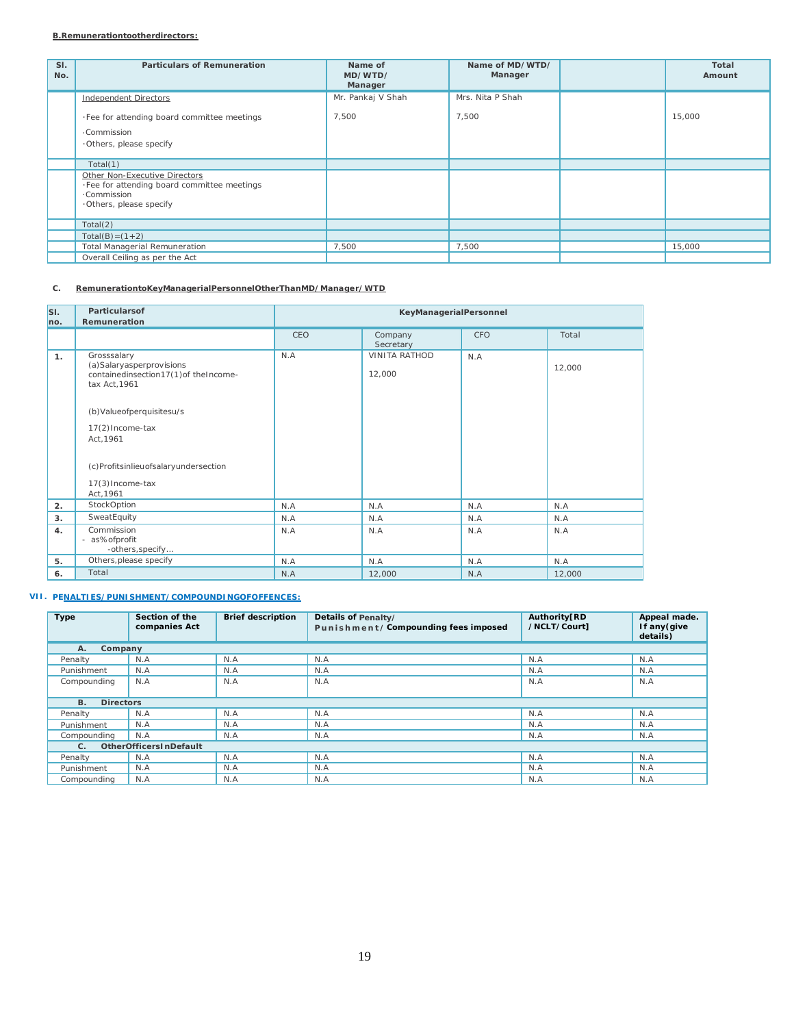**B.Remunerationtootherdirectors:**

| Sl. No. | Particulars of Remuneration | Name of MD/WTD/ Manager | Name of MD/WTD/ Manager | | Total Amount |
|---|---|---|---|---|---|
| | Independent Directors | Mr. Pankaj V Shah | Mrs. Nita P Shah | | |
| | ·Fee for attending board committee meetings<br>·Commission<br>·Others, please specify | 7,500 | 7,500 | | 15,000 |
| | Total(1) | | | | |
| | Other Non-Executive Directors<br>·Fee for attending board committee meetings<br>·Commission<br>·Others, please specify | | | | |
| | Total(2) | | | | |
| | Total(B)=(1+2) | | | | |
| | Total Managerial Remuneration | 7,500 | 7,500 | | 15,000 |
| | Overall Ceiling as per the Act | | | | |

**C. RemunerationtoKeyManagerialPersonnelOtherThanMD/Manager/WTD**

| Sl. no. | Particularsof Remuneration | KeyManagerialPersonnel | | | |
|---|---|---|---|---|---|
| | | CEO | Company Secretary | CFO | Total |
| 1. | Grosssalary<br>(a)Salaryasperprovisions containedinsection17(1)of theIncome-tax Act,1961<br>(b)Valueofperquisitesu/s 17(2)Income-tax Act,1961<br>(c)Profitsinlieuofsalaryundersection 17(3)Income-tax Act,1961 | N.A | VINITA RATHOD<br>12,000 | N.A | 12,000 |
| 2. | StockOption | N.A | N.A | N.A | N.A |
| 3. | SweatEquity | N.A | N.A | N.A | N.A |
| 4. | Commission<br>- as%ofprofit<br>-others,specify… | N.A | N.A | N.A | N.A |
| 5. | Others,please specify | N.A | N.A | N.A | N.A |
| 6. | Total | N.A | 12,000 | N.A | 12,000 |

**VII. PENALTIES/PUNISHMENT/COMPOUNDINGOFOFFENCES:**

| Type | Section of the companies Act | Brief description | Details of Penalty/ Punishment/ Compounding fees imposed | Authority[RD /NCLT/Court] | Appeal made. If any(give details) |
|---|---|---|---|---|---|
| **A. Company** | | | | | |
| Penalty | N.A | N.A | N.A | N.A | N.A |
| Punishment | N.A | N.A | N.A | N.A | N.A |
| Compounding | N.A | N.A | N.A | N.A | N.A |
| **B. Directors** | | | | | |
| Penalty | N.A | N.A | N.A | N.A | N.A |
| Punishment | N.A | N.A | N.A | N.A | N.A |
| Compounding | N.A | N.A | N.A | N.A | N.A |
| **C. OtherOfficersInDefault** | | | | | |
| Penalty | N.A | N.A | N.A | N.A | N.A |
| Punishment | N.A | N.A | N.A | N.A | N.A |
| Compounding | N.A | N.A | N.A | N.A | N.A |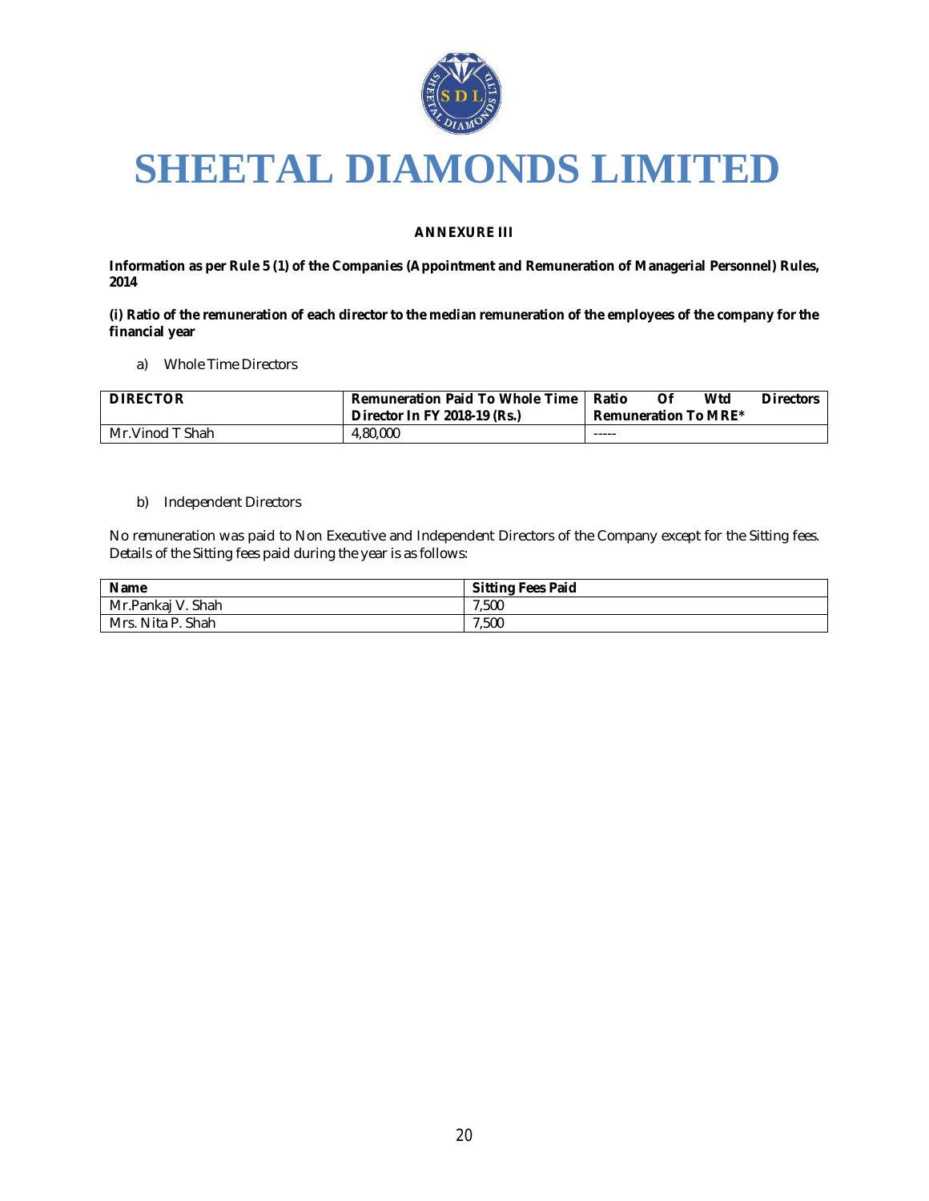# SHEETAL DIAMONDS LIMITED

**ANNEXURE III**

**Information as per Rule 5 (1) of the Companies (Appointment and Remuneration of Managerial Personnel) Rules, 2014**

**(i) Ratio of the remuneration of each director to the median remuneration of the employees of the company for the financial year**

a) Whole Time Directors

| DIRECTOR | Remuneration Paid To Whole Time Director In FY 2018-19 (Rs.) | Ratio Of Wtd Directors Remuneration To MRE* |
|---|---|---|
| Mr.Vinod T Shah | 4,80,000 | ----- |

b) Independent Directors

No remuneration was paid to Non Executive and Independent Directors of the Company except for the Sitting fees. Details of the Sitting fees paid during the year is as follows:

| Name | Sitting Fees Paid |
|---|---|
| Mr.Pankaj V. Shah | 7,500 |
| Mrs. Nita P. Shah | 7,500 |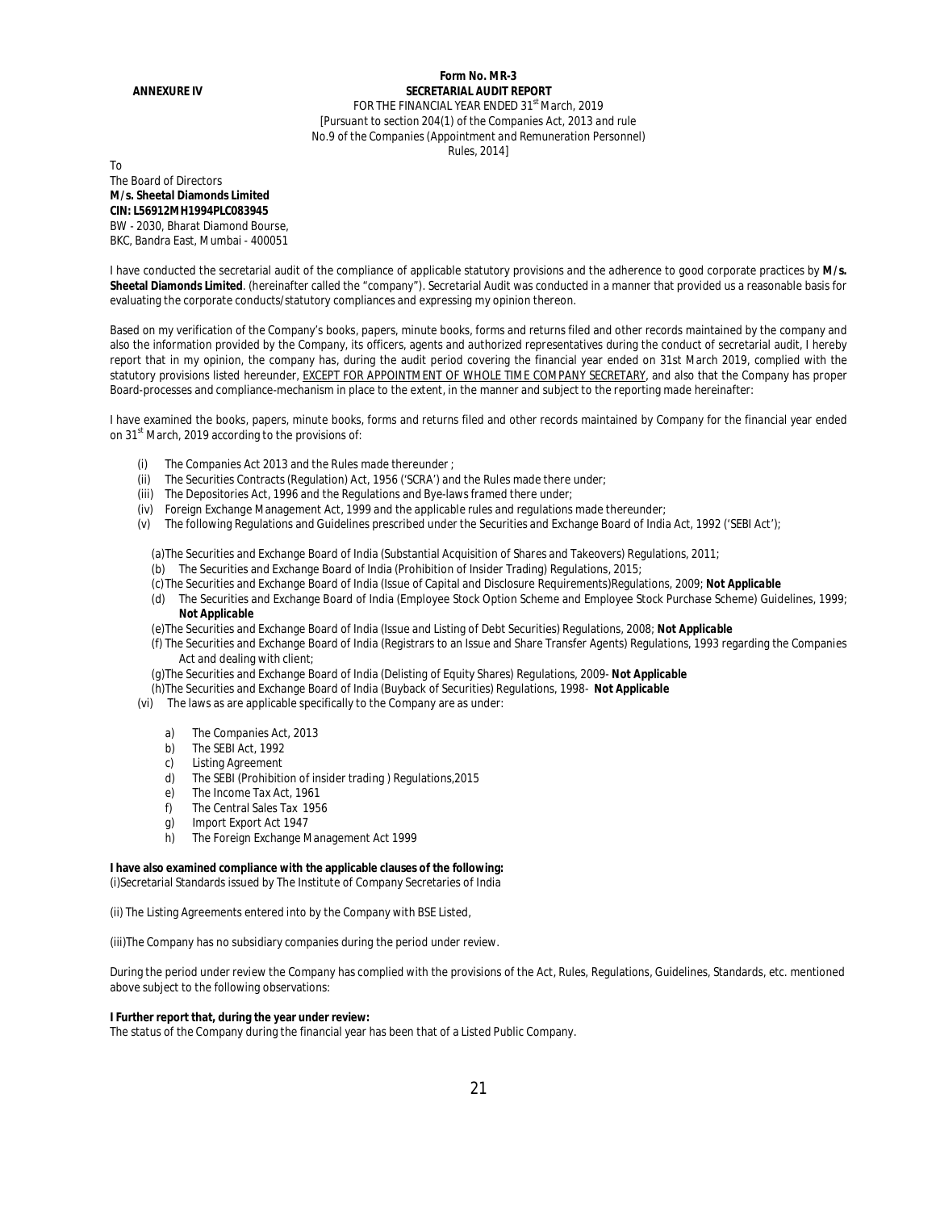**Form No. MR-3**

**ANNEXURE IV**

**SECRETARIAL AUDIT REPORT**

FOR THE FINANCIAL YEAR ENDED 31st March, 2019
[Pursuant to section 204(1) of the Companies Act, 2013 and rule No.9 of the Companies (Appointment and Remuneration Personnel) Rules, 2014]

To
The Board of Directors
**M/s. Sheetal Diamonds Limited**
**CIN: L56912MH1994PLC083945**
BW - 2030, Bharat Diamond Bourse,
BKC, Bandra East, Mumbai - 400051

I have conducted the secretarial audit of the compliance of applicable statutory provisions and the adherence to good corporate practices by **M/s. Sheetal Diamonds Limited**. (hereinafter called the "company"). Secretarial Audit was conducted in a manner that provided us a reasonable basis for evaluating the corporate conducts/statutory compliances and expressing my opinion thereon.

Based on my verification of the Company's books, papers, minute books, forms and returns filed and other records maintained by the company and also the information provided by the Company, its officers, agents and authorized representatives during the conduct of secretarial audit, I hereby report that in my opinion, the company has, during the audit period covering the financial year ended on 31st March 2019, complied with the statutory provisions listed hereunder, EXCEPT FOR APPOINTMENT OF WHOLE TIME COMPANY SECRETARY, and also that the Company has proper Board-processes and compliance-mechanism in place to the extent, in the manner and subject to the reporting made hereinafter:

I have examined the books, papers, minute books, forms and returns filed and other records maintained by Company for the financial year ended on 31st March, 2019 according to the provisions of:

(i) The Companies Act 2013 and the Rules made thereunder ;
(ii) The Securities Contracts (Regulation) Act, 1956 ('SCRA') and the Rules made there under;
(iii) The Depositories Act, 1996 and the Regulations and Bye-laws framed there under;
(iv) Foreign Exchange Management Act, 1999 and the applicable rules and regulations made thereunder;
(v) The following Regulations and Guidelines prescribed under the Securities and Exchange Board of India Act, 1992 ('SEBI Act');

(a) The Securities and Exchange Board of India (Substantial Acquisition of Shares and Takeovers) Regulations, 2011;
(b) The Securities and Exchange Board of India (Prohibition of Insider Trading) Regulations, 2015;
(c) The Securities and Exchange Board of India (Issue of Capital and Disclosure Requirements)Regulations, 2009; **Not Applicable**
(d) The Securities and Exchange Board of India (Employee Stock Option Scheme and Employee Stock Purchase Scheme) Guidelines, 1999; **Not Applicable**
(e) The Securities and Exchange Board of India (Issue and Listing of Debt Securities) Regulations, 2008; **Not Applicable**
(f) The Securities and Exchange Board of India (Registrars to an Issue and Share Transfer Agents) Regulations, 1993 regarding the Companies Act and dealing with client;
(g) The Securities and Exchange Board of India (Delisting of Equity Shares) Regulations, 2009- **Not Applicable**
(h) The Securities and Exchange Board of India (Buyback of Securities) Regulations, 1998- **Not Applicable**

(vi) The laws as are applicable specifically to the Company are as under:

a) The Companies Act, 2013
b) The SEBI Act, 1992
c) Listing Agreement
d) The SEBI (Prohibition of insider trading ) Regulations,2015
e) The Income Tax Act, 1961
f) The Central Sales Tax 1956
g) Import Export Act 1947
h) The Foreign Exchange Management Act 1999

**I have also examined compliance with the applicable clauses of the following:**
(i) Secretarial Standards issued by The Institute of Company Secretaries of India

(ii) The Listing Agreements entered into by the Company with BSE Listed,

(iii) The Company has no subsidiary companies during the period under review.

During the period under review the Company has complied with the provisions of the Act, Rules, Regulations, Guidelines, Standards, etc. mentioned above subject to the following observations:

**I Further report that, during the year under review:**
The status of the Company during the financial year has been that of a Listed Public Company.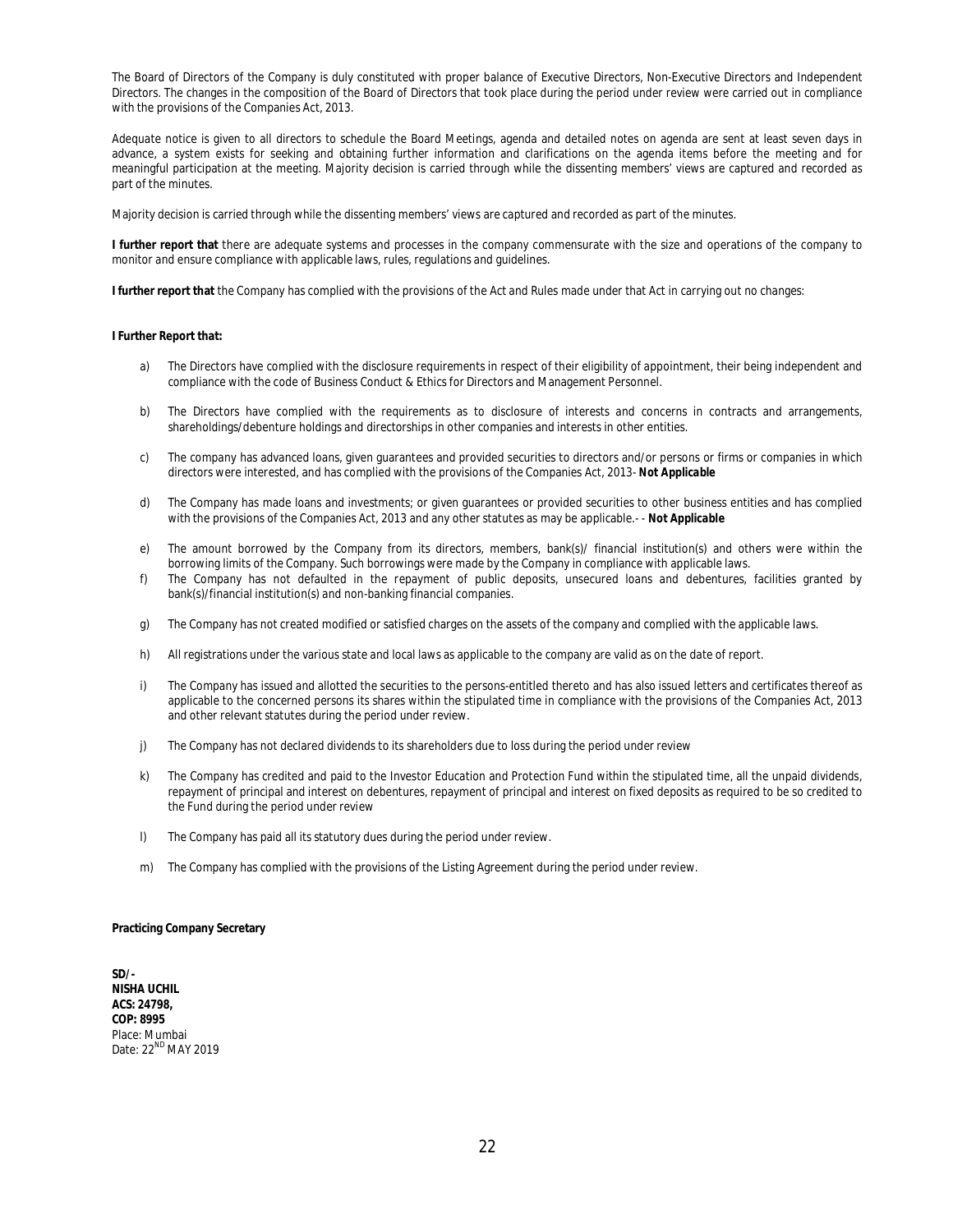The Board of Directors of the Company is duly constituted with proper balance of Executive Directors, Non-Executive Directors and Independent Directors. The changes in the composition of the Board of Directors that took place during the period under review were carried out in compliance with the provisions of the Companies Act, 2013.

Adequate notice is given to all directors to schedule the Board Meetings, agenda and detailed notes on agenda are sent at least seven days in advance, a system exists for seeking and obtaining further information and clarifications on the agenda items before the meeting and for meaningful participation at the meeting. Majority decision is carried through while the dissenting members' views are captured and recorded as part of the minutes.

Majority decision is carried through while the dissenting members' views are captured and recorded as part of the minutes.

**I further report that** there are adequate systems and processes in the company commensurate with the size and operations of the company to monitor and ensure compliance with applicable laws, rules, regulations and guidelines.

**I further report that** the Company has complied with the provisions of the Act and Rules made under that Act in carrying out no changes:

**I Further Report that:**

a) The Directors have complied with the disclosure requirements in respect of their eligibility of appointment, their being independent and compliance with the code of Business Conduct & Ethics for Directors and Management Personnel.

b) The Directors have complied with the requirements as to disclosure of interests and concerns in contracts and arrangements, shareholdings/debenture holdings and directorships in other companies and interests in other entities.

c) The company has advanced loans, given guarantees and provided securities to directors and/or persons or firms or companies in which directors were interested, and has complied with the provisions of the Companies Act, 2013- ***Not Applicable***

d) The Company has made loans and investments; or given guarantees or provided securities to other business entities and has complied with the provisions of the Companies Act, 2013 and any other statutes as may be applicable.- - ***Not Applicable***

e) The amount borrowed by the Company from its directors, members, bank(s)/ financial institution(s) and others were within the borrowing limits of the Company. Such borrowings were made by the Company in compliance with applicable laws.

f) The Company has not defaulted in the repayment of public deposits, unsecured loans and debentures, facilities granted by bank(s)/financial institution(s) and non-banking financial companies.

g) The Company has not created modified or satisfied charges on the assets of the company and complied with the applicable laws.

h) All registrations under the various state and local laws as applicable to the company are valid as on the date of report.

i) The Company has issued and allotted the securities to the persons-entitled thereto and has also issued letters and certificates thereof as applicable to the concerned persons its shares within the stipulated time in compliance with the provisions of the Companies Act, 2013 and other relevant statutes during the period under review.

j) The Company has not declared dividends to its shareholders due to loss during the period under review

k) The Company has credited and paid to the Investor Education and Protection Fund within the stipulated time, all the unpaid dividends, repayment of principal and interest on debentures, repayment of principal and interest on fixed deposits as required to be so credited to the Fund during the period under review

l) The Company has paid all its statutory dues during the period under review.

m) The Company has complied with the provisions of the Listing Agreement during the period under review.

**Practicing Company Secretary**

**SD/-**
**NISHA UCHIL**
**ACS: 24798,**
**COP: 8995**
Place: Mumbai
Date: 22[ND] MAY 2019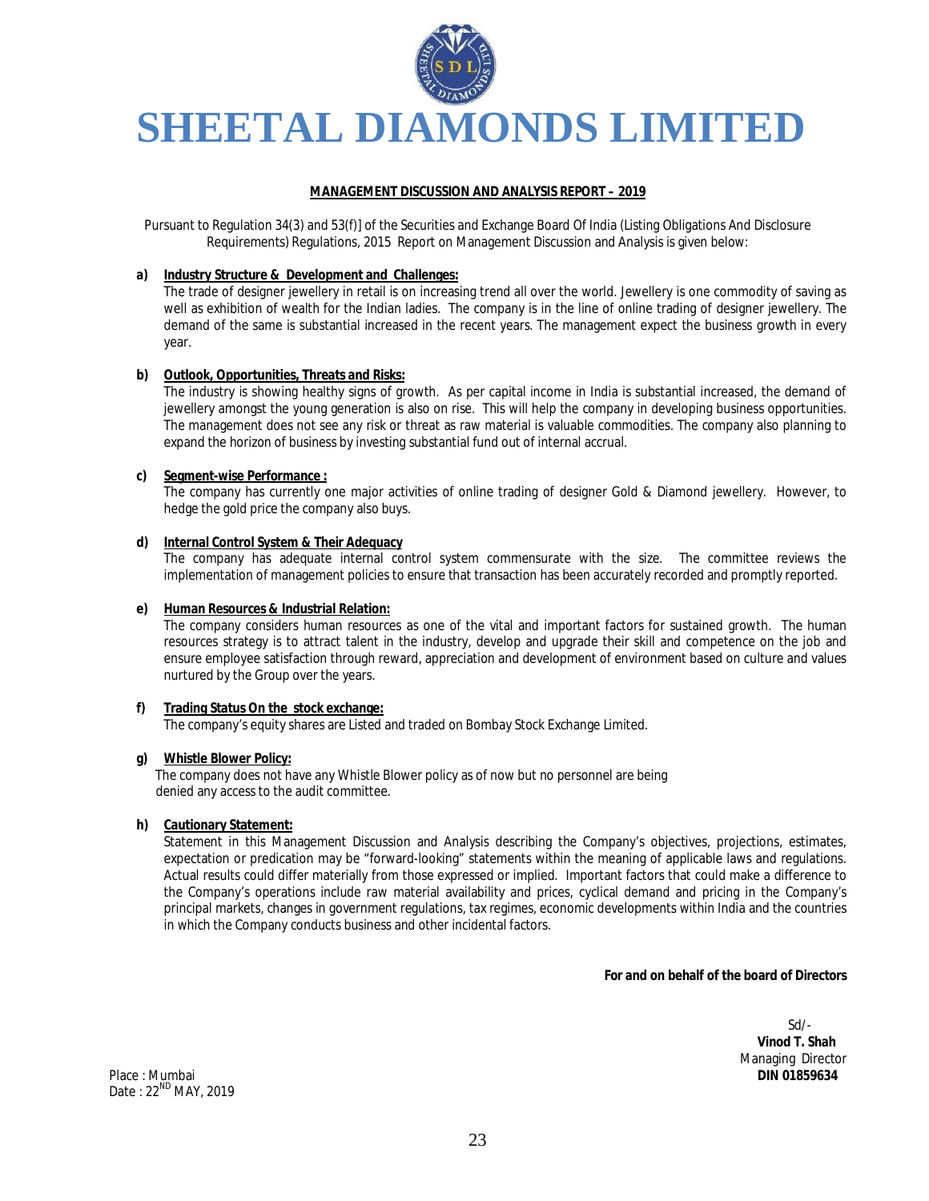# SHEETAL DIAMONDS LIMITED

**MANAGEMENT DISCUSSION AND ANALYSIS REPORT – 2019**

Pursuant to Regulation 34(3) and 53(f)] of the Securities and Exchange Board Of India (Listing Obligations And Disclosure Requirements) Regulations, 2015 Report on Management Discussion and Analysis is given below:

**a) Industry Structure & Development and Challenges:**

The trade of designer jewellery in retail is on increasing trend all over the world. Jewellery is one commodity of saving as well as exhibition of wealth for the Indian ladies. The company is in the line of online trading of designer jewellery. The demand of the same is substantial increased in the recent years. The management expect the business growth in every year.

**b) Outlook, Opportunities, Threats and Risks:**

The industry is showing healthy signs of growth. As per capital income in India is substantial increased, the demand of jewellery amongst the young generation is also on rise. This will help the company in developing business opportunities. The management does not see any risk or threat as raw material is valuable commodities. The company also planning to expand the horizon of business by investing substantial fund out of internal accrual.

**c) Segment-wise Performance :**

The company has currently one major activities of online trading of designer Gold & Diamond jewellery. However, to hedge the gold price the company also buys.

**d) Internal Control System & Their Adequacy**

The company has adequate internal control system commensurate with the size. The committee reviews the implementation of management policies to ensure that transaction has been accurately recorded and promptly reported.

**e) Human Resources & Industrial Relation:**

The company considers human resources as one of the vital and important factors for sustained growth. The human resources strategy is to attract talent in the industry, develop and upgrade their skill and competence on the job and ensure employee satisfaction through reward, appreciation and development of environment based on culture and values nurtured by the Group over the years.

**f) Trading Status On the stock exchange:**

The company's equity shares are Listed and traded on Bombay Stock Exchange Limited.

**g) Whistle Blower Policy:**

The company does not have any Whistle Blower policy as of now but no personnel are being denied any access to the audit committee.

**h) Cautionary Statement:**

Statement in this Management Discussion and Analysis describing the Company's objectives, projections, estimates, expectation or predication may be "forward-looking" statements within the meaning of applicable laws and regulations. Actual results could differ materially from those expressed or implied. Important factors that could make a difference to the Company's operations include raw material availability and prices, cyclical demand and pricing in the Company's principal markets, changes in government regulations, tax regimes, economic developments within India and the countries in which the Company conducts business and other incidental factors.

**For and on behalf of the board of Directors**

Sd/-
**Vinod T. Shah**
Managing Director
**DIN 01859634**

Place : Mumbai
Date : 22ND MAY, 2019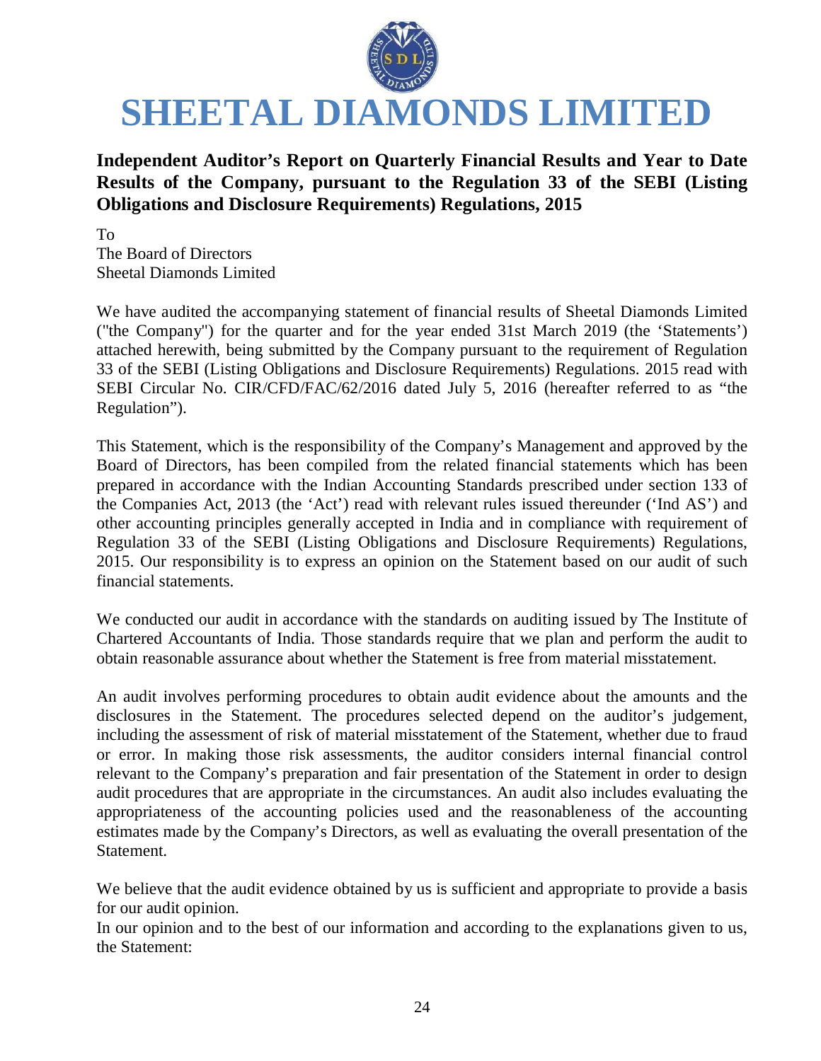# SHEETAL DIAMONDS LIMITED

## Independent Auditor's Report on Quarterly Financial Results and Year to Date Results of the Company, pursuant to the Regulation 33 of the SEBI (Listing Obligations and Disclosure Requirements) Regulations, 2015

To
The Board of Directors
Sheetal Diamonds Limited

We have audited the accompanying statement of financial results of Sheetal Diamonds Limited ("the Company") for the quarter and for the year ended 31st March 2019 (the 'Statements') attached herewith, being submitted by the Company pursuant to the requirement of Regulation 33 of the SEBI (Listing Obligations and Disclosure Requirements) Regulations. 2015 read with SEBI Circular No. CIR/CFD/FAC/62/2016 dated July 5, 2016 (hereafter referred to as "the Regulation").

This Statement, which is the responsibility of the Company's Management and approved by the Board of Directors, has been compiled from the related financial statements which has been prepared in accordance with the Indian Accounting Standards prescribed under section 133 of the Companies Act, 2013 (the 'Act') read with relevant rules issued thereunder ('Ind AS') and other accounting principles generally accepted in India and in compliance with requirement of Regulation 33 of the SEBI (Listing Obligations and Disclosure Requirements) Regulations, 2015. Our responsibility is to express an opinion on the Statement based on our audit of such financial statements.

We conducted our audit in accordance with the standards on auditing issued by The Institute of Chartered Accountants of India. Those standards require that we plan and perform the audit to obtain reasonable assurance about whether the Statement is free from material misstatement.

An audit involves performing procedures to obtain audit evidence about the amounts and the disclosures in the Statement. The procedures selected depend on the auditor's judgement, including the assessment of risk of material misstatement of the Statement, whether due to fraud or error. In making those risk assessments, the auditor considers internal financial control relevant to the Company's preparation and fair presentation of the Statement in order to design audit procedures that are appropriate in the circumstances. An audit also includes evaluating the appropriateness of the accounting policies used and the reasonableness of the accounting estimates made by the Company's Directors, as well as evaluating the overall presentation of the Statement.

We believe that the audit evidence obtained by us is sufficient and appropriate to provide a basis for our audit opinion.
In our opinion and to the best of our information and according to the explanations given to us, the Statement: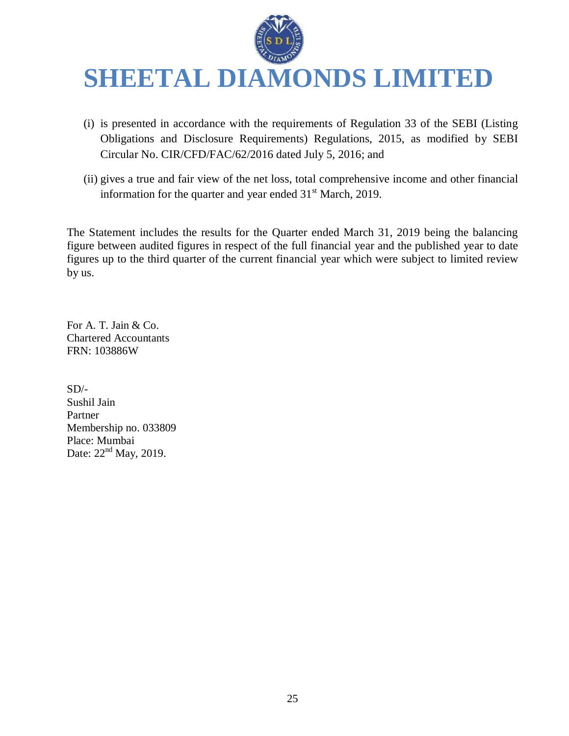(i) is presented in accordance with the requirements of Regulation 33 of the SEBI (Listing Obligations and Disclosure Requirements) Regulations, 2015, as modified by SEBI Circular No. CIR/CFD/FAC/62/2016 dated July 5, 2016; and

(ii) gives a true and fair view of the net loss, total comprehensive income and other financial information for the quarter and year ended 31st March, 2019.

The Statement includes the results for the Quarter ended March 31, 2019 being the balancing figure between audited figures in respect of the full financial year and the published year to date figures up to the third quarter of the current financial year which were subject to limited review by us.

For A. T. Jain & Co.
Chartered Accountants
FRN: 103886W

SD/-
Sushil Jain
Partner
Membership no. 033809
Place: Mumbai
Date: 22nd May, 2019.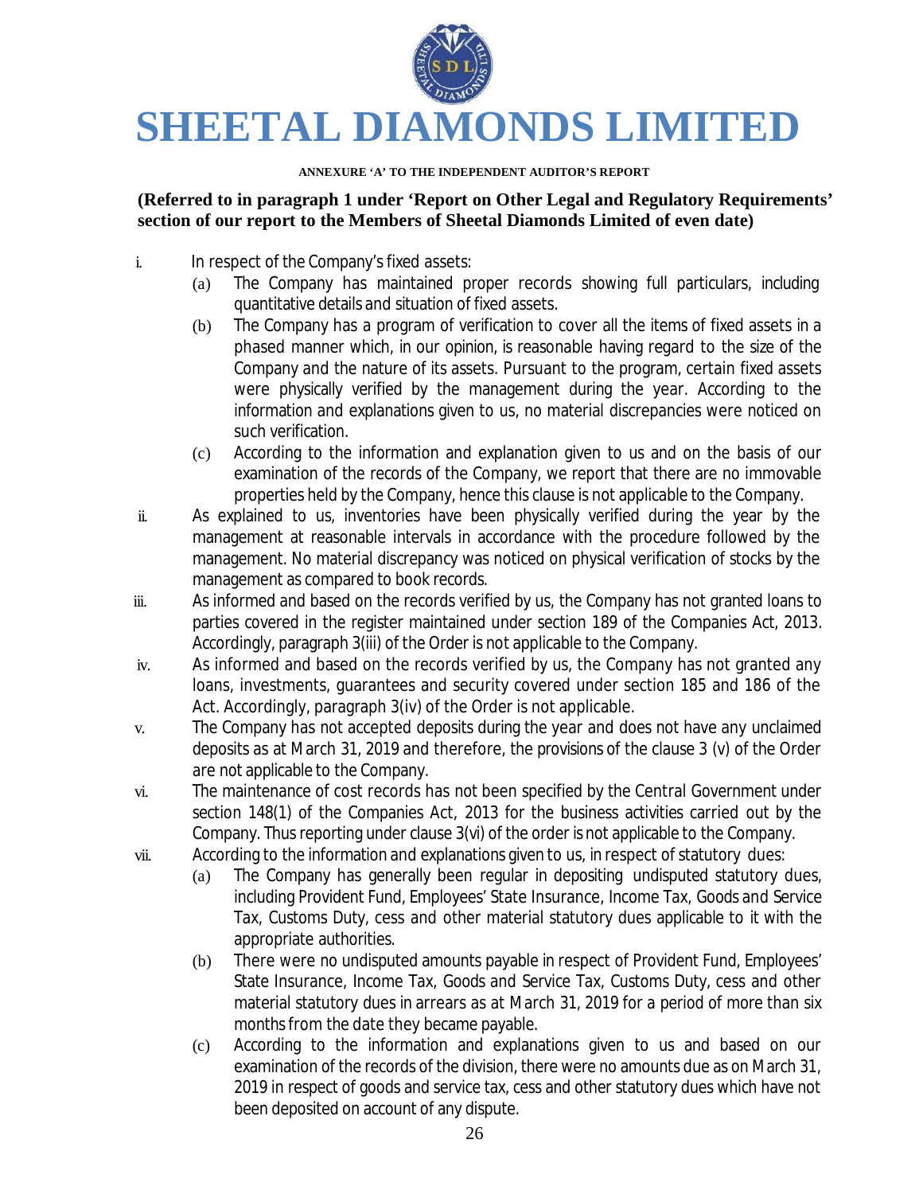# SHEETAL DIAMONDS LIMITED

**ANNEXURE 'A' TO THE INDEPENDENT AUDITOR'S REPORT**

**(Referred to in paragraph 1 under 'Report on Other Legal and Regulatory Requirements' section of our report to the Members of Sheetal Diamonds Limited of even date)**

i. In respect of the Company's fixed assets:
   (a) The Company has maintained proper records showing full particulars, including quantitative details and situation of fixed assets.
   (b) The Company has a program of verification to cover all the items of fixed assets in a phased manner which, in our opinion, is reasonable having regard to the size of the Company and the nature of its assets. Pursuant to the program, certain fixed assets were physically verified by the management during the year. According to the information and explanations given to us, no material discrepancies were noticed on such verification.
   (c) According to the information and explanation given to us and on the basis of our examination of the records of the Company, we report that there are no immovable properties held by the Company, hence this clause is not applicable to the Company.

ii. As explained to us, inventories have been physically verified during the year by the management at reasonable intervals in accordance with the procedure followed by the management. No material discrepancy was noticed on physical verification of stocks by the management as compared to book records.

iii. As informed and based on the records verified by us, the Company has not granted loans to parties covered in the register maintained under section 189 of the Companies Act, 2013. Accordingly, paragraph 3(iii) of the Order is not applicable to the Company.

iv. As informed and based on the records verified by us, the Company has not granted any loans, investments, guarantees and security covered under section 185 and 186 of the Act. Accordingly, paragraph 3(iv) of the Order is not applicable.

v. The Company has not accepted deposits during the year and does not have any unclaimed deposits as at March 31, 2019 and therefore, the provisions of the clause 3 (v) of the Order are not applicable to the Company.

vi. The maintenance of cost records has not been specified by the Central Government under section 148(1) of the Companies Act, 2013 for the business activities carried out by the Company. Thus reporting under clause 3(vi) of the order is not applicable to the Company.

vii. According to the information and explanations given to us, in respect of statutory dues:
   (a) The Company has generally been regular in depositing undisputed statutory dues, including Provident Fund, Employees' State Insurance, Income Tax, Goods and Service Tax, Customs Duty, cess and other material statutory dues applicable to it with the appropriate authorities.
   (b) There were no undisputed amounts payable in respect of Provident Fund, Employees' State Insurance, Income Tax, Goods and Service Tax, Customs Duty, cess and other material statutory dues in arrears as at March 31, 2019 for a period of more than six months from the date they became payable.
   (c) According to the information and explanations given to us and based on our examination of the records of the division, there were no amounts due as on March 31, 2019 in respect of goods and service tax, cess and other statutory dues which have not been deposited on account of any dispute.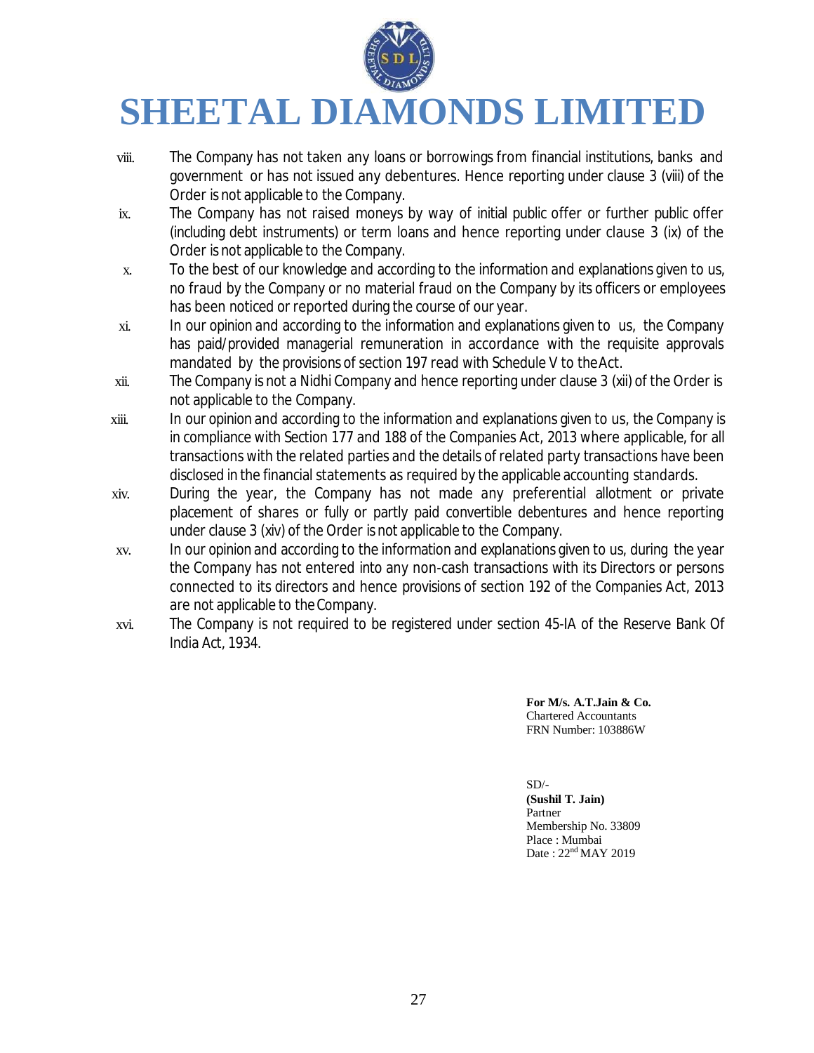viii. The Company has not taken any loans or borrowings from financial institutions, banks and government or has not issued any debentures. Hence reporting under clause 3 (viii) of the Order is not applicable to the Company.

ix. The Company has not raised moneys by way of initial public offer or further public offer (including debt instruments) or term loans and hence reporting under clause 3 (ix) of the Order is not applicable to the Company.

x. To the best of our knowledge and according to the information and explanations given to us, no fraud by the Company or no material fraud on the Company by its officers or employees has been noticed or reported during the course of our year.

xi. In our opinion and according to the information and explanations given to us, the Company has paid/provided managerial remuneration in accordance with the requisite approvals mandated by the provisions of section 197 read with Schedule V to the Act.

xii. The Company is not a Nidhi Company and hence reporting under clause 3 (xii) of the Order is not applicable to the Company.

xiii. In our opinion and according to the information and explanations given to us, the Company is in compliance with Section 177 and 188 of the Companies Act, 2013 where applicable, for all transactions with the related parties and the details of related party transactions have been disclosed in the financial statements as required by the applicable accounting standards.

xiv. During the year, the Company has not made any preferential allotment or private placement of shares or fully or partly paid convertible debentures and hence reporting under clause 3 (xiv) of the Order is not applicable to the Company.

xv. In our opinion and according to the information and explanations given to us, during the year the Company has not entered into any non-cash transactions with its Directors or persons connected to its directors and hence provisions of section 192 of the Companies Act, 2013 are not applicable to the Company.

xvi. The Company is not required to be registered under section 45-IA of the Reserve Bank Of India Act, 1934.

**For M/s. A.T.Jain & Co.**
Chartered Accountants
FRN Number: 103886W

SD/-
**(Sushil T. Jain)**
Partner
Membership No. 33809
Place : Mumbai
Date : 22nd MAY 2019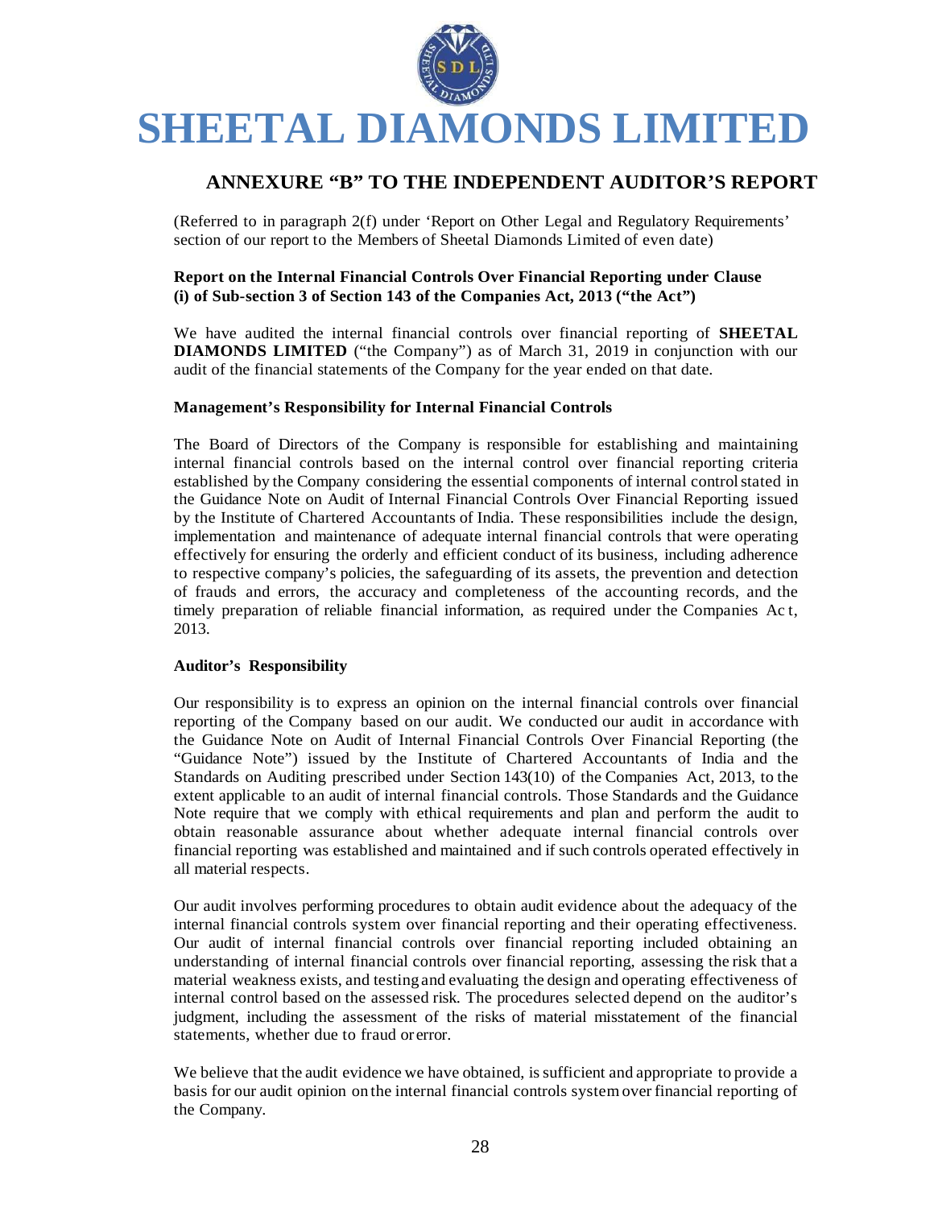# SHEETAL DIAMONDS LIMITED

## ANNEXURE "B" TO THE INDEPENDENT AUDITOR'S REPORT

(Referred to in paragraph 2(f) under 'Report on Other Legal and Regulatory Requirements' section of our report to the Members of Sheetal Diamonds Limited of even date)

**Report on the Internal Financial Controls Over Financial Reporting under Clause (i) of Sub-section 3 of Section 143 of the Companies Act, 2013 ("the Act")**

We have audited the internal financial controls over financial reporting of **SHEETAL DIAMONDS LIMITED** ("the Company") as of March 31, 2019 in conjunction with our audit of the financial statements of the Company for the year ended on that date.

**Management's Responsibility for Internal Financial Controls**

The Board of Directors of the Company is responsible for establishing and maintaining internal financial controls based on the internal control over financial reporting criteria established by the Company considering the essential components of internal control stated in the Guidance Note on Audit of Internal Financial Controls Over Financial Reporting issued by the Institute of Chartered Accountants of India. These responsibilities include the design, implementation and maintenance of adequate internal financial controls that were operating effectively for ensuring the orderly and efficient conduct of its business, including adherence to respective company's policies, the safeguarding of its assets, the prevention and detection of frauds and errors, the accuracy and completeness of the accounting records, and the timely preparation of reliable financial information, as required under the Companies Ac t, 2013.

**Auditor's Responsibility**

Our responsibility is to express an opinion on the internal financial controls over financial reporting of the Company based on our audit. We conducted our audit in accordance with the Guidance Note on Audit of Internal Financial Controls Over Financial Reporting (the "Guidance Note") issued by the Institute of Chartered Accountants of India and the Standards on Auditing prescribed under Section 143(10) of the Companies Act, 2013, to the extent applicable to an audit of internal financial controls. Those Standards and the Guidance Note require that we comply with ethical requirements and plan and perform the audit to obtain reasonable assurance about whether adequate internal financial controls over financial reporting was established and maintained and if such controls operated effectively in all material respects.

Our audit involves performing procedures to obtain audit evidence about the adequacy of the internal financial controls system over financial reporting and their operating effectiveness. Our audit of internal financial controls over financial reporting included obtaining an understanding of internal financial controls over financial reporting, assessing the risk that a material weakness exists, and testing and evaluating the design and operating effectiveness of internal control based on the assessed risk. The procedures selected depend on the auditor's judgment, including the assessment of the risks of material misstatement of the financial statements, whether due to fraud or error.

We believe that the audit evidence we have obtained, is sufficient and appropriate to provide a basis for our audit opinion on the internal financial controls system over financial reporting of the Company.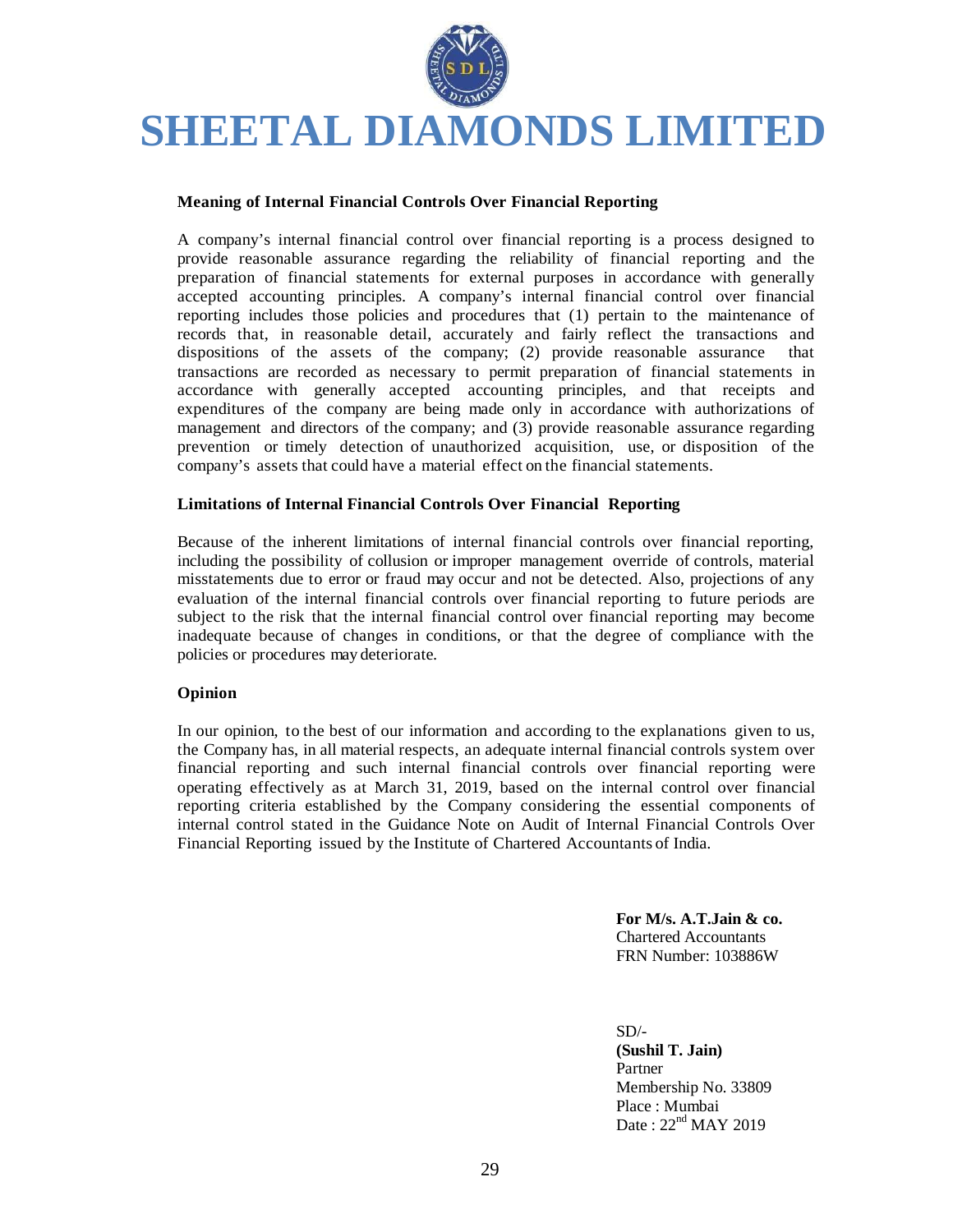# SHEETAL DIAMONDS LIMITED

**Meaning of Internal Financial Controls Over Financial Reporting**

A company's internal financial control over financial reporting is a process designed to provide reasonable assurance regarding the reliability of financial reporting and the preparation of financial statements for external purposes in accordance with generally accepted accounting principles. A company's internal financial control over financial reporting includes those policies and procedures that (1) pertain to the maintenance of records that, in reasonable detail, accurately and fairly reflect the transactions and dispositions of the assets of the company; (2) provide reasonable assurance that transactions are recorded as necessary to permit preparation of financial statements in accordance with generally accepted accounting principles, and that receipts and expenditures of the company are being made only in accordance with authorizations of management and directors of the company; and (3) provide reasonable assurance regarding prevention or timely detection of unauthorized acquisition, use, or disposition of the company's assets that could have a material effect on the financial statements.

**Limitations of Internal Financial Controls Over Financial Reporting**

Because of the inherent limitations of internal financial controls over financial reporting, including the possibility of collusion or improper management override of controls, material misstatements due to error or fraud may occur and not be detected. Also, projections of any evaluation of the internal financial controls over financial reporting to future periods are subject to the risk that the internal financial control over financial reporting may become inadequate because of changes in conditions, or that the degree of compliance with the policies or procedures may deteriorate.

**Opinion**

In our opinion, to the best of our information and according to the explanations given to us, the Company has, in all material respects, an adequate internal financial controls system over financial reporting and such internal financial controls over financial reporting were operating effectively as at March 31, 2019, based on the internal control over financial reporting criteria established by the Company considering the essential components of internal control stated in the Guidance Note on Audit of Internal Financial Controls Over Financial Reporting issued by the Institute of Chartered Accountants of India.

**For M/s. A.T.Jain & co.**
Chartered Accountants
FRN Number: 103886W

SD/-
**(Sushil T. Jain)**
Partner
Membership No. 33809
Place : Mumbai
Date : 22nd MAY 2019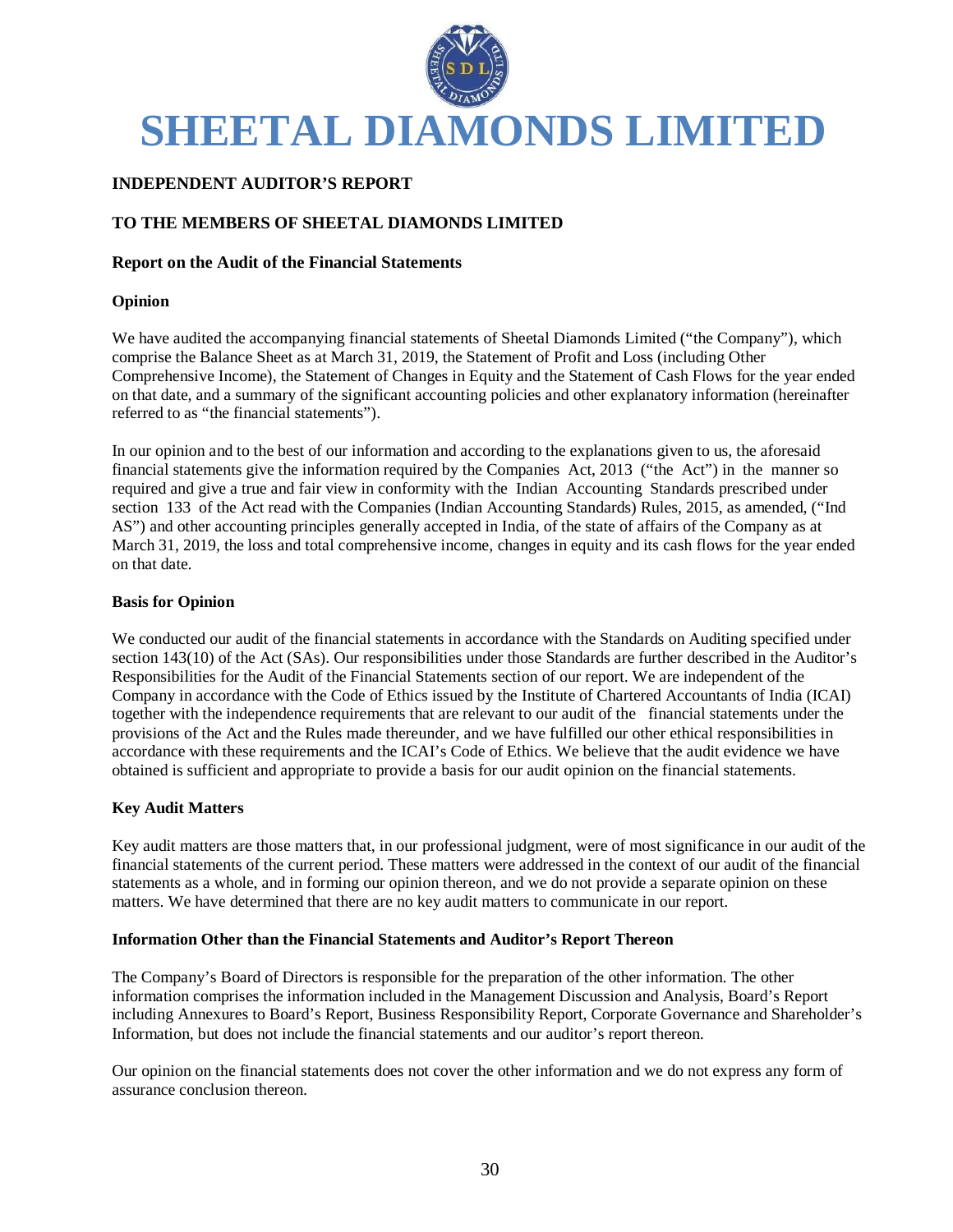# SHEETAL DIAMONDS LIMITED

## INDEPENDENT AUDITOR'S REPORT

## TO THE MEMBERS OF SHEETAL DIAMONDS LIMITED

### Report on the Audit of the Financial Statements

#### Opinion

We have audited the accompanying financial statements of Sheetal Diamonds Limited ("the Company"), which comprise the Balance Sheet as at March 31, 2019, the Statement of Profit and Loss (including Other Comprehensive Income), the Statement of Changes in Equity and the Statement of Cash Flows for the year ended on that date, and a summary of the significant accounting policies and other explanatory information (hereinafter referred to as "the financial statements").

In our opinion and to the best of our information and according to the explanations given to us, the aforesaid financial statements give the information required by the Companies Act, 2013 ("the Act") in the manner so required and give a true and fair view in conformity with the Indian Accounting Standards prescribed under section 133 of the Act read with the Companies (Indian Accounting Standards) Rules, 2015, as amended, ("Ind AS") and other accounting principles generally accepted in India, of the state of affairs of the Company as at March 31, 2019, the loss and total comprehensive income, changes in equity and its cash flows for the year ended on that date.

#### Basis for Opinion

We conducted our audit of the financial statements in accordance with the Standards on Auditing specified under section 143(10) of the Act (SAs). Our responsibilities under those Standards are further described in the Auditor's Responsibilities for the Audit of the Financial Statements section of our report. We are independent of the Company in accordance with the Code of Ethics issued by the Institute of Chartered Accountants of India (ICAI) together with the independence requirements that are relevant to our audit of the financial statements under the provisions of the Act and the Rules made thereunder, and we have fulfilled our other ethical responsibilities in accordance with these requirements and the ICAI's Code of Ethics. We believe that the audit evidence we have obtained is sufficient and appropriate to provide a basis for our audit opinion on the financial statements.

#### Key Audit Matters

Key audit matters are those matters that, in our professional judgment, were of most significance in our audit of the financial statements of the current period. These matters were addressed in the context of our audit of the financial statements as a whole, and in forming our opinion thereon, and we do not provide a separate opinion on these matters. We have determined that there are no key audit matters to communicate in our report.

#### Information Other than the Financial Statements and Auditor's Report Thereon

The Company's Board of Directors is responsible for the preparation of the other information. The other information comprises the information included in the Management Discussion and Analysis, Board's Report including Annexures to Board's Report, Business Responsibility Report, Corporate Governance and Shareholder's Information, but does not include the financial statements and our auditor's report thereon.

Our opinion on the financial statements does not cover the other information and we do not express any form of assurance conclusion thereon.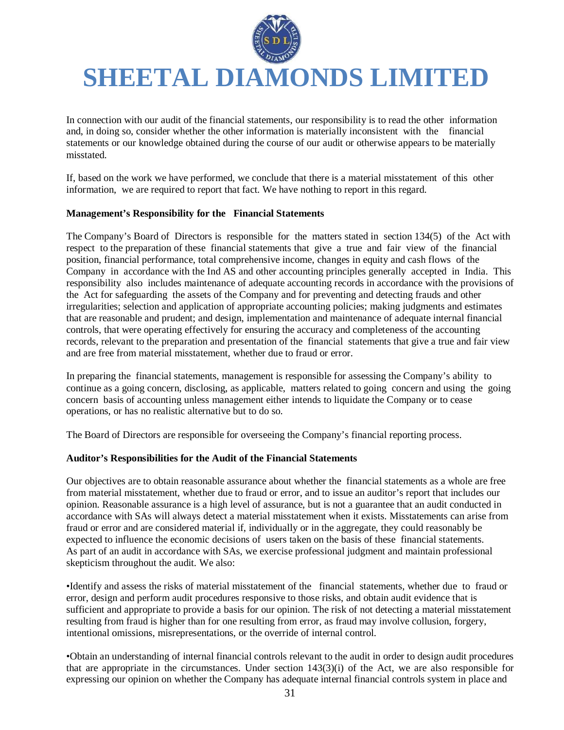In connection with our audit of the financial statements, our responsibility is to read the other information and, in doing so, consider whether the other information is materially inconsistent with the financial statements or our knowledge obtained during the course of our audit or otherwise appears to be materially misstated.

If, based on the work we have performed, we conclude that there is a material misstatement of this other information, we are required to report that fact. We have nothing to report in this regard.

**Management's Responsibility for the Financial Statements**

The Company's Board of Directors is responsible for the matters stated in section 134(5) of the Act with respect to the preparation of these financial statements that give a true and fair view of the financial position, financial performance, total comprehensive income, changes in equity and cash flows of the Company in accordance with the Ind AS and other accounting principles generally accepted in India. This responsibility also includes maintenance of adequate accounting records in accordance with the provisions of the Act for safeguarding the assets of the Company and for preventing and detecting frauds and other irregularities; selection and application of appropriate accounting policies; making judgments and estimates that are reasonable and prudent; and design, implementation and maintenance of adequate internal financial controls, that were operating effectively for ensuring the accuracy and completeness of the accounting records, relevant to the preparation and presentation of the financial statements that give a true and fair view and are free from material misstatement, whether due to fraud or error.

In preparing the financial statements, management is responsible for assessing the Company's ability to continue as a going concern, disclosing, as applicable, matters related to going concern and using the going concern basis of accounting unless management either intends to liquidate the Company or to cease operations, or has no realistic alternative but to do so.

The Board of Directors are responsible for overseeing the Company's financial reporting process.

**Auditor's Responsibilities for the Audit of the Financial Statements**

Our objectives are to obtain reasonable assurance about whether the financial statements as a whole are free from material misstatement, whether due to fraud or error, and to issue an auditor's report that includes our opinion. Reasonable assurance is a high level of assurance, but is not a guarantee that an audit conducted in accordance with SAs will always detect a material misstatement when it exists. Misstatements can arise from fraud or error and are considered material if, individually or in the aggregate, they could reasonably be expected to influence the economic decisions of users taken on the basis of these financial statements. As part of an audit in accordance with SAs, we exercise professional judgment and maintain professional skepticism throughout the audit. We also:

•Identify and assess the risks of material misstatement of the financial statements, whether due to fraud or error, design and perform audit procedures responsive to those risks, and obtain audit evidence that is sufficient and appropriate to provide a basis for our opinion. The risk of not detecting a material misstatement resulting from fraud is higher than for one resulting from error, as fraud may involve collusion, forgery, intentional omissions, misrepresentations, or the override of internal control.

•Obtain an understanding of internal financial controls relevant to the audit in order to design audit procedures that are appropriate in the circumstances. Under section 143(3)(i) of the Act, we are also responsible for expressing our opinion on whether the Company has adequate internal financial controls system in place and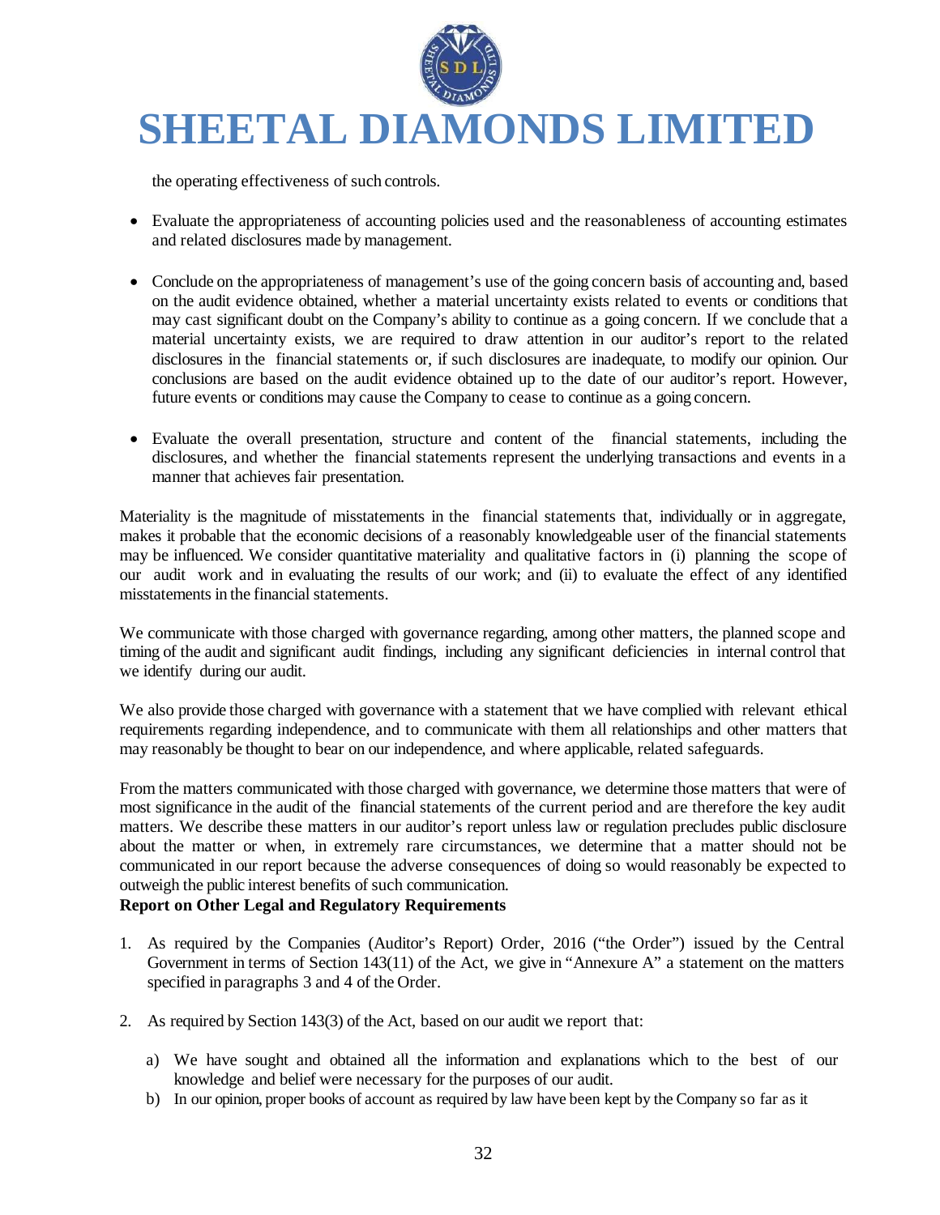the operating effectiveness of such controls.

- Evaluate the appropriateness of accounting policies used and the reasonableness of accounting estimates and related disclosures made by management.

- Conclude on the appropriateness of management's use of the going concern basis of accounting and, based on the audit evidence obtained, whether a material uncertainty exists related to events or conditions that may cast significant doubt on the Company's ability to continue as a going concern. If we conclude that a material uncertainty exists, we are required to draw attention in our auditor's report to the related disclosures in the financial statements or, if such disclosures are inadequate, to modify our opinion. Our conclusions are based on the audit evidence obtained up to the date of our auditor's report. However, future events or conditions may cause the Company to cease to continue as a going concern.

- Evaluate the overall presentation, structure and content of the financial statements, including the disclosures, and whether the financial statements represent the underlying transactions and events in a manner that achieves fair presentation.

Materiality is the magnitude of misstatements in the financial statements that, individually or in aggregate, makes it probable that the economic decisions of a reasonably knowledgeable user of the financial statements may be influenced. We consider quantitative materiality and qualitative factors in (i) planning the scope of our audit work and in evaluating the results of our work; and (ii) to evaluate the effect of any identified misstatements in the financial statements.

We communicate with those charged with governance regarding, among other matters, the planned scope and timing of the audit and significant audit findings, including any significant deficiencies in internal control that we identify during our audit.

We also provide those charged with governance with a statement that we have complied with relevant ethical requirements regarding independence, and to communicate with them all relationships and other matters that may reasonably be thought to bear on our independence, and where applicable, related safeguards.

From the matters communicated with those charged with governance, we determine those matters that were of most significance in the audit of the financial statements of the current period and are therefore the key audit matters. We describe these matters in our auditor's report unless law or regulation precludes public disclosure about the matter or when, in extremely rare circumstances, we determine that a matter should not be communicated in our report because the adverse consequences of doing so would reasonably be expected to outweigh the public interest benefits of such communication.

**Report on Other Legal and Regulatory Requirements**

1. As required by the Companies (Auditor's Report) Order, 2016 ("the Order") issued by the Central Government in terms of Section 143(11) of the Act, we give in "Annexure A" a statement on the matters specified in paragraphs 3 and 4 of the Order.

2. As required by Section 143(3) of the Act, based on our audit we report that:

   a) We have sought and obtained all the information and explanations which to the best of our knowledge and belief were necessary for the purposes of our audit.
   b) In our opinion, proper books of account as required by law have been kept by the Company so far as it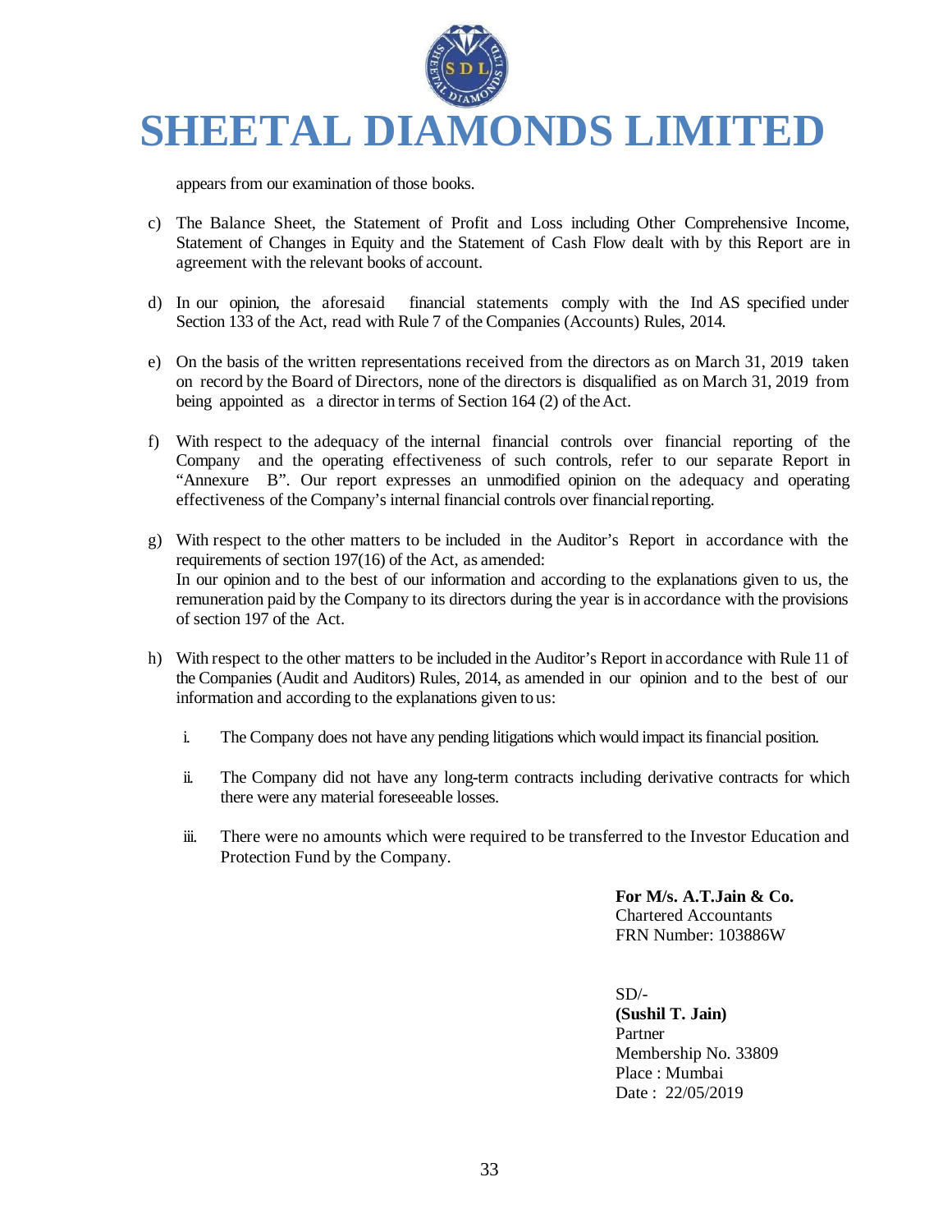appears from our examination of those books.

c) The Balance Sheet, the Statement of Profit and Loss including Other Comprehensive Income, Statement of Changes in Equity and the Statement of Cash Flow dealt with by this Report are in agreement with the relevant books of account.

d) In our opinion, the aforesaid financial statements comply with the Ind AS specified under Section 133 of the Act, read with Rule 7 of the Companies (Accounts) Rules, 2014.

e) On the basis of the written representations received from the directors as on March 31, 2019 taken on record by the Board of Directors, none of the directors is disqualified as on March 31, 2019 from being appointed as a director in terms of Section 164 (2) of the Act.

f) With respect to the adequacy of the internal financial controls over financial reporting of the Company and the operating effectiveness of such controls, refer to our separate Report in "Annexure B". Our report expresses an unmodified opinion on the adequacy and operating effectiveness of the Company's internal financial controls over financial reporting.

g) With respect to the other matters to be included in the Auditor's Report in accordance with the requirements of section 197(16) of the Act, as amended:
In our opinion and to the best of our information and according to the explanations given to us, the remuneration paid by the Company to its directors during the year is in accordance with the provisions of section 197 of the Act.

h) With respect to the other matters to be included in the Auditor's Report in accordance with Rule 11 of the Companies (Audit and Auditors) Rules, 2014, as amended in our opinion and to the best of our information and according to the explanations given to us:

   i. The Company does not have any pending litigations which would impact its financial position.

   ii. The Company did not have any long-term contracts including derivative contracts for which there were any material foreseeable losses.

   iii. There were no amounts which were required to be transferred to the Investor Education and Protection Fund by the Company.

**For M/s. A.T.Jain & Co.**
Chartered Accountants
FRN Number: 103886W

SD/-
**(Sushil T. Jain)**
Partner
Membership No. 33809
Place : Mumbai
Date : 22/05/2019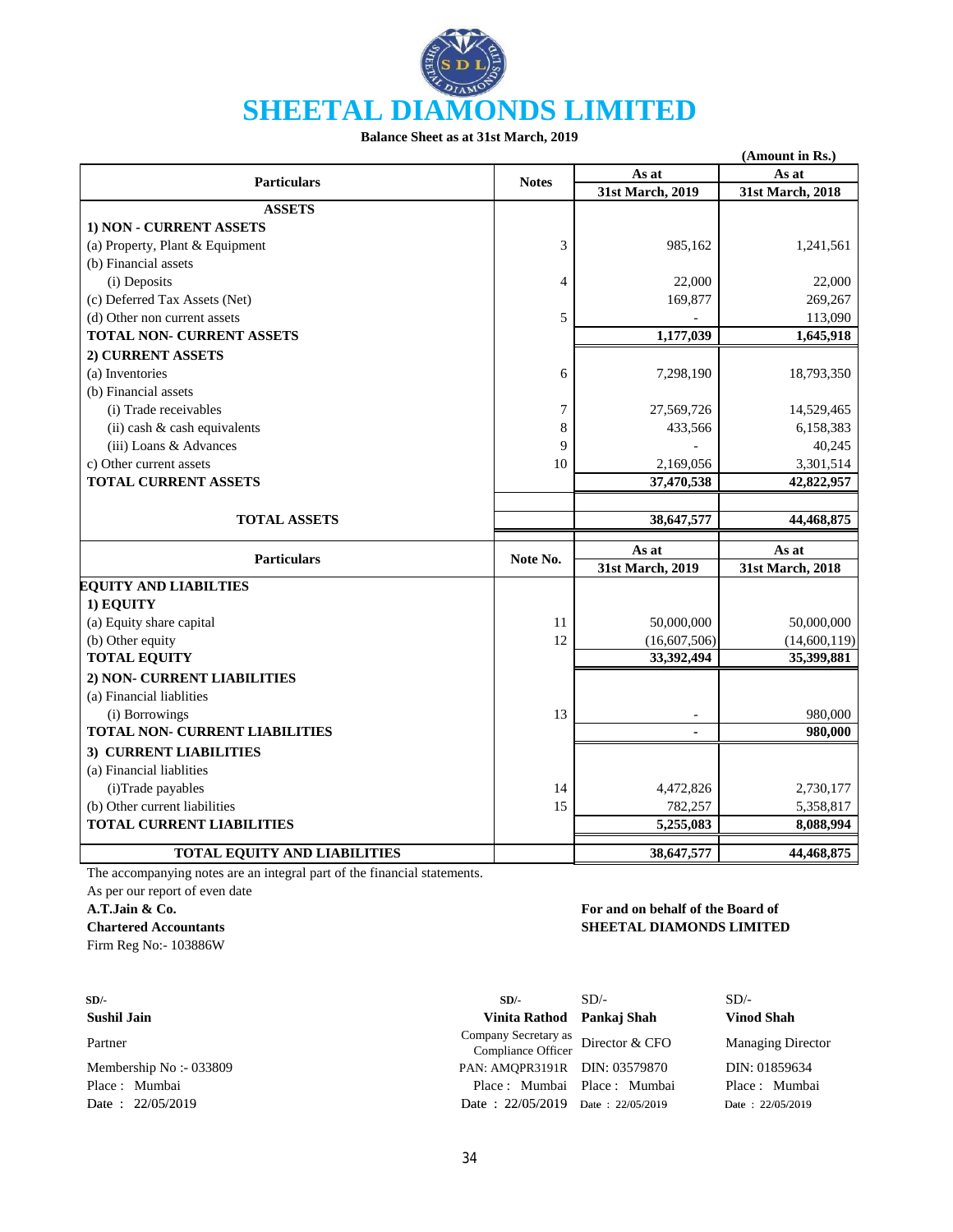# SHEETAL DIAMONDS LIMITED

**Balance Sheet as at 31st March, 2019**

**(Amount in Rs.)**

| Particulars | Notes | As at 31st March, 2019 | As at 31st March, 2018 |
|---|---|---|---|
| **ASSETS** | | | |
| **1) NON - CURRENT ASSETS** | | | |
| (a) Property, Plant & Equipment | 3 | 985,162 | 1,241,561 |
| (b) Financial assets | | | |
| (i) Deposits | 4 | 22,000 | 22,000 |
| (c) Deferred Tax Assets (Net) | | 169,877 | 269,267 |
| (d) Other non current assets | 5 | - | 113,090 |
| **TOTAL NON- CURRENT ASSETS** | | **1,177,039** | **1,645,918** |
| **2) CURRENT ASSETS** | | | |
| (a) Inventories | 6 | 7,298,190 | 18,793,350 |
| (b) Financial assets | | | |
| (i) Trade receivables | 7 | 27,569,726 | 14,529,465 |
| (ii) cash & cash equivalents | 8 | 433,566 | 6,158,383 |
| (iii) Loans & Advances | 9 | - | 40,245 |
| c) Other current assets | 10 | 2,169,056 | 3,301,514 |
| **TOTAL CURRENT ASSETS** | | **37,470,538** | **42,822,957** |
| **TOTAL ASSETS** | | **38,647,577** | **44,468,875** |

| Particulars | Note No. | As at 31st March, 2019 | As at 31st March, 2018 |
|---|---|---|---|
| **EQUITY AND LIABILTIES** | | | |
| **1) EQUITY** | | | |
| (a) Equity share capital | 11 | 50,000,000 | 50,000,000 |
| (b) Other equity | 12 | (16,607,506) | (14,600,119) |
| **TOTAL EQUITY** | | **33,392,494** | **35,399,881** |
| **2) NON- CURRENT LIABILITIES** | | | |
| (a) Financial liablities | | | |
| (i) Borrowings | 13 | - | 980,000 |
| **TOTAL NON- CURRENT LIABILITIES** | | **-** | **980,000** |
| **3) CURRENT LIABILITIES** | | | |
| (a) Financial liablities | | | |
| (i)Trade payables | 14 | 4,472,826 | 2,730,177 |
| (b) Other current liabilities | 15 | 782,257 | 5,358,817 |
| **TOTAL CURRENT LIABILITIES** | | **5,255,083** | **8,088,994** |
| **TOTAL EQUITY AND LIABILITIES** | | **38,647,577** | **44,468,875** |

The accompanying notes are an integral part of the financial statements.

As per our report of even date

**A.T.Jain & Co.**
**Chartered Accountants**
Firm Reg No:- 103886W

**For and on behalf of the Board of SHEETAL DIAMONDS LIMITED**

SD/-
**Sushil Jain**
Partner
Membership No :- 033809
Place : Mumbai
Date : 22/05/2019

SD/-
**Vinita Rathod**
Company Secretary as Compliance Officer
PAN: AMQPR3191R
Place : Mumbai
Date : 22/05/2019

SD/-
**Pankaj Shah**
Director & CFO
DIN: 03579870
Place : Mumbai
Date : 22/05/2019

SD/-
**Vinod Shah**
Managing Director
DIN: 01859634
Place : Mumbai
Date : 22/05/2019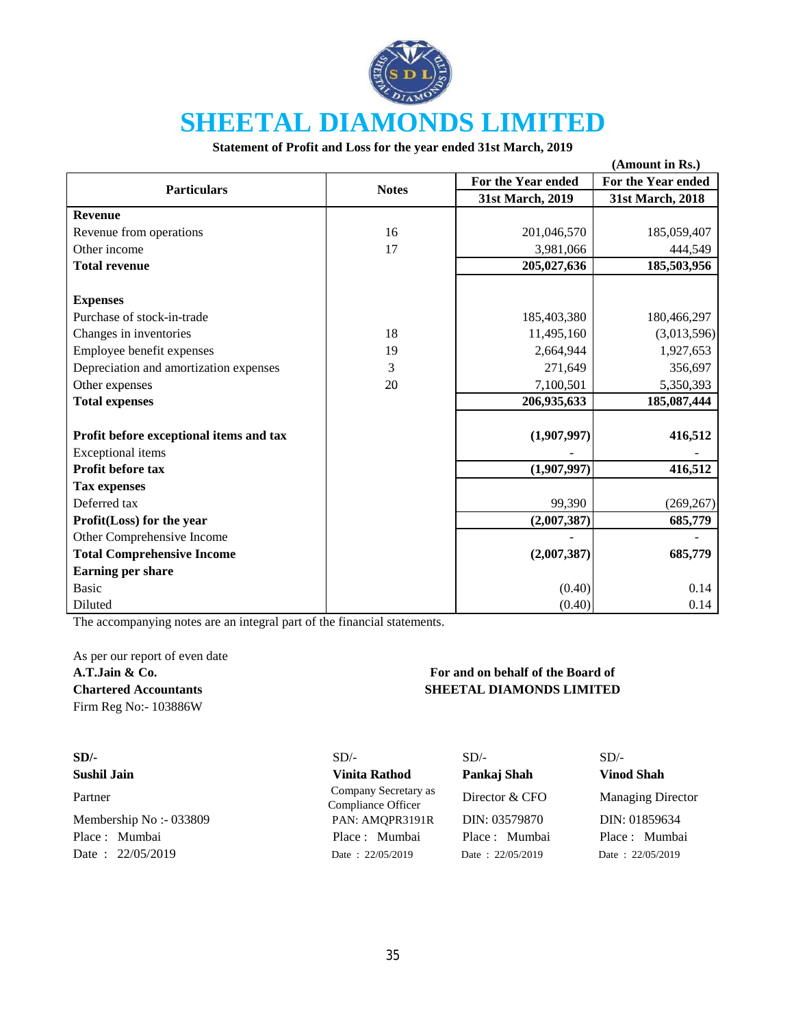# SHEETAL DIAMONDS LIMITED

**Statement of Profit and Loss for the year ended 31st March, 2019**

**(Amount in Rs.)**

| Particulars | Notes | For the Year ended 31st March, 2019 | For the Year ended 31st March, 2018 |
|---|---|---|---|
| **Revenue** | | | |
| Revenue from operations | 16 | 201,046,570 | 185,059,407 |
| Other income | 17 | 3,981,066 | 444,549 |
| **Total revenue** | | **205,027,636** | **185,503,956** |
| | | | |
| **Expenses** | | | |
| Purchase of stock-in-trade | | 185,403,380 | 180,466,297 |
| Changes in inventories | 18 | 11,495,160 | (3,013,596) |
| Employee benefit expenses | 19 | 2,664,944 | 1,927,653 |
| Depreciation and amortization expenses | 3 | 271,649 | 356,697 |
| Other expenses | 20 | 7,100,501 | 5,350,393 |
| **Total expenses** | | **206,935,633** | **185,087,444** |
| | | | |
| **Profit before exceptional items and tax** | | **(1,907,997)** | **416,512** |
| Exceptional items | | - | - |
| **Profit before tax** | | **(1,907,997)** | **416,512** |
| **Tax expenses** | | | |
| Deferred tax | | 99,390 | (269,267) |
| **Profit(Loss) for the year** | | **(2,007,387)** | **685,779** |
| Other Comprehensive Income | | - | - |
| **Total Comprehensive Income** | | **(2,007,387)** | **685,779** |
| **Earning per share** | | | |
| Basic | | (0.40) | 0.14 |
| Diluted | | (0.40) | 0.14 |

The accompanying notes are an integral part of the financial statements.

As per our report of even date
**A.T.Jain & Co.**
**Chartered Accountants**
Firm Reg No:- 103886W

**For and on behalf of the Board of**
**SHEETAL DIAMONDS LIMITED**

| SD/- | SD/- | SD/- | SD/- |
|---|---|---|---|
| **Sushil Jain** | **Vinita Rathod** | **Pankaj Shah** | **Vinod Shah** |
| Partner | Company Secretary as Compliance Officer | Director & CFO | Managing Director |
| Membership No :- 033809 | PAN: AMQPR3191R | DIN: 03579870 | DIN: 01859634 |
| Place : Mumbai | Place : Mumbai | Place : Mumbai | Place : Mumbai |
| Date : 22/05/2019 | Date : 22/05/2019 | Date : 22/05/2019 | Date : 22/05/2019 |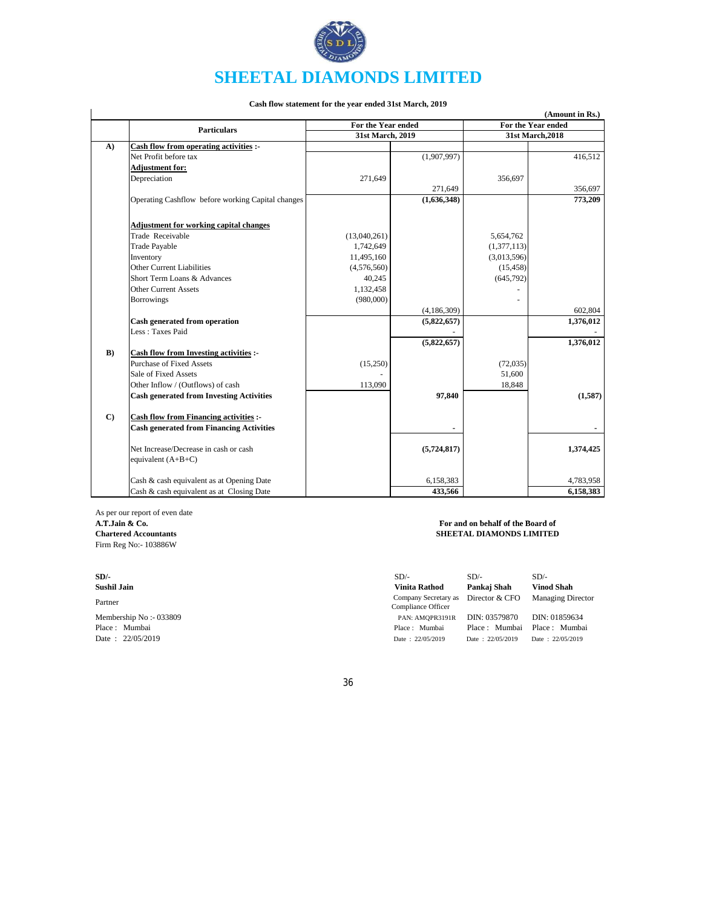# SHEETAL DIAMONDS LIMITED

**Cash flow statement for the year ended 31st March, 2019**

**(Amount in Rs.)**

| | Particulars | For the Year ended 31st March, 2019 | | For the Year ended 31st March,2018 | |
|---|---|---|---|---|---|
| **A)** | **Cash flow from operating activities :-** | | | | |
| | Net Profit before tax | | (1,907,997) | | 416,512 |
| | **Adjustment for:** | | | | |
| | Depreciation | 271,649 | | 356,697 | |
| | | | 271,649 | | 356,697 |
| | Operating Cashflow before working Capital changes | | **(1,636,348)** | | **773,209** |
| | **Adjustment for working capital changes** | | | | |
| | Trade Receivable | (13,040,261) | | 5,654,762 | |
| | Trade Payable | 1,742,649 | | (1,377,113) | |
| | Inventory | 11,495,160 | | (3,013,596) | |
| | Other Current Liabilities | (4,576,560) | | (15,458) | |
| | Short Term Loans & Advances | 40,245 | | (645,792) | |
| | Other Current Assets | 1,132,458 | | - | |
| | Borrowings | (980,000) | | - | |
| | | | (4,186,309) | | 602,804 |
| | **Cash generated from operation** | | **(5,822,657)** | | **1,376,012** |
| | Less : Taxes Paid | | - | | - |
| | | | **(5,822,657)** | | **1,376,012** |
| **B)** | **Cash flow from Investing activities :-** | | | | |
| | Purchase of Fixed Assets | (15,250) | | (72,035) | |
| | Sale of Fixed Assets | - | | 51,600 | |
| | Other Inflow / (Outflows) of cash | 113,090 | | 18,848 | |
| | **Cash generated from Investing Activities** | | **97,840** | | **(1,587)** |
| **C)** | **Cash flow from Financing activities :-** | | | | |
| | **Cash generated from Financing Activities** | | - | | - |
| | Net Increase/Decrease in cash or cash equivalent (A+B+C) | | **(5,724,817)** | | **1,374,425** |
| | Cash & cash equivalent as at Opening Date | | 6,158,383 | | 4,783,958 |
| | Cash & cash equivalent as at Closing Date | | **433,566** | | **6,158,383** |

As per our report of even date
**A.T.Jain & Co.**
**Chartered Accountants**
Firm Reg No:- 103886W

**SD/-**
**Sushil Jain**
Partner
Membership No :- 033809
Place : Mumbai
Date : 22/05/2019

**For and on behalf of the Board of**
**SHEETAL DIAMONDS LIMITED**

| SD/- | SD/- | SD/- |
|---|---|---|
| **Vinita Rathod** | **Pankaj Shah** | **Vinod Shah** |
| Company Secretary as Compliance Officer | Director & CFO | Managing Director |
| PAN: AMQPR3191R | DIN: 03579870 | DIN: 01859634 |
| Place : Mumbai | Place : Mumbai | Place : Mumbai |
| Date : 22/05/2019 | Date : 22/05/2019 | Date : 22/05/2019 |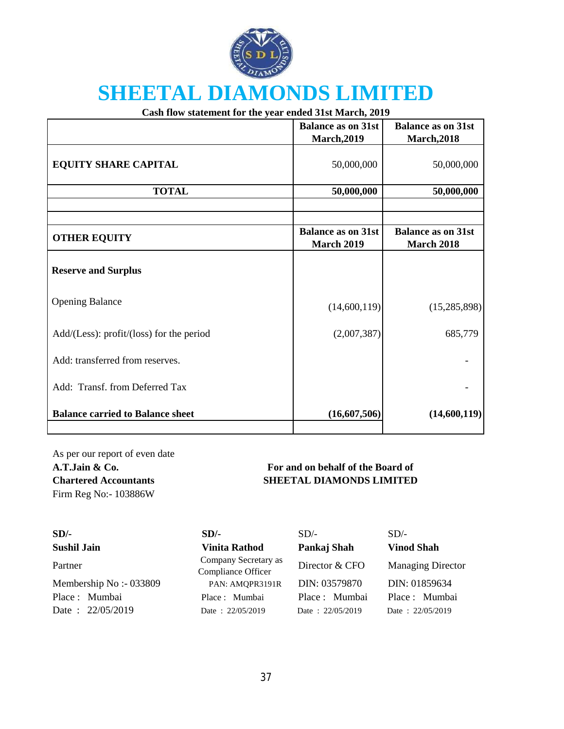# SHEETAL DIAMONDS LIMITED

**Cash flow statement for the year ended 31st March, 2019**

| | Balance as on 31st March,2019 | Balance as on 31st March,2018 |
|---|---|---|
| **EQUITY SHARE CAPITAL** | 50,000,000 | 50,000,000 |
| **TOTAL** | **50,000,000** | **50,000,000** |

| OTHER EQUITY | Balance as on 31st March 2019 | Balance as on 31st March 2018 |
|---|---|---|
| **Reserve and Surplus** | | |
| Opening Balance | (14,600,119) | (15,285,898) |
| Add/(Less): profit/(loss) for the period | (2,007,387) | 685,779 |
| Add: transferred from reserves. | | - |
| Add: Transf. from Deferred Tax | | - |
| **Balance carried to Balance sheet** | **(16,607,506)** | **(14,600,119)** |

As per our report of even date
**A.T.Jain & Co.**
**Chartered Accountants**
Firm Reg No:- 103886W

**For and on behalf of the Board of**
**SHEETAL DIAMONDS LIMITED**

| SD/- | SD/- | SD/- | SD/- |
|---|---|---|---|
| **Sushil Jain** | **Vinita Rathod** | **Pankaj Shah** | **Vinod Shah** |
| Partner | Company Secretary as Compliance Officer | Director & CFO | Managing Director |
| Membership No :- 033809 | PAN: AMQPR3191R | DIN: 03579870 | DIN: 01859634 |
| Place : Mumbai | Place : Mumbai | Place : Mumbai | Place : Mumbai |
| Date : 22/05/2019 | Date : 22/05/2019 | Date : 22/05/2019 | Date : 22/05/2019 |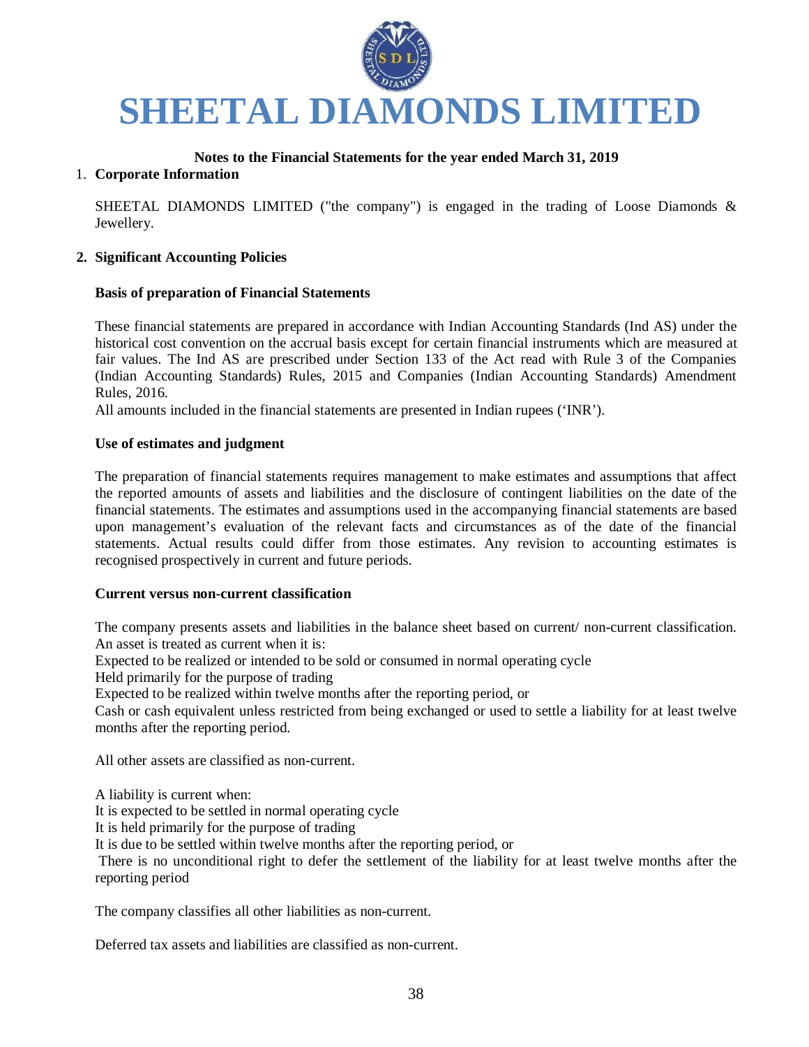# SHEETAL DIAMONDS LIMITED

**Notes to the Financial Statements for the year ended March 31, 2019**

1. **Corporate Information**

SHEETAL DIAMONDS LIMITED ("the company") is engaged in the trading of Loose Diamonds & Jewellery.

2. **Significant Accounting Policies**

**Basis of preparation of Financial Statements**

These financial statements are prepared in accordance with Indian Accounting Standards (Ind AS) under the historical cost convention on the accrual basis except for certain financial instruments which are measured at fair values. The Ind AS are prescribed under Section 133 of the Act read with Rule 3 of the Companies (Indian Accounting Standards) Rules, 2015 and Companies (Indian Accounting Standards) Amendment Rules, 2016.

All amounts included in the financial statements are presented in Indian rupees ('INR').

**Use of estimates and judgment**

The preparation of financial statements requires management to make estimates and assumptions that affect the reported amounts of assets and liabilities and the disclosure of contingent liabilities on the date of the financial statements. The estimates and assumptions used in the accompanying financial statements are based upon management's evaluation of the relevant facts and circumstances as of the date of the financial statements. Actual results could differ from those estimates. Any revision to accounting estimates is recognised prospectively in current and future periods.

**Current versus non-current classification**

The company presents assets and liabilities in the balance sheet based on current/ non-current classification. An asset is treated as current when it is:

Expected to be realized or intended to be sold or consumed in normal operating cycle

Held primarily for the purpose of trading

Expected to be realized within twelve months after the reporting period, or

Cash or cash equivalent unless restricted from being exchanged or used to settle a liability for at least twelve months after the reporting period.

All other assets are classified as non-current.

A liability is current when:

It is expected to be settled in normal operating cycle

It is held primarily for the purpose of trading

It is due to be settled within twelve months after the reporting period, or

There is no unconditional right to defer the settlement of the liability for at least twelve months after the reporting period

The company classifies all other liabilities as non-current.

Deferred tax assets and liabilities are classified as non-current.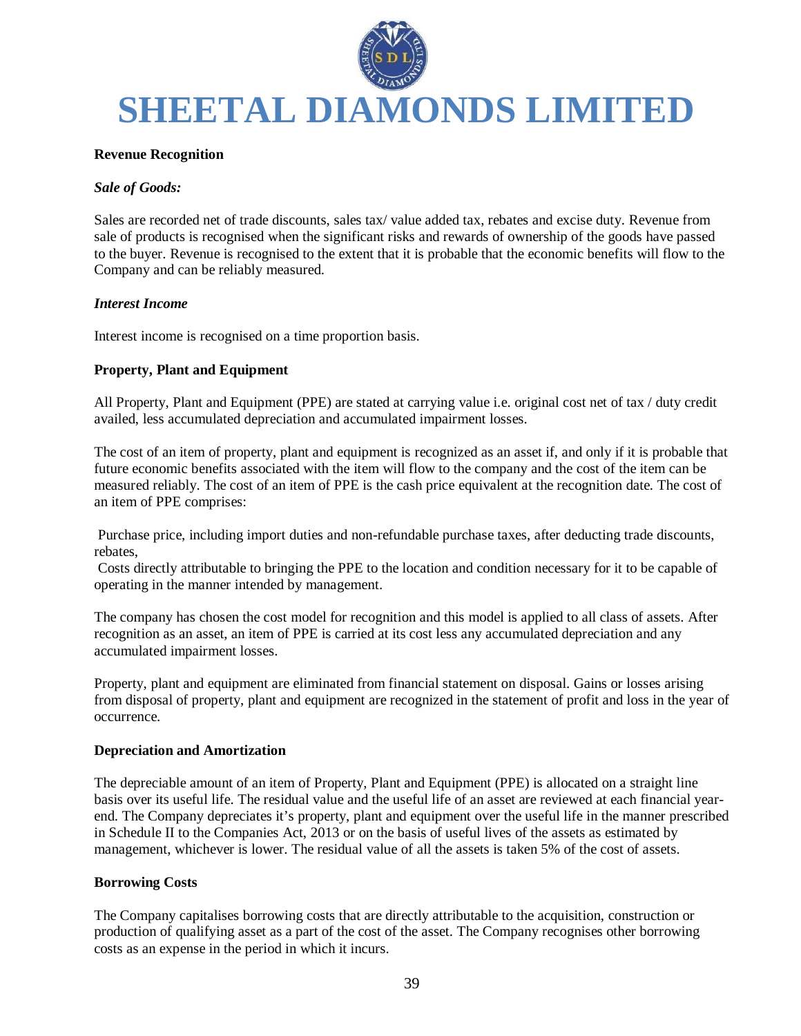**Revenue Recognition**

***Sale of Goods:***

Sales are recorded net of trade discounts, sales tax/ value added tax, rebates and excise duty. Revenue from sale of products is recognised when the significant risks and rewards of ownership of the goods have passed to the buyer. Revenue is recognised to the extent that it is probable that the economic benefits will flow to the Company and can be reliably measured.

***Interest Income***

Interest income is recognised on a time proportion basis.

**Property, Plant and Equipment**

All Property, Plant and Equipment (PPE) are stated at carrying value i.e. original cost net of tax / duty credit availed, less accumulated depreciation and accumulated impairment losses.

The cost of an item of property, plant and equipment is recognized as an asset if, and only if it is probable that future economic benefits associated with the item will flow to the company and the cost of the item can be measured reliably. The cost of an item of PPE is the cash price equivalent at the recognition date. The cost of an item of PPE comprises:

Purchase price, including import duties and non-refundable purchase taxes, after deducting trade discounts, rebates,

Costs directly attributable to bringing the PPE to the location and condition necessary for it to be capable of operating in the manner intended by management.

The company has chosen the cost model for recognition and this model is applied to all class of assets. After recognition as an asset, an item of PPE is carried at its cost less any accumulated depreciation and any accumulated impairment losses.

Property, plant and equipment are eliminated from financial statement on disposal. Gains or losses arising from disposal of property, plant and equipment are recognized in the statement of profit and loss in the year of occurrence.

**Depreciation and Amortization**

The depreciable amount of an item of Property, Plant and Equipment (PPE) is allocated on a straight line basis over its useful life. The residual value and the useful life of an asset are reviewed at each financial year-end. The Company depreciates it's property, plant and equipment over the useful life in the manner prescribed in Schedule II to the Companies Act, 2013 or on the basis of useful lives of the assets as estimated by management, whichever is lower. The residual value of all the assets is taken 5% of the cost of assets.

**Borrowing Costs**

The Company capitalises borrowing costs that are directly attributable to the acquisition, construction or production of qualifying asset as a part of the cost of the asset. The Company recognises other borrowing costs as an expense in the period in which it incurs.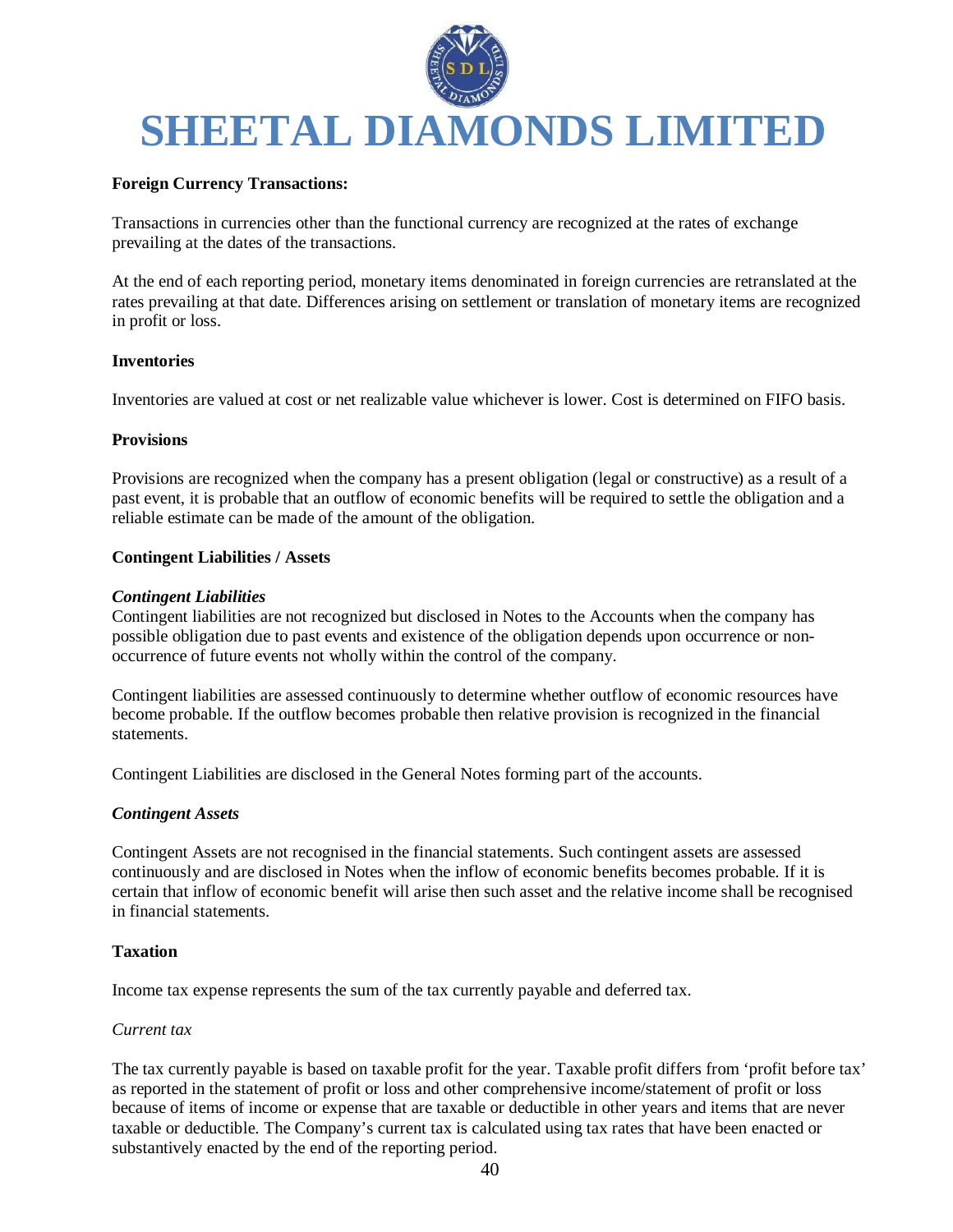**Foreign Currency Transactions:**

Transactions in currencies other than the functional currency are recognized at the rates of exchange prevailing at the dates of the transactions.

At the end of each reporting period, monetary items denominated in foreign currencies are retranslated at the rates prevailing at that date. Differences arising on settlement or translation of monetary items are recognized in profit or loss.

**Inventories**

Inventories are valued at cost or net realizable value whichever is lower. Cost is determined on FIFO basis.

**Provisions**

Provisions are recognized when the company has a present obligation (legal or constructive) as a result of a past event, it is probable that an outflow of economic benefits will be required to settle the obligation and a reliable estimate can be made of the amount of the obligation.

**Contingent Liabilities / Assets**

***Contingent Liabilities***

Contingent liabilities are not recognized but disclosed in Notes to the Accounts when the company has possible obligation due to past events and existence of the obligation depends upon occurrence or non-occurrence of future events not wholly within the control of the company.

Contingent liabilities are assessed continuously to determine whether outflow of economic resources have become probable. If the outflow becomes probable then relative provision is recognized in the financial statements.

Contingent Liabilities are disclosed in the General Notes forming part of the accounts.

***Contingent Assets***

Contingent Assets are not recognised in the financial statements. Such contingent assets are assessed continuously and are disclosed in Notes when the inflow of economic benefits becomes probable. If it is certain that inflow of economic benefit will arise then such asset and the relative income shall be recognised in financial statements.

**Taxation**

Income tax expense represents the sum of the tax currently payable and deferred tax.

*Current tax*

The tax currently payable is based on taxable profit for the year. Taxable profit differs from 'profit before tax' as reported in the statement of profit or loss and other comprehensive income/statement of profit or loss because of items of income or expense that are taxable or deductible in other years and items that are never taxable or deductible. The Company's current tax is calculated using tax rates that have been enacted or substantively enacted by the end of the reporting period.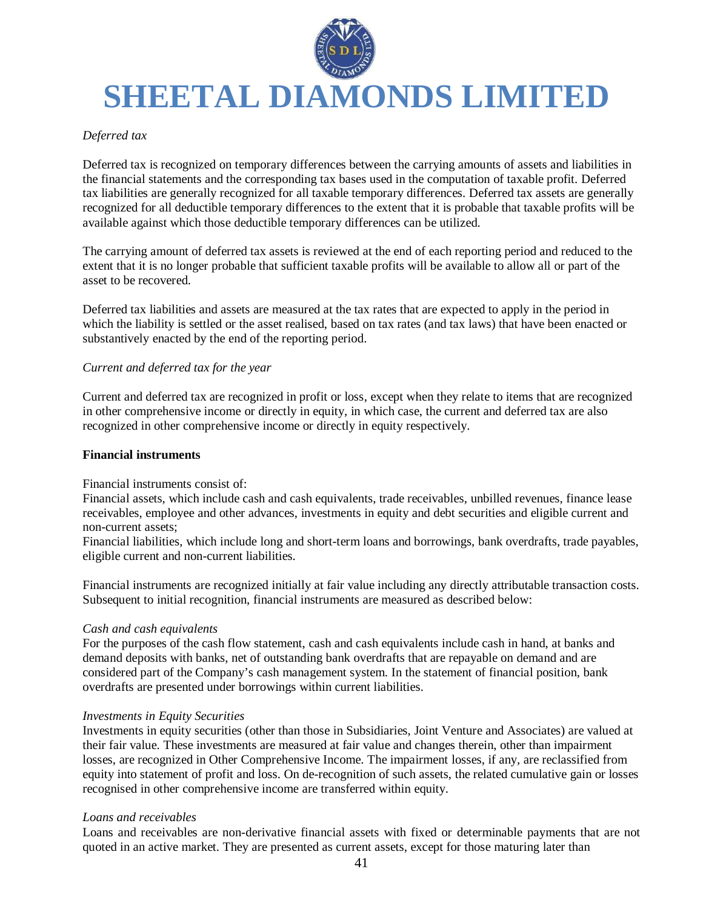*Deferred tax*

Deferred tax is recognized on temporary differences between the carrying amounts of assets and liabilities in the financial statements and the corresponding tax bases used in the computation of taxable profit. Deferred tax liabilities are generally recognized for all taxable temporary differences. Deferred tax assets are generally recognized for all deductible temporary differences to the extent that it is probable that taxable profits will be available against which those deductible temporary differences can be utilized.

The carrying amount of deferred tax assets is reviewed at the end of each reporting period and reduced to the extent that it is no longer probable that sufficient taxable profits will be available to allow all or part of the asset to be recovered.

Deferred tax liabilities and assets are measured at the tax rates that are expected to apply in the period in which the liability is settled or the asset realised, based on tax rates (and tax laws) that have been enacted or substantively enacted by the end of the reporting period.

*Current and deferred tax for the year*

Current and deferred tax are recognized in profit or loss, except when they relate to items that are recognized in other comprehensive income or directly in equity, in which case, the current and deferred tax are also recognized in other comprehensive income or directly in equity respectively.

**Financial instruments**

Financial instruments consist of:
Financial assets, which include cash and cash equivalents, trade receivables, unbilled revenues, finance lease receivables, employee and other advances, investments in equity and debt securities and eligible current and non-current assets;
Financial liabilities, which include long and short-term loans and borrowings, bank overdrafts, trade payables, eligible current and non-current liabilities.

Financial instruments are recognized initially at fair value including any directly attributable transaction costs. Subsequent to initial recognition, financial instruments are measured as described below:

*Cash and cash equivalents*
For the purposes of the cash flow statement, cash and cash equivalents include cash in hand, at banks and demand deposits with banks, net of outstanding bank overdrafts that are repayable on demand and are considered part of the Company's cash management system. In the statement of financial position, bank overdrafts are presented under borrowings within current liabilities.

*Investments in Equity Securities*
Investments in equity securities (other than those in Subsidiaries, Joint Venture and Associates) are valued at their fair value. These investments are measured at fair value and changes therein, other than impairment losses, are recognized in Other Comprehensive Income. The impairment losses, if any, are reclassified from equity into statement of profit and loss. On de-recognition of such assets, the related cumulative gain or losses recognised in other comprehensive income are transferred within equity.

*Loans and receivables*
Loans and receivables are non-derivative financial assets with fixed or determinable payments that are not quoted in an active market. They are presented as current assets, except for those maturing later than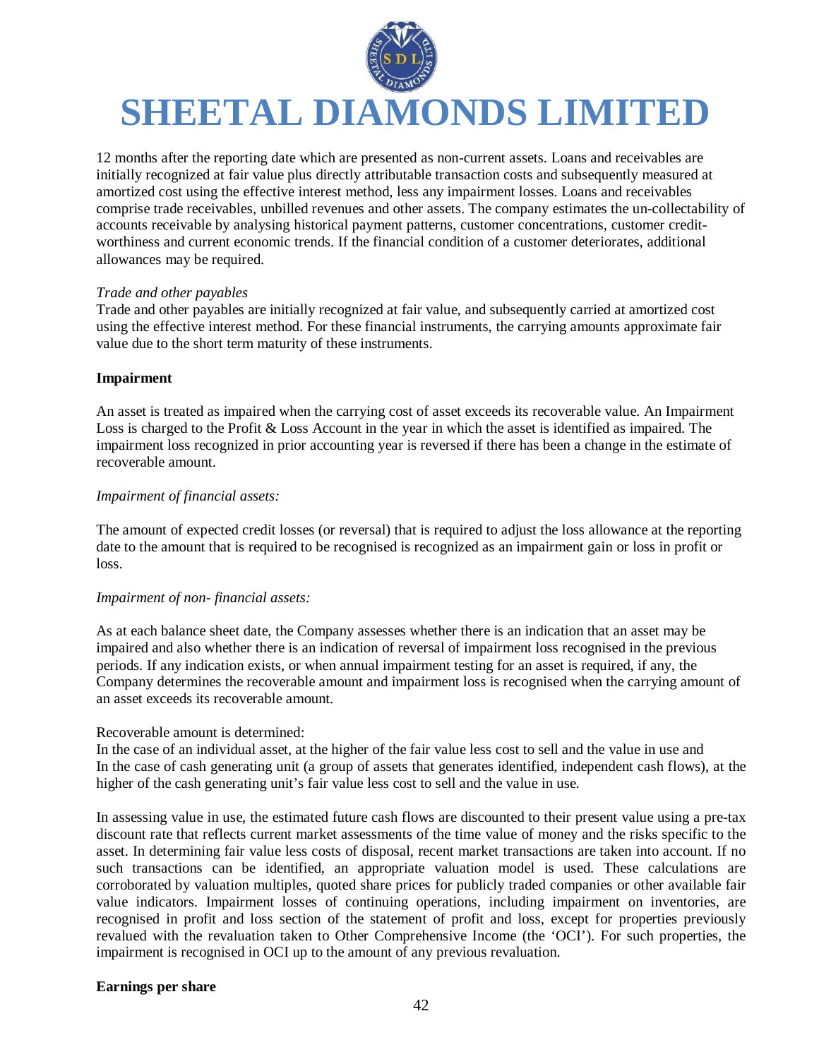12 months after the reporting date which are presented as non-current assets. Loans and receivables are initially recognized at fair value plus directly attributable transaction costs and subsequently measured at amortized cost using the effective interest method, less any impairment losses. Loans and receivables comprise trade receivables, unbilled revenues and other assets. The company estimates the un-collectability of accounts receivable by analysing historical payment patterns, customer concentrations, customer credit-worthiness and current economic trends. If the financial condition of a customer deteriorates, additional allowances may be required.

*Trade and other payables*

Trade and other payables are initially recognized at fair value, and subsequently carried at amortized cost using the effective interest method. For these financial instruments, the carrying amounts approximate fair value due to the short term maturity of these instruments.

**Impairment**

An asset is treated as impaired when the carrying cost of asset exceeds its recoverable value. An Impairment Loss is charged to the Profit & Loss Account in the year in which the asset is identified as impaired. The impairment loss recognized in prior accounting year is reversed if there has been a change in the estimate of recoverable amount.

*Impairment of financial assets:*

The amount of expected credit losses (or reversal) that is required to adjust the loss allowance at the reporting date to the amount that is required to be recognised is recognized as an impairment gain or loss in profit or loss.

*Impairment of non- financial assets:*

As at each balance sheet date, the Company assesses whether there is an indication that an asset may be impaired and also whether there is an indication of reversal of impairment loss recognised in the previous periods. If any indication exists, or when annual impairment testing for an asset is required, if any, the Company determines the recoverable amount and impairment loss is recognised when the carrying amount of an asset exceeds its recoverable amount.

Recoverable amount is determined:
In the case of an individual asset, at the higher of the fair value less cost to sell and the value in use and
In the case of cash generating unit (a group of assets that generates identified, independent cash flows), at the higher of the cash generating unit's fair value less cost to sell and the value in use.

In assessing value in use, the estimated future cash flows are discounted to their present value using a pre-tax discount rate that reflects current market assessments of the time value of money and the risks specific to the asset. In determining fair value less costs of disposal, recent market transactions are taken into account. If no such transactions can be identified, an appropriate valuation model is used. These calculations are corroborated by valuation multiples, quoted share prices for publicly traded companies or other available fair value indicators. Impairment losses of continuing operations, including impairment on inventories, are recognised in profit and loss section of the statement of profit and loss, except for properties previously revalued with the revaluation taken to Other Comprehensive Income (the 'OCI'). For such properties, the impairment is recognised in OCI up to the amount of any previous revaluation.

**Earnings per share**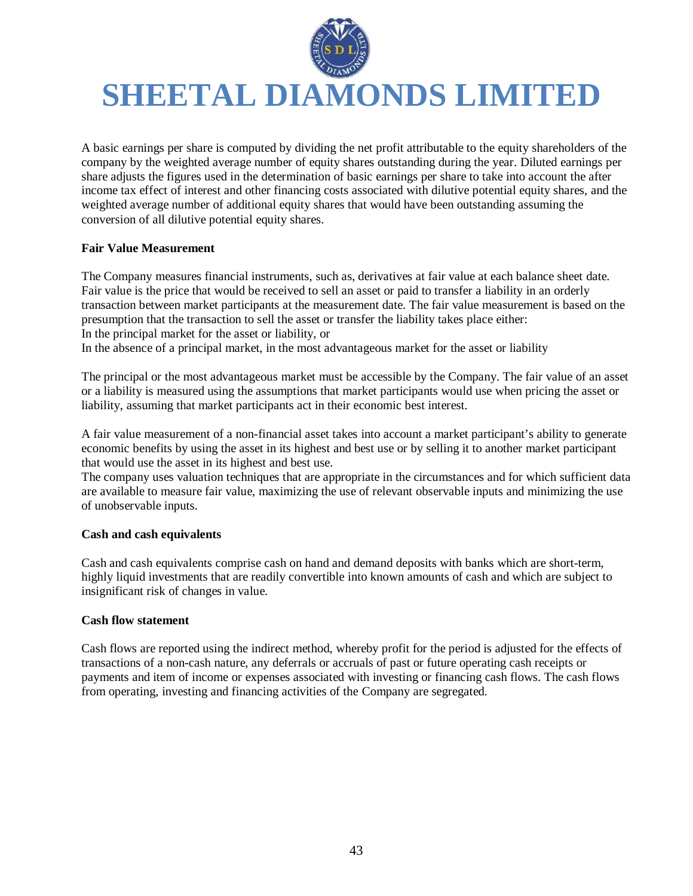A basic earnings per share is computed by dividing the net profit attributable to the equity shareholders of the company by the weighted average number of equity shares outstanding during the year. Diluted earnings per share adjusts the figures used in the determination of basic earnings per share to take into account the after income tax effect of interest and other financing costs associated with dilutive potential equity shares, and the weighted average number of additional equity shares that would have been outstanding assuming the conversion of all dilutive potential equity shares.

**Fair Value Measurement**

The Company measures financial instruments, such as, derivatives at fair value at each balance sheet date. Fair value is the price that would be received to sell an asset or paid to transfer a liability in an orderly transaction between market participants at the measurement date. The fair value measurement is based on the presumption that the transaction to sell the asset or transfer the liability takes place either:
In the principal market for the asset or liability, or
In the absence of a principal market, in the most advantageous market for the asset or liability

The principal or the most advantageous market must be accessible by the Company. The fair value of an asset or a liability is measured using the assumptions that market participants would use when pricing the asset or liability, assuming that market participants act in their economic best interest.

A fair value measurement of a non-financial asset takes into account a market participant's ability to generate economic benefits by using the asset in its highest and best use or by selling it to another market participant that would use the asset in its highest and best use.
The company uses valuation techniques that are appropriate in the circumstances and for which sufficient data are available to measure fair value, maximizing the use of relevant observable inputs and minimizing the use of unobservable inputs.

**Cash and cash equivalents**

Cash and cash equivalents comprise cash on hand and demand deposits with banks which are short-term, highly liquid investments that are readily convertible into known amounts of cash and which are subject to insignificant risk of changes in value.

**Cash flow statement**

Cash flows are reported using the indirect method, whereby profit for the period is adjusted for the effects of transactions of a non-cash nature, any deferrals or accruals of past or future operating cash receipts or payments and item of income or expenses associated with investing or financing cash flows. The cash flows from operating, investing and financing activities of the Company are segregated.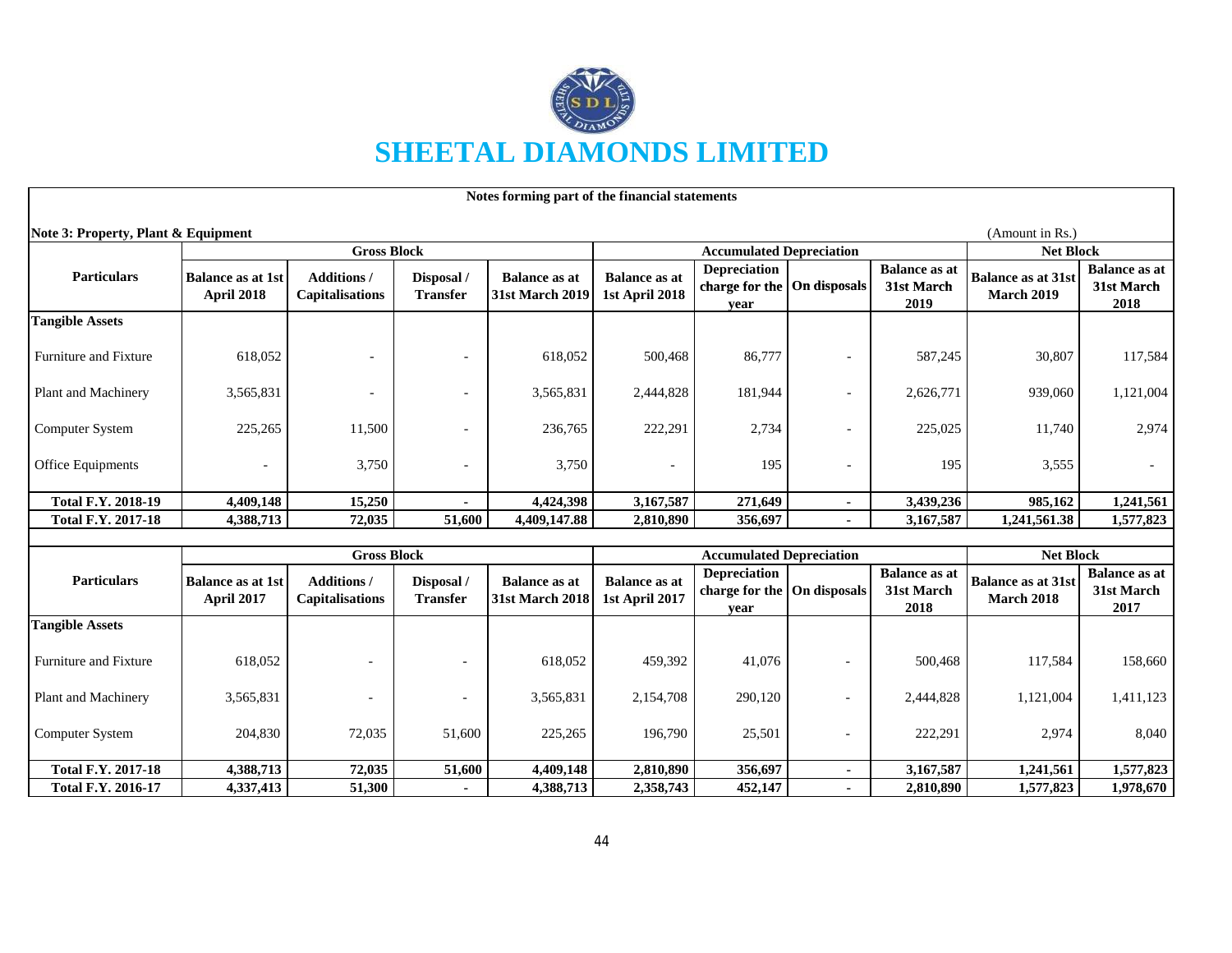# SHEETAL DIAMONDS LIMITED

**Notes forming part of the financial statements**

**Note 3: Property, Plant & Equipment**

(Amount in Rs.)

| Particulars | Gross Block | | | | Accumulated Depreciation | | | | Net Block | |
|---|---|---|---|---|---|---|---|---|---|---|
| | Balance as at 1st April 2018 | Additions / Capitalisations | Disposal / Transfer | Balance as at 31st March 2019 | Balance as at 1st April 2018 | Depreciation charge for the year | On disposals | Balance as at 31st March 2019 | Balance as at 31st March 2019 | Balance as at 31st March 2018 |
| **Tangible Assets** | | | | | | | | | | |
| Furniture and Fixture | 618,052 | - | - | 618,052 | 500,468 | 86,777 | - | 587,245 | 30,807 | 117,584 |
| Plant and Machinery | 3,565,831 | - | - | 3,565,831 | 2,444,828 | 181,944 | - | 2,626,771 | 939,060 | 1,121,004 |
| Computer System | 225,265 | 11,500 | - | 236,765 | 222,291 | 2,734 | - | 225,025 | 11,740 | 2,974 |
| Office Equipments | - | 3,750 | - | 3,750 | - | 195 | - | 195 | 3,555 | - |
| **Total F.Y. 2018-19** | **4,409,148** | **15,250** | **-** | **4,424,398** | **3,167,587** | **271,649** | **-** | **3,439,236** | **985,162** | **1,241,561** |
| **Total F.Y. 2017-18** | **4,388,713** | **72,035** | **51,600** | **4,409,147.88** | **2,810,890** | **356,697** | **-** | **3,167,587** | **1,241,561.38** | **1,577,823** |

| Particulars | Gross Block | | | | Accumulated Depreciation | | | | Net Block | |
|---|---|---|---|---|---|---|---|---|---|---|
| | Balance as at 1st April 2017 | Additions / Capitalisations | Disposal / Transfer | Balance as at 31st March 2018 | Balance as at 1st April 2017 | Depreciation charge for the year | On disposals | Balance as at 31st March 2018 | Balance as at 31st March 2018 | Balance as at 31st March 2017 |
| **Tangible Assets** | | | | | | | | | | |
| Furniture and Fixture | 618,052 | - | - | 618,052 | 459,392 | 41,076 | - | 500,468 | 117,584 | 158,660 |
| Plant and Machinery | 3,565,831 | - | - | 3,565,831 | 2,154,708 | 290,120 | - | 2,444,828 | 1,121,004 | 1,411,123 |
| Computer System | 204,830 | 72,035 | 51,600 | 225,265 | 196,790 | 25,501 | - | 222,291 | 2,974 | 8,040 |
| **Total F.Y. 2017-18** | **4,388,713** | **72,035** | **51,600** | **4,409,148** | **2,810,890** | **356,697** | **-** | **3,167,587** | **1,241,561** | **1,577,823** |
| **Total F.Y. 2016-17** | **4,337,413** | **51,300** | **-** | **4,388,713** | **2,358,743** | **452,147** | **-** | **2,810,890** | **1,577,823** | **1,978,670** |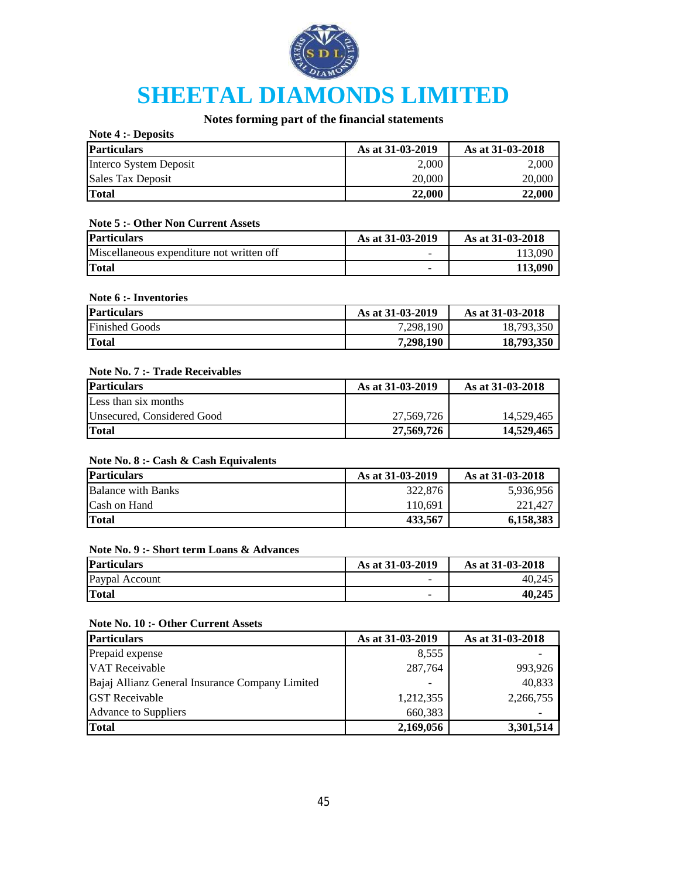# SHEETAL DIAMONDS LIMITED

## Notes forming part of the financial statements

### Note 4 :- Deposits

| Particulars | As at 31-03-2019 | As at 31-03-2018 |
|---|---|---|
| Interco System Deposit | 2,000 | 2,000 |
| Sales Tax Deposit | 20,000 | 20,000 |
| **Total** | **22,000** | **22,000** |

### Note 5 :- Other Non Current Assets

| Particulars | As at 31-03-2019 | As at 31-03-2018 |
|---|---|---|
| Miscellaneous expenditure not written off | - | 113,090 |
| **Total** | **-** | **113,090** |

### Note 6 :- Inventories

| Particulars | As at 31-03-2019 | As at 31-03-2018 |
|---|---|---|
| Finished Goods | 7,298,190 | 18,793,350 |
| **Total** | **7,298,190** | **18,793,350** |

### Note No. 7 :- Trade Receivables

| Particulars | As at 31-03-2019 | As at 31-03-2018 |
|---|---|---|
| Less than six months | | |
| Unsecured, Considered Good | 27,569,726 | 14,529,465 |
| **Total** | **27,569,726** | **14,529,465** |

### Note No. 8 :- Cash & Cash Equivalents

| Particulars | As at 31-03-2019 | As at 31-03-2018 |
|---|---|---|
| Balance with Banks | 322,876 | 5,936,956 |
| Cash on Hand | 110,691 | 221,427 |
| **Total** | **433,567** | **6,158,383** |

### Note No. 9 :- Short term Loans & Advances

| Particulars | As at 31-03-2019 | As at 31-03-2018 |
|---|---|---|
| Paypal Account | - | 40,245 |
| **Total** | **-** | **40,245** |

### Note No. 10 :- Other Current Assets

| Particulars | As at 31-03-2019 | As at 31-03-2018 |
|---|---|---|
| Prepaid expense | 8,555 | - |
| VAT Receivable | 287,764 | 993,926 |
| Bajaj Allianz General Insurance Company Limited | - | 40,833 |
| GST Receivable | 1,212,355 | 2,266,755 |
| Advance to Suppliers | 660,383 | - |
| **Total** | **2,169,056** | **3,301,514** |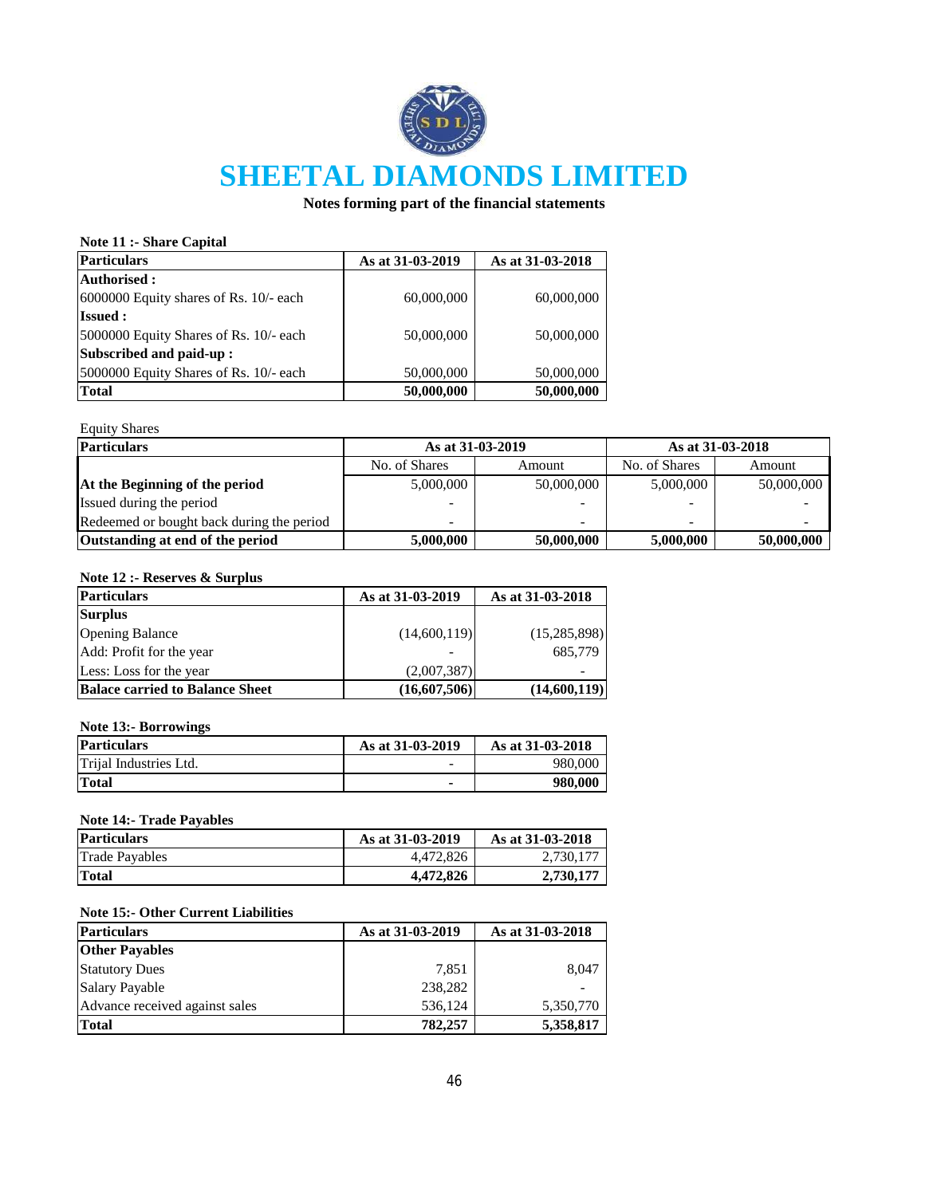# SHEETAL DIAMONDS LIMITED

**Notes forming part of the financial statements**

**Note 11 :- Share Capital**

| Particulars | As at 31-03-2019 | As at 31-03-2018 |
|---|---|---|
| **Authorised :** | | |
| 6000000 Equity shares of Rs. 10/- each | 60,000,000 | 60,000,000 |
| **Issued :** | | |
| 5000000 Equity Shares of Rs. 10/- each | 50,000,000 | 50,000,000 |
| **Subscribed and paid-up :** | | |
| 5000000 Equity Shares of Rs. 10/- each | 50,000,000 | 50,000,000 |
| **Total** | **50,000,000** | **50,000,000** |

Equity Shares

| Particulars | As at 31-03-2019 | | As at 31-03-2018 | |
|---|---|---|---|---|
| | No. of Shares | Amount | No. of Shares | Amount |
| **At the Beginning of the period** | 5,000,000 | 50,000,000 | 5,000,000 | 50,000,000 |
| Issued during the period | - | - | - | - |
| Redeemed or bought back during the period | - | - | - | - |
| **Outstanding at end of the period** | **5,000,000** | **50,000,000** | **5,000,000** | **50,000,000** |

**Note 12 :- Reserves & Surplus**

| Particulars | As at 31-03-2019 | As at 31-03-2018 |
|---|---|---|
| **Surplus** | | |
| Opening Balance | (14,600,119) | (15,285,898) |
| Add: Profit for the year | - | 685,779 |
| Less: Loss for the year | (2,007,387) | - |
| **Balace carried to Balance Sheet** | **(16,607,506)** | **(14,600,119)** |

**Note 13:- Borrowings**

| Particulars | As at 31-03-2019 | As at 31-03-2018 |
|---|---|---|
| Trijal Industries Ltd. | - | 980,000 |
| **Total** | **-** | **980,000** |

**Note 14:- Trade Payables**

| Particulars | As at 31-03-2019 | As at 31-03-2018 |
|---|---|---|
| Trade Payables | 4,472,826 | 2,730,177 |
| **Total** | **4,472,826** | **2,730,177** |

**Note 15:- Other Current Liabilities**

| Particulars | As at 31-03-2019 | As at 31-03-2018 |
|---|---|---|
| **Other Payables** | | |
| Statutory Dues | 7,851 | 8,047 |
| Salary Payable | 238,282 | - |
| Advance received against sales | 536,124 | 5,350,770 |
| **Total** | **782,257** | **5,358,817** |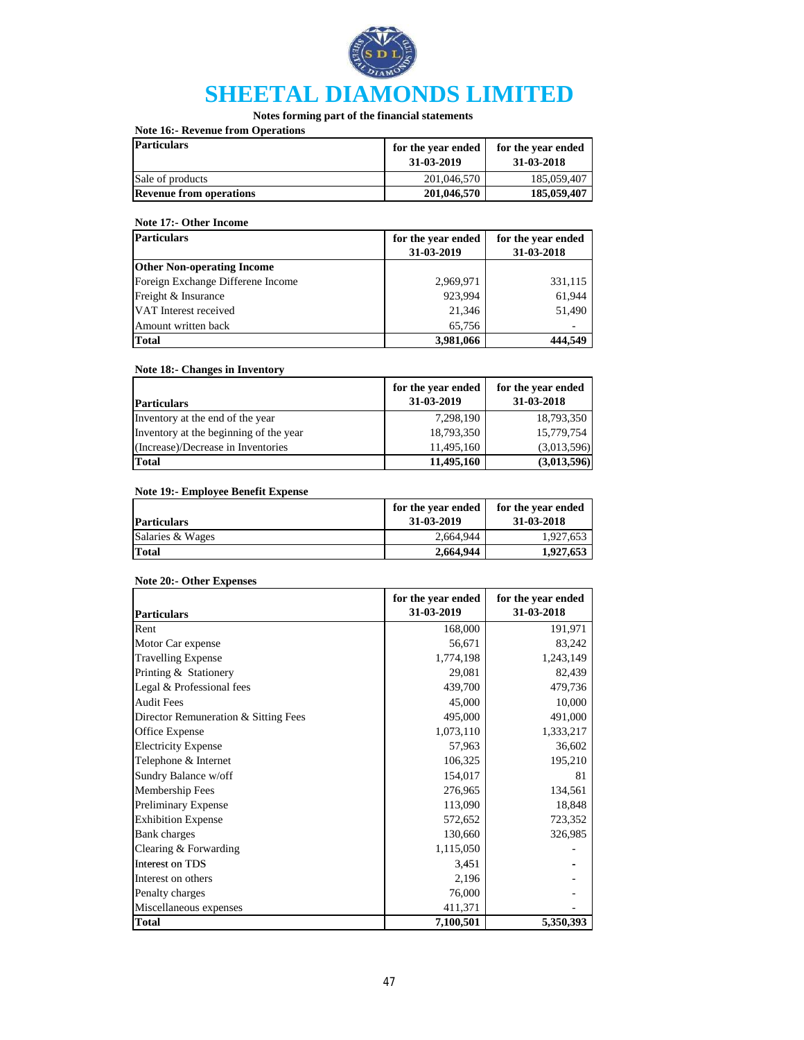# SHEETAL DIAMONDS LIMITED

**Notes forming part of the financial statements**

**Note 16:- Revenue from Operations**

| Particulars | for the year ended 31-03-2019 | for the year ended 31-03-2018 |
|---|---|---|
| Sale of products | 201,046,570 | 185,059,407 |
| **Revenue from operations** | **201,046,570** | **185,059,407** |

**Note 17:- Other Income**

| Particulars | for the year ended 31-03-2019 | for the year ended 31-03-2018 |
|---|---|---|
| **Other Non-operating Income** | | |
| Foreign Exchange Differene Income | 2,969,971 | 331,115 |
| Freight & Insurance | 923,994 | 61,944 |
| VAT Interest received | 21,346 | 51,490 |
| Amount written back | 65,756 | - |
| **Total** | **3,981,066** | **444,549** |

**Note 18:- Changes in Inventory**

| Particulars | for the year ended 31-03-2019 | for the year ended 31-03-2018 |
|---|---|---|
| Inventory at the end of the year | 7,298,190 | 18,793,350 |
| Inventory at the beginning of the year | 18,793,350 | 15,779,754 |
| (Increase)/Decrease in Inventories | 11,495,160 | (3,013,596) |
| **Total** | **11,495,160** | **(3,013,596)** |

**Note 19:- Employee Benefit Expense**

| Particulars | for the year ended 31-03-2019 | for the year ended 31-03-2018 |
|---|---|---|
| Salaries & Wages | 2,664,944 | 1,927,653 |
| **Total** | **2,664,944** | **1,927,653** |

**Note 20:- Other Expenses**

| Particulars | for the year ended 31-03-2019 | for the year ended 31-03-2018 |
|---|---|---|
| Rent | 168,000 | 191,971 |
| Motor Car expense | 56,671 | 83,242 |
| Travelling Expense | 1,774,198 | 1,243,149 |
| Printing & Stationery | 29,081 | 82,439 |
| Legal & Professional fees | 439,700 | 479,736 |
| Audit Fees | 45,000 | 10,000 |
| Director Remuneration & Sitting Fees | 495,000 | 491,000 |
| Office Expense | 1,073,110 | 1,333,217 |
| Electricity Expense | 57,963 | 36,602 |
| Telephone & Internet | 106,325 | 195,210 |
| Sundry Balance w/off | 154,017 | 81 |
| Membership Fees | 276,965 | 134,561 |
| Preliminary Expense | 113,090 | 18,848 |
| Exhibition Expense | 572,652 | 723,352 |
| Bank charges | 130,660 | 326,985 |
| Clearing & Forwarding | 1,115,050 | - |
| Interest on TDS | 3,451 | - |
| Interest on others | 2,196 | - |
| Penalty charges | 76,000 | - |
| Miscellaneous expenses | 411,371 | - |
| **Total** | **7,100,501** | **5,350,393** |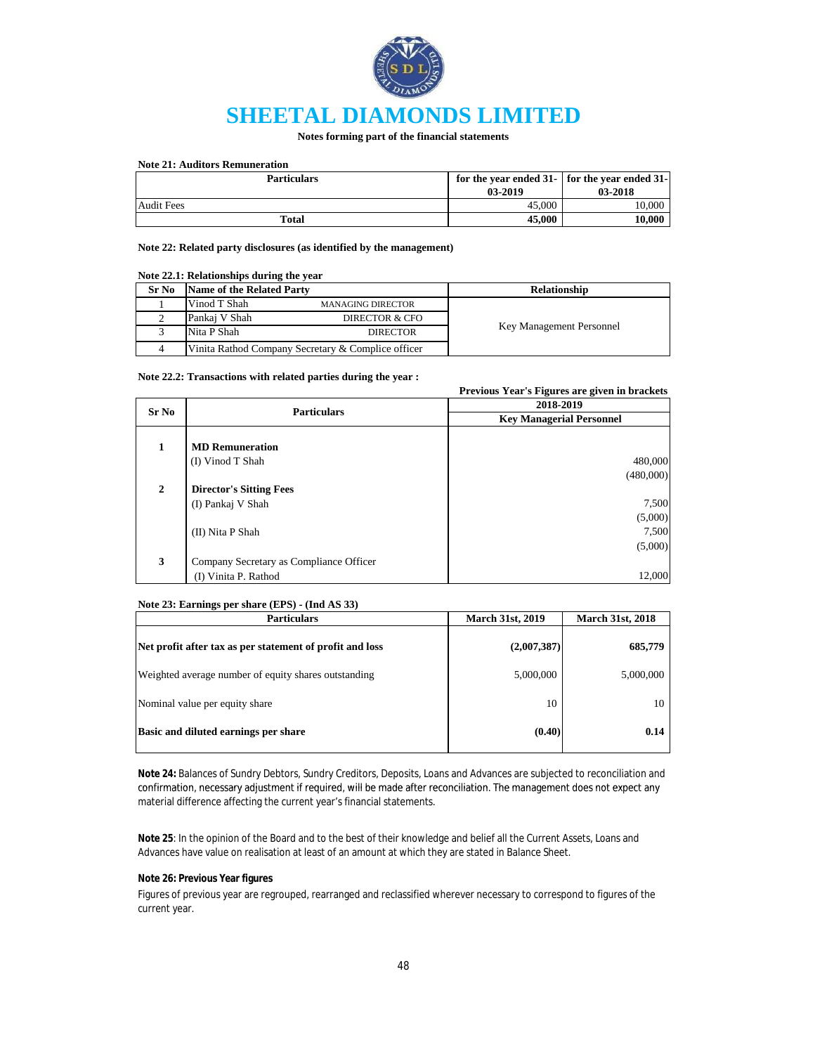# SHEETAL DIAMONDS LIMITED

**Notes forming part of the financial statements**

**Note 21: Auditors Remuneration**

| Particulars | for the year ended 31-03-2019 | for the year ended 31-03-2018 |
|---|---|---|
| Audit Fees | 45,000 | 10,000 |
| **Total** | **45,000** | **10,000** |

**Note 22: Related party disclosures (as identified by the management)**

**Note 22.1: Relationships during the year**

| Sr No | Name of the Related Party | | Relationship |
|---|---|---|---|
| 1 | Vinod T Shah | MANAGING DIRECTOR | Key Management Personnel |
| 2 | Pankaj V Shah | DIRECTOR & CFO | |
| 3 | Nita P Shah | DIRECTOR | |
| 4 | Vinita Rathod Company Secretary & Complice officer | | |

**Note 22.2: Transactions with related parties during the year :**

**Previous Year's Figures are given in brackets**

| Sr No | Particulars | 2018-2019 |
|---|---|---|
| | | **Key Managerial Personnel** |
| **1** | **MD Remuneration** | |
| | (I) Vinod T Shah | 480,000 |
| | | (480,000) |
| **2** | **Director's Sitting Fees** | |
| | (I) Pankaj V Shah | 7,500 |
| | | (5,000) |
| | (II) Nita P Shah | 7,500 |
| | | (5,000) |
| **3** | Company Secretary as Compliance Officer | |
| | (I) Vinita P. Rathod | 12,000 |

**Note 23: Earnings per share (EPS) - (Ind AS 33)**

| Particulars | March 31st, 2019 | March 31st, 2018 |
|---|---|---|
| **Net profit after tax as per statement of profit and loss** | **(2,007,387)** | **685,779** |
| Weighted average number of equity shares outstanding | 5,000,000 | 5,000,000 |
| Nominal value per equity share | 10 | 10 |
| **Basic and diluted earnings per share** | **(0.40)** | **0.14** |

**Note 24:** Balances of Sundry Debtors, Sundry Creditors, Deposits, Loans and Advances are subjected to reconciliation and confirmation, necessary adjustment if required, will be made after reconciliation. The management does not expect any material difference affecting the current year's financial statements.

**Note 25**: In the opinion of the Board and to the best of their knowledge and belief all the Current Assets, Loans and Advances have value on realisation at least of an amount at which they are stated in Balance Sheet.

**Note 26: Previous Year figures**

Figures of previous year are regrouped, rearranged and reclassified wherever necessary to correspond to figures of the current year.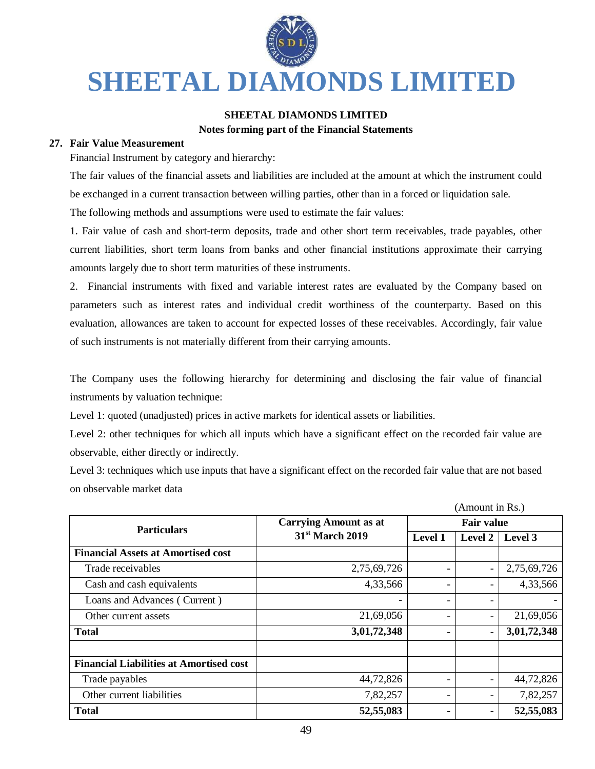# SHEETAL DIAMONDS LIMITED

**SHEETAL DIAMONDS LIMITED**

**Notes forming part of the Financial Statements**

**27. Fair Value Measurement**

Financial Instrument by category and hierarchy:

The fair values of the financial assets and liabilities are included at the amount at which the instrument could be exchanged in a current transaction between willing parties, other than in a forced or liquidation sale.

The following methods and assumptions were used to estimate the fair values:

1. Fair value of cash and short-term deposits, trade and other short term receivables, trade payables, other current liabilities, short term loans from banks and other financial institutions approximate their carrying amounts largely due to short term maturities of these instruments.

2. Financial instruments with fixed and variable interest rates are evaluated by the Company based on parameters such as interest rates and individual credit worthiness of the counterparty. Based on this evaluation, allowances are taken to account for expected losses of these receivables. Accordingly, fair value of such instruments is not materially different from their carrying amounts.

The Company uses the following hierarchy for determining and disclosing the fair value of financial instruments by valuation technique:

Level 1: quoted (unadjusted) prices in active markets for identical assets or liabilities.

Level 2: other techniques for which all inputs which have a significant effect on the recorded fair value are observable, either directly or indirectly.

Level 3: techniques which use inputs that have a significant effect on the recorded fair value that are not based on observable market data

(Amount in Rs.)

| Particulars | Carrying Amount as at 31st March 2019 | Fair value | | |
|---|---|---|---|---|
| | | Level 1 | Level 2 | Level 3 |
| **Financial Assets at Amortised cost** | | | | |
| Trade receivables | 2,75,69,726 | - | - | 2,75,69,726 |
| Cash and cash equivalents | 4,33,566 | - | - | 4,33,566 |
| Loans and Advances ( Current ) | - | - | - | - |
| Other current assets | 21,69,056 | - | - | 21,69,056 |
| **Total** | **3,01,72,348** | **-** | **-** | **3,01,72,348** |
| | | | | |
| **Financial Liabilities at Amortised cost** | | | | |
| Trade payables | 44,72,826 | - | - | 44,72,826 |
| Other current liabilities | 7,82,257 | - | - | 7,82,257 |
| **Total** | **52,55,083** | **-** | **-** | **52,55,083** |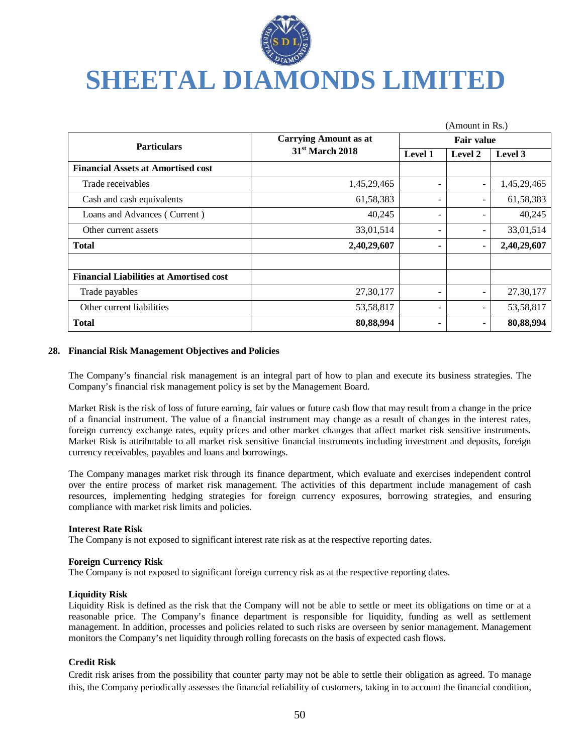(Amount in Rs.)

| Particulars | Carrying Amount as at 31st March 2018 | Fair value | | |
|---|---|---|---|---|
| | | Level 1 | Level 2 | Level 3 |
| **Financial Assets at Amortised cost** | | | | |
| Trade receivables | 1,45,29,465 | - | - | 1,45,29,465 |
| Cash and cash equivalents | 61,58,383 | - | - | 61,58,383 |
| Loans and Advances ( Current ) | 40,245 | - | - | 40,245 |
| Other current assets | 33,01,514 | - | - | 33,01,514 |
| **Total** | **2,40,29,607** | **-** | **-** | **2,40,29,607** |
| | | | | |
| **Financial Liabilities at Amortised cost** | | | | |
| Trade payables | 27,30,177 | - | - | 27,30,177 |
| Other current liabilities | 53,58,817 | - | - | 53,58,817 |
| **Total** | **80,88,994** | **-** | **-** | **80,88,994** |

**28. Financial Risk Management Objectives and Policies**

The Company's financial risk management is an integral part of how to plan and execute its business strategies. The Company's financial risk management policy is set by the Management Board.

Market Risk is the risk of loss of future earning, fair values or future cash flow that may result from a change in the price of a financial instrument. The value of a financial instrument may change as a result of changes in the interest rates, foreign currency exchange rates, equity prices and other market changes that affect market risk sensitive instruments. Market Risk is attributable to all market risk sensitive financial instruments including investment and deposits, foreign currency receivables, payables and loans and borrowings.

The Company manages market risk through its finance department, which evaluate and exercises independent control over the entire process of market risk management. The activities of this department include management of cash resources, implementing hedging strategies for foreign currency exposures, borrowing strategies, and ensuring compliance with market risk limits and policies.

**Interest Rate Risk**
The Company is not exposed to significant interest rate risk as at the respective reporting dates.

**Foreign Currency Risk**
The Company is not exposed to significant foreign currency risk as at the respective reporting dates.

**Liquidity Risk**
Liquidity Risk is defined as the risk that the Company will not be able to settle or meet its obligations on time or at a reasonable price. The Company's finance department is responsible for liquidity, funding as well as settlement management. In addition, processes and policies related to such risks are overseen by senior management. Management monitors the Company's net liquidity through rolling forecasts on the basis of expected cash flows.

**Credit Risk**
Credit risk arises from the possibility that counter party may not be able to settle their obligation as agreed. To manage this, the Company periodically assesses the financial reliability of customers, taking in to account the financial condition,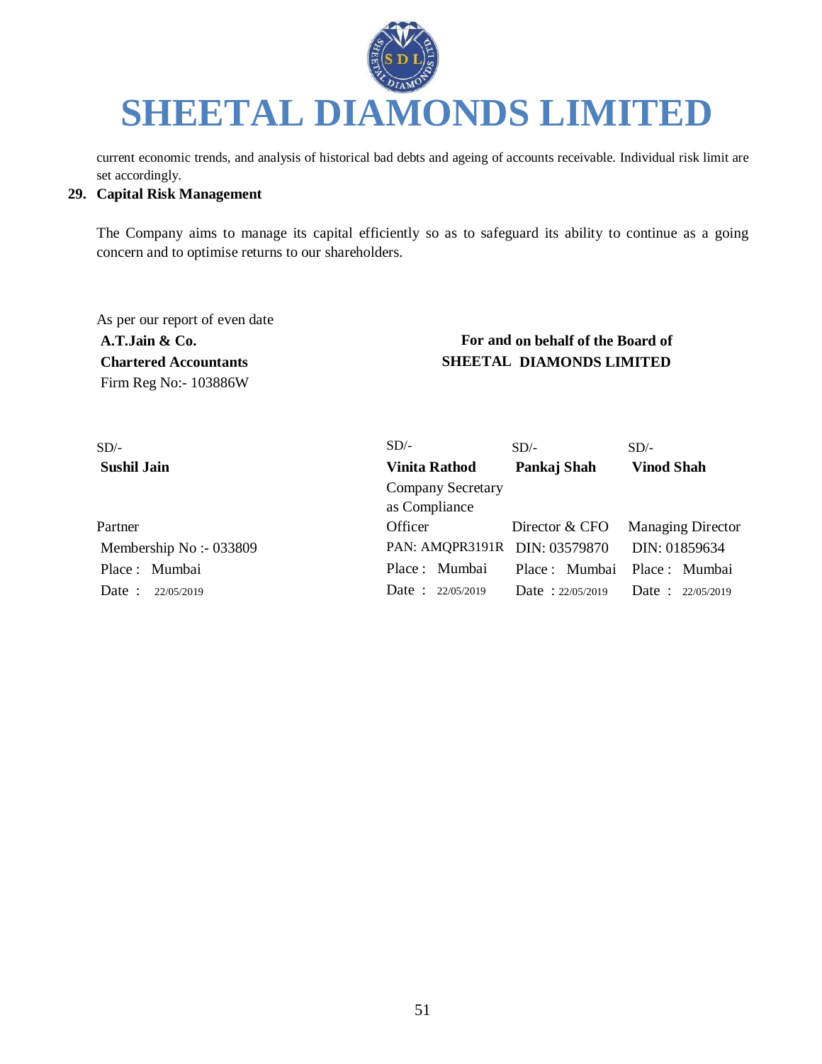current economic trends, and analysis of historical bad debts and ageing of accounts receivable. Individual risk limit are set accordingly.

## 29. Capital Risk Management

The Company aims to manage its capital efficiently so as to safeguard its ability to continue as a going concern and to optimise returns to our shareholders.

As per our report of even date
**A.T.Jain & Co.**
**Chartered Accountants**
Firm Reg No:- 103886W

**For and on behalf of the Board of**
**SHEETAL DIAMONDS LIMITED**

| | | | |
|---|---|---|---|
| SD/- | SD/- | SD/- | SD/- |
| **Sushil Jain** | **Vinita Rathod** | **Pankaj Shah** | **Vinod Shah** |
| Partner | Company Secretary as Compliance Officer | Director & CFO | Managing Director |
| Membership No :- 033809 | PAN: AMQPR3191R | DIN: 03579870 | DIN: 01859634 |
| Place : Mumbai | Place : Mumbai | Place : Mumbai | Place : Mumbai |
| Date : 22/05/2019 | Date : 22/05/2019 | Date : 22/05/2019 | Date : 22/05/2019 |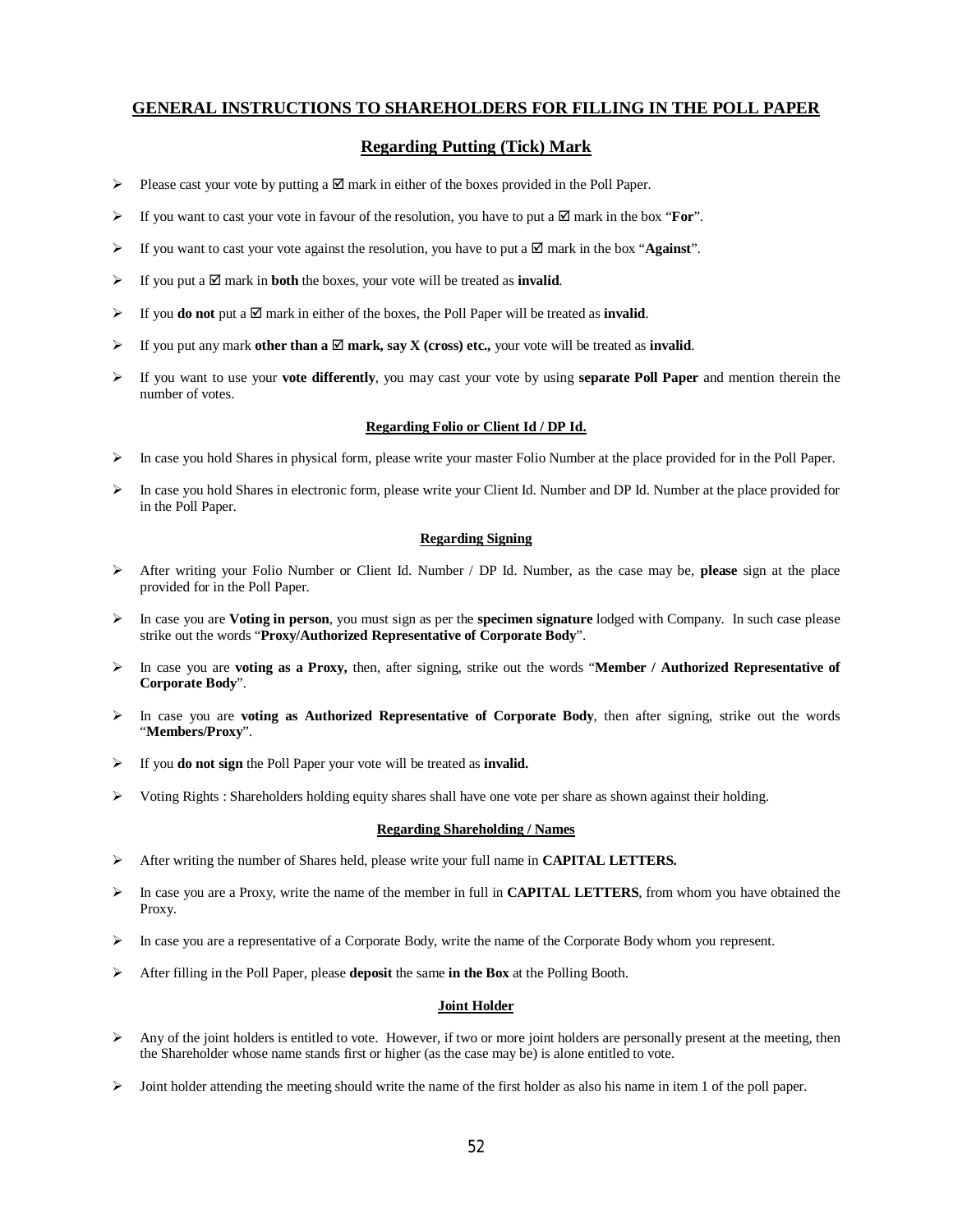## GENERAL INSTRUCTIONS TO SHAREHOLDERS FOR FILLING IN THE POLL PAPER

### Regarding Putting (Tick) Mark

- Please cast your vote by putting a ☑ mark in either of the boxes provided in the Poll Paper.
- If you want to cast your vote in favour of the resolution, you have to put a ☑ mark in the box "**For**".
- If you want to cast your vote against the resolution, you have to put a ☑ mark in the box "**Against**".
- If you put a ☑ mark in **both** the boxes, your vote will be treated as **invalid**.
- If you **do not** put a ☑ mark in either of the boxes, the Poll Paper will be treated as **invalid**.
- If you put any mark **other than a ☑ mark, say X (cross) etc.,** your vote will be treated as **invalid**.
- If you want to use your **vote differently**, you may cast your vote by using **separate Poll Paper** and mention therein the number of votes.

#### Regarding Folio or Client Id / DP Id.

- In case you hold Shares in physical form, please write your master Folio Number at the place provided for in the Poll Paper.
- In case you hold Shares in electronic form, please write your Client Id. Number and DP Id. Number at the place provided for in the Poll Paper.

#### Regarding Signing

- After writing your Folio Number or Client Id. Number / DP Id. Number, as the case may be, **please** sign at the place provided for in the Poll Paper.
- In case you are **Voting in person**, you must sign as per the **specimen signature** lodged with Company. In such case please strike out the words "**Proxy/Authorized Representative of Corporate Body**".
- In case you are **voting as a Proxy,** then, after signing, strike out the words "**Member / Authorized Representative of Corporate Body**".
- In case you are **voting as Authorized Representative of Corporate Body**, then after signing, strike out the words "**Members/Proxy**".
- If you **do not sign** the Poll Paper your vote will be treated as **invalid.**
- Voting Rights : Shareholders holding equity shares shall have one vote per share as shown against their holding.

#### Regarding Shareholding / Names

- After writing the number of Shares held, please write your full name in **CAPITAL LETTERS.**
- In case you are a Proxy, write the name of the member in full in **CAPITAL LETTERS**, from whom you have obtained the Proxy.
- In case you are a representative of a Corporate Body, write the name of the Corporate Body whom you represent.
- After filling in the Poll Paper, please **deposit** the same **in the Box** at the Polling Booth.

#### Joint Holder

- Any of the joint holders is entitled to vote. However, if two or more joint holders are personally present at the meeting, then the Shareholder whose name stands first or higher (as the case may be) is alone entitled to vote.
- Joint holder attending the meeting should write the name of the first holder as also his name in item 1 of the poll paper.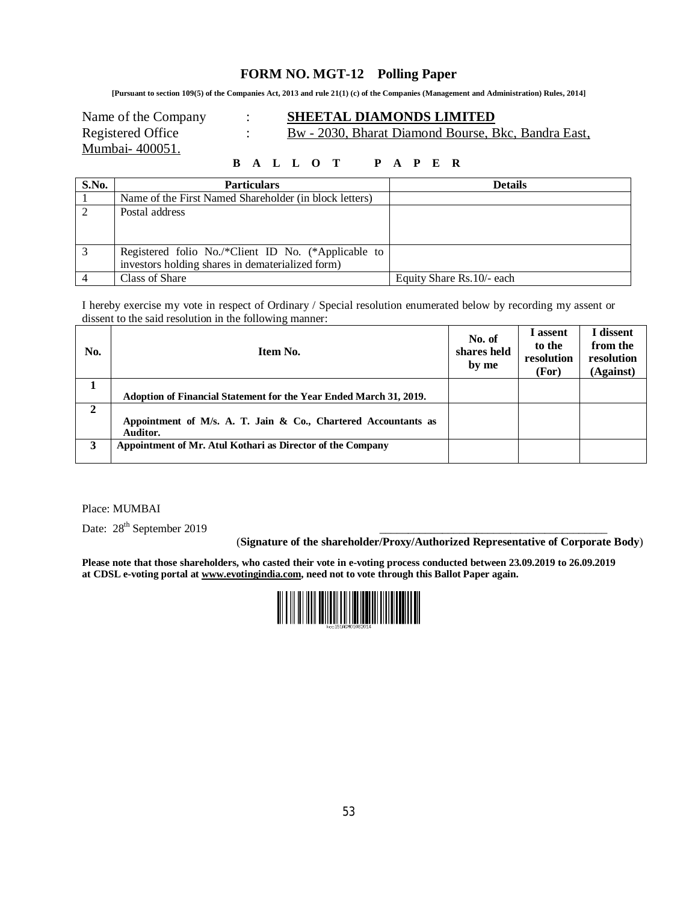# FORM NO. MGT-12 Polling Paper

**[Pursuant to section 109(5) of the Companies Act, 2013 and rule 21(1) (c) of the Companies (Management and Administration) Rules, 2014]**

Name of the Company : **SHEETAL DIAMONDS LIMITED**

Registered Office : Bw - 2030, Bharat Diamond Bourse, Bkc, Bandra East, Mumbai- 400051.

**B A L L O T P A P E R**

| S.No. | Particulars | Details |
|---|---|---|
| 1 | Name of the First Named Shareholder (in block letters) | |
| 2 | Postal address | |
| 3 | Registered folio No./*Client ID No. (*Applicable to investors holding shares in dematerialized form) | |
| 4 | Class of Share | Equity Share Rs.10/- each |

I hereby exercise my vote in respect of Ordinary / Special resolution enumerated below by recording my assent or dissent to the said resolution in the following manner:

| No. | Item No. | No. of shares held by me | I assent to the resolution (For) | I dissent from the resolution (Against) |
|---|---|---|---|---|
| **1** | **Adoption of Financial Statement for the Year Ended March 31, 2019.** | | | |
| **2** | **Appointment of M/s. A. T. Jain & Co., Chartered Accountants as Auditor.** | | | |
| **3** | **Appointment of Mr. Atul Kothari as Director of the Company** | | | |

Place: MUMBAI

Date: 28th September 2019

_________________________________________

(**Signature of the shareholder/Proxy/Authorized Representative of Corporate Body**)

**Please note that those shareholders, who casted their vote in e-voting process conducted between 23.09.2019 to 26.09.2019 at CDSL e-voting portal at www.evotingindia.com, need not to vote through this Ballot Paper again.**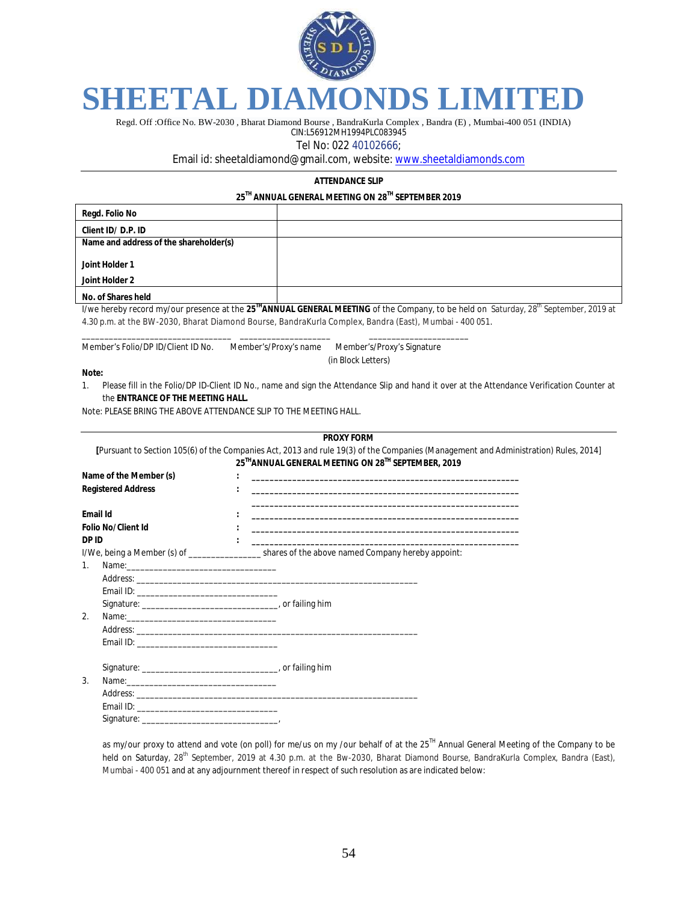# SHEETAL DIAMONDS LIMITED

Regd. Off :Office No. BW-2030 , Bharat Diamond Bourse , BandraKurla Complex , Bandra (E) , Mumbai-400 051 (INDIA)
CIN:L56912MH1994PLC083945
Tel No: 022 40102666;
Email id: sheetaldiamond@gmail.com, website: www.sheetaldiamonds.com

---

**ATTENDANCE SLIP**

**25TH ANNUAL GENERAL MEETING ON 28TH SEPTEMBER 2019**

| Regd. Folio No | |
|---|---|
| Client ID/ D.P. ID | |
| Name and address of the shareholder(s)<br><br>Joint Holder 1<br>Joint Holder 2 | |
| No. of Shares held | |

I/we hereby record my/our presence at the **25TH ANNUAL GENERAL MEETING** of the Company, to be held on Saturday, 28th September, 2019 at 4.30 p.m. at the BW-2030, Bharat Diamond Bourse, BandraKurla Complex, Bandra (East), Mumbai - 400 051.

______________________________ ____________________ ____________________
Member's Folio/DP ID/Client ID No. Member's/Proxy's name Member's/Proxy's Signature
(in Block Letters)

**Note:**

1. Please fill in the Folio/DP ID-Client ID No., name and sign the Attendance Slip and hand it over at the Attendance Verification Counter at the **ENTRANCE OF THE MEETING HALL.**

Note: PLEASE BRING THE ABOVE ATTENDANCE SLIP TO THE MEETING HALL.

---

**PROXY FORM**

**[**Pursuant to Section 105(6) of the Companies Act, 2013 and rule 19(3) of the Companies (Management and Administration) Rules, 2014]

**25TH ANNUAL GENERAL MEETING ON 28TH SEPTEMBER, 2019**

**Name of the Member (s)** : ____________________________________________
**Registered Address** : ____________________________________________
____________________________________________
**Email Id** : ____________________________________________
**Folio No/Client Id** : ____________________________________________
**DP ID** : ____________________________________________

I/We, being a Member (s) of ______________ shares of the above named Company hereby appoint:

1. Name:______________________________
   Address: ____________________________________________________________
   Email ID: ____________________________
   Signature: ____________________________, or failing him
2. Name:______________________________
   Address: ____________________________________________________________
   Email ID: ____________________________
   Signature: ____________________________, or failing him
3. Name:______________________________
   Address: ____________________________________________________________
   Email ID: ____________________________
   Signature: ____________________________,

as my/our proxy to attend and vote (on poll) for me/us on my /our behalf of at the 25TH Annual General Meeting of the Company to be held on Saturday, 28th September, 2019 at 4.30 p.m. at the Bw-2030, Bharat Diamond Bourse, BandraKurla Complex, Bandra (East), Mumbai - 400 051 and at any adjournment thereof in respect of such resolution as are indicated below: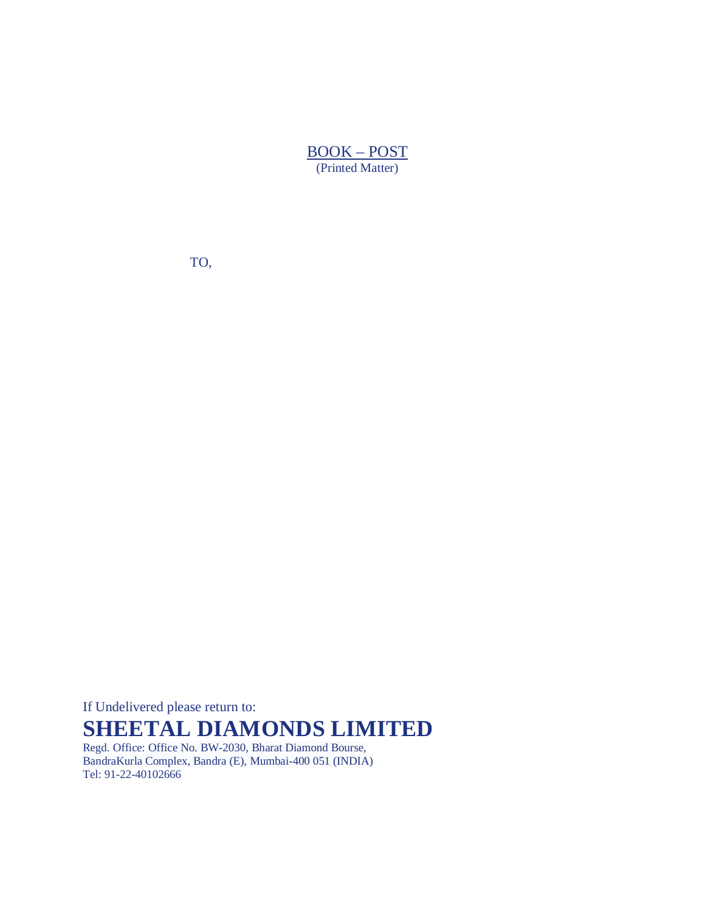BOOK – POST
(Printed Matter)

TO,

If Undelivered please return to:

# SHEETAL DIAMONDS LIMITED

Regd. Office: Office No. BW-2030, Bharat Diamond Bourse,
BandraKurla Complex, Bandra (E), Mumbai-400 051 (INDIA)
Tel: 91-22-40102666